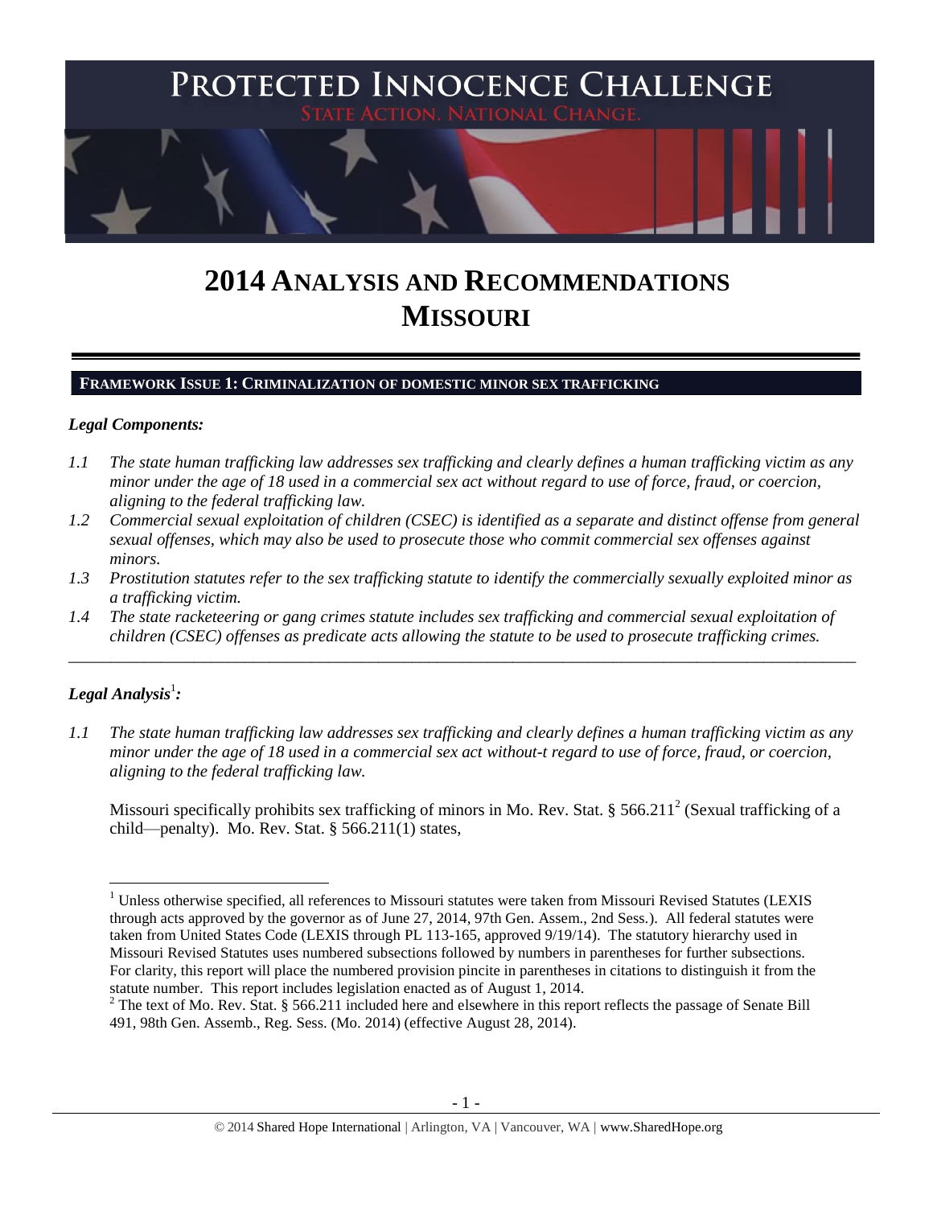# PROTECTED INNOCENCE CHALLENGE

STATE ACTION. NATIONAL CHANGE.

# 2014 ANALYSIS AND RECOMMENDATIONS MISSOURI

## FRAMEWORK ISSUE 1: CRIMINALIZATION OF DOMESTIC MINOR SEX TRAFFICKING

### *Legal Components:*

*1.1 The state human trafficking law addresses sex trafficking and clearly defines a human trafficking victim as any minor under the age of 18 used in a commercial sex act without regard to use of force, fraud, or coercion, aligning to the federal trafficking law.*

*1.2 Commercial sexual exploitation of children (CSEC) is identified as a separate and distinct offense from general sexual offenses, which may also be used to prosecute those who commit commercial sex offenses against minors.*

*1.3 Prostitution statutes refer to the sex trafficking statute to identify the commercially sexually exploited minor as a trafficking victim.*

*1.4 The state racketeering or gang crimes statute includes sex trafficking and commercial sexual exploitation of children (CSEC) offenses as predicate acts allowing the statute to be used to prosecute trafficking crimes.*

---

### *Legal Analysis*[1]*:*

*1.1 The state human trafficking law addresses sex trafficking and clearly defines a human trafficking victim as any minor under the age of 18 used in a commercial sex act without-t regard to use of force, fraud, or coercion, aligning to the federal trafficking law.*

Missouri specifically prohibits sex trafficking of minors in Mo. Rev. Stat. § 566.211[2] (Sexual trafficking of a child—penalty). Mo. Rev. Stat. § 566.211(1) states,

---

[1] Unless otherwise specified, all references to Missouri statutes were taken from Missouri Revised Statutes (LEXIS through acts approved by the governor as of June 27, 2014, 97th Gen. Assem., 2nd Sess.). All federal statutes were taken from United States Code (LEXIS through PL 113-165, approved 9/19/14). The statutory hierarchy used in Missouri Revised Statutes uses numbered subsections followed by numbers in parentheses for further subsections. For clarity, this report will place the numbered provision pincite in parentheses in citations to distinguish it from the statute number. This report includes legislation enacted as of August 1, 2014.

[2] The text of Mo. Rev. Stat. § 566.211 included here and elsewhere in this report reflects the passage of Senate Bill 491, 98th Gen. Assemb., Reg. Sess. (Mo. 2014) (effective August 28, 2014).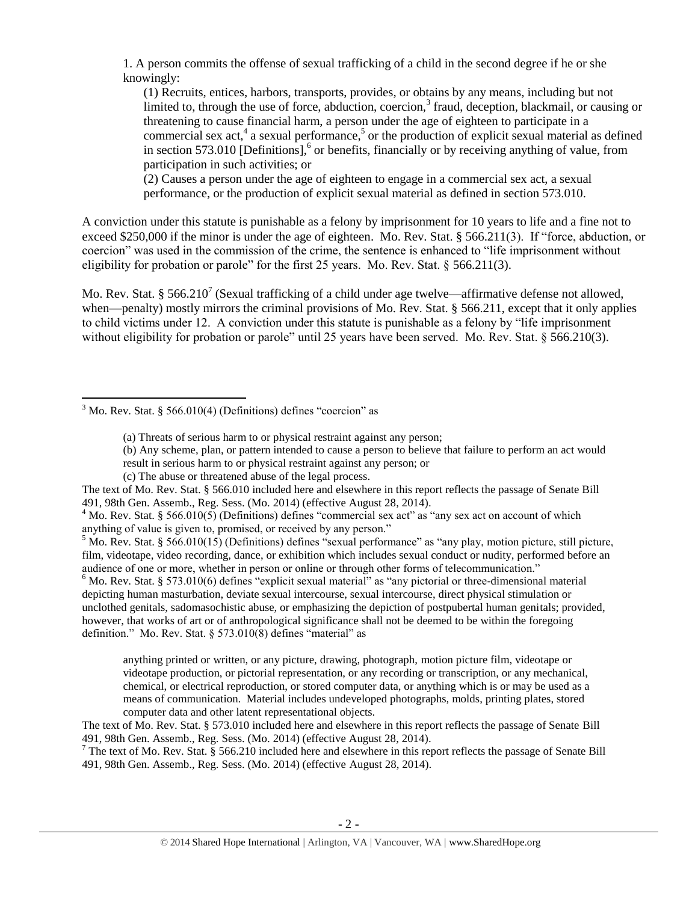1. A person commits the offense of sexual trafficking of a child in the second degree if he or she knowingly:

(1) Recruits, entices, harbors, transports, provides, or obtains by any means, including but not limited to, through the use of force, abduction, coercion,[3] fraud, deception, blackmail, or causing or threatening to cause financial harm, a person under the age of eighteen to participate in a commercial sex act,[4] a sexual performance,[5] or the production of explicit sexual material as defined in section 573.010 [Definitions],[6] or benefits, financially or by receiving anything of value, from participation in such activities; or

(2) Causes a person under the age of eighteen to engage in a commercial sex act, a sexual performance, or the production of explicit sexual material as defined in section 573.010.

A conviction under this statute is punishable as a felony by imprisonment for 10 years to life and a fine not to exceed $250,000 if the minor is under the age of eighteen. Mo. Rev. Stat. § 566.211(3). If "force, abduction, or coercion" was used in the commission of the crime, the sentence is enhanced to "life imprisonment without eligibility for probation or parole" for the first 25 years. Mo. Rev. Stat. § 566.211(3).

Mo. Rev. Stat. § 566.210[7] (Sexual trafficking of a child under age twelve—affirmative defense not allowed, when—penalty) mostly mirrors the criminal provisions of Mo. Rev. Stat. § 566.211, except that it only applies to child victims under 12. A conviction under this statute is punishable as a felony by "life imprisonment without eligibility for probation or parole" until 25 years have been served. Mo. Rev. Stat. § 566.210(3).

---

[3] Mo. Rev. Stat. § 566.010(4) (Definitions) defines "coercion" as

(a) Threats of serious harm to or physical restraint against any person;
(b) Any scheme, plan, or pattern intended to cause a person to believe that failure to perform an act would result in serious harm to or physical restraint against any person; or
(c) The abuse or threatened abuse of the legal process.

The text of Mo. Rev. Stat. § 566.010 included here and elsewhere in this report reflects the passage of Senate Bill 491, 98th Gen. Assemb., Reg. Sess. (Mo. 2014) (effective August 28, 2014).

[4] Mo. Rev. Stat. § 566.010(5) (Definitions) defines "commercial sex act" as "any sex act on account of which anything of value is given to, promised, or received by any person."

[5] Mo. Rev. Stat. § 566.010(15) (Definitions) defines "sexual performance" as "any play, motion picture, still picture, film, videotape, video recording, dance, or exhibition which includes sexual conduct or nudity, performed before an audience of one or more, whether in person or online or through other forms of telecommunication."

[6] Mo. Rev. Stat. § 573.010(6) defines "explicit sexual material" as "any pictorial or three-dimensional material depicting human masturbation, deviate sexual intercourse, sexual intercourse, direct physical stimulation or unclothed genitals, sadomasochistic abuse, or emphasizing the depiction of postpubertal human genitals; provided, however, that works of art or of anthropological significance shall not be deemed to be within the foregoing definition." Mo. Rev. Stat. § 573.010(8) defines "material" as

> anything printed or written, or any picture, drawing, photograph, motion picture film, videotape or videotape production, or pictorial representation, or any recording or transcription, or any mechanical, chemical, or electrical reproduction, or stored computer data, or anything which is or may be used as a means of communication. Material includes undeveloped photographs, molds, printing plates, stored computer data and other latent representational objects.

The text of Mo. Rev. Stat. § 573.010 included here and elsewhere in this report reflects the passage of Senate Bill 491, 98th Gen. Assemb., Reg. Sess. (Mo. 2014) (effective August 28, 2014).

[7] The text of Mo. Rev. Stat. § 566.210 included here and elsewhere in this report reflects the passage of Senate Bill 491, 98th Gen. Assemb., Reg. Sess. (Mo. 2014) (effective August 28, 2014).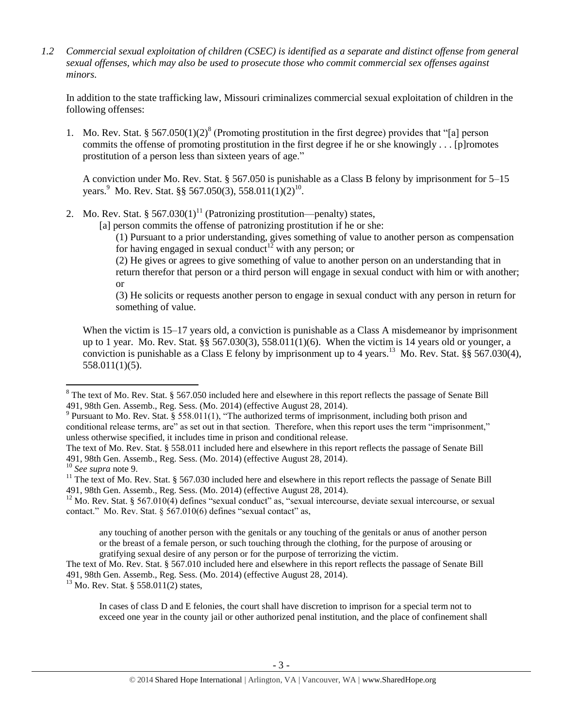*1.2 Commercial sexual exploitation of children (CSEC) is identified as a separate and distinct offense from general sexual offenses, which may also be used to prosecute those who commit commercial sex offenses against minors.*

In addition to the state trafficking law, Missouri criminalizes commercial sexual exploitation of children in the following offenses:

1. Mo. Rev. Stat. § 567.050(1)(2)[8] (Promoting prostitution in the first degree) provides that "[a] person commits the offense of promoting prostitution in the first degree if he or she knowingly . . . [p]romotes prostitution of a person less than sixteen years of age."

   A conviction under Mo. Rev. Stat. § 567.050 is punishable as a Class B felony by imprisonment for 5–15 years.[9] Mo. Rev. Stat. §§ 567.050(3), 558.011(1)(2)[10].

2. Mo. Rev. Stat. § 567.030(1)[11] (Patronizing prostitution—penalty) states,

   > [a] person commits the offense of patronizing prostitution if he or she:
   >
   > (1) Pursuant to a prior understanding, gives something of value to another person as compensation for having engaged in sexual conduct[12] with any person; or
   >
   > (2) He gives or agrees to give something of value to another person on an understanding that in return therefor that person or a third person will engage in sexual conduct with him or with another; or
   >
   > (3) He solicits or requests another person to engage in sexual conduct with any person in return for something of value.

   When the victim is 15–17 years old, a conviction is punishable as a Class A misdemeanor by imprisonment up to 1 year. Mo. Rev. Stat. §§ 567.030(3), 558.011(1)(6). When the victim is 14 years old or younger, a conviction is punishable as a Class E felony by imprisonment up to 4 years.[13] Mo. Rev. Stat. §§ 567.030(4), 558.011(1)(5).

---

[8] The text of Mo. Rev. Stat. § 567.050 included here and elsewhere in this report reflects the passage of Senate Bill 491, 98th Gen. Assemb., Reg. Sess. (Mo. 2014) (effective August 28, 2014).

[9] Pursuant to Mo. Rev. Stat. § 558.011(1), "The authorized terms of imprisonment, including both prison and conditional release terms, are" as set out in that section. Therefore, when this report uses the term "imprisonment," unless otherwise specified, it includes time in prison and conditional release.
The text of Mo. Rev. Stat. § 558.011 included here and elsewhere in this report reflects the passage of Senate Bill 491, 98th Gen. Assemb., Reg. Sess. (Mo. 2014) (effective August 28, 2014).

[10] *See supra* note 9.

[11] The text of Mo. Rev. Stat. § 567.030 included here and elsewhere in this report reflects the passage of Senate Bill 491, 98th Gen. Assemb., Reg. Sess. (Mo. 2014) (effective August 28, 2014).

[12] Mo. Rev. Stat. § 567.010(4) defines "sexual conduct" as, "sexual intercourse, deviate sexual intercourse, or sexual contact." Mo. Rev. Stat. § 567.010(6) defines "sexual contact" as,

> any touching of another person with the genitals or any touching of the genitals or anus of another person or the breast of a female person, or such touching through the clothing, for the purpose of arousing or gratifying sexual desire of any person or for the purpose of terrorizing the victim.

The text of Mo. Rev. Stat. § 567.010 included here and elsewhere in this report reflects the passage of Senate Bill 491, 98th Gen. Assemb., Reg. Sess. (Mo. 2014) (effective August 28, 2014).

[13] Mo. Rev. Stat. § 558.011(2) states,

> In cases of class D and E felonies, the court shall have discretion to imprison for a special term not to exceed one year in the county jail or other authorized penal institution, and the place of confinement shall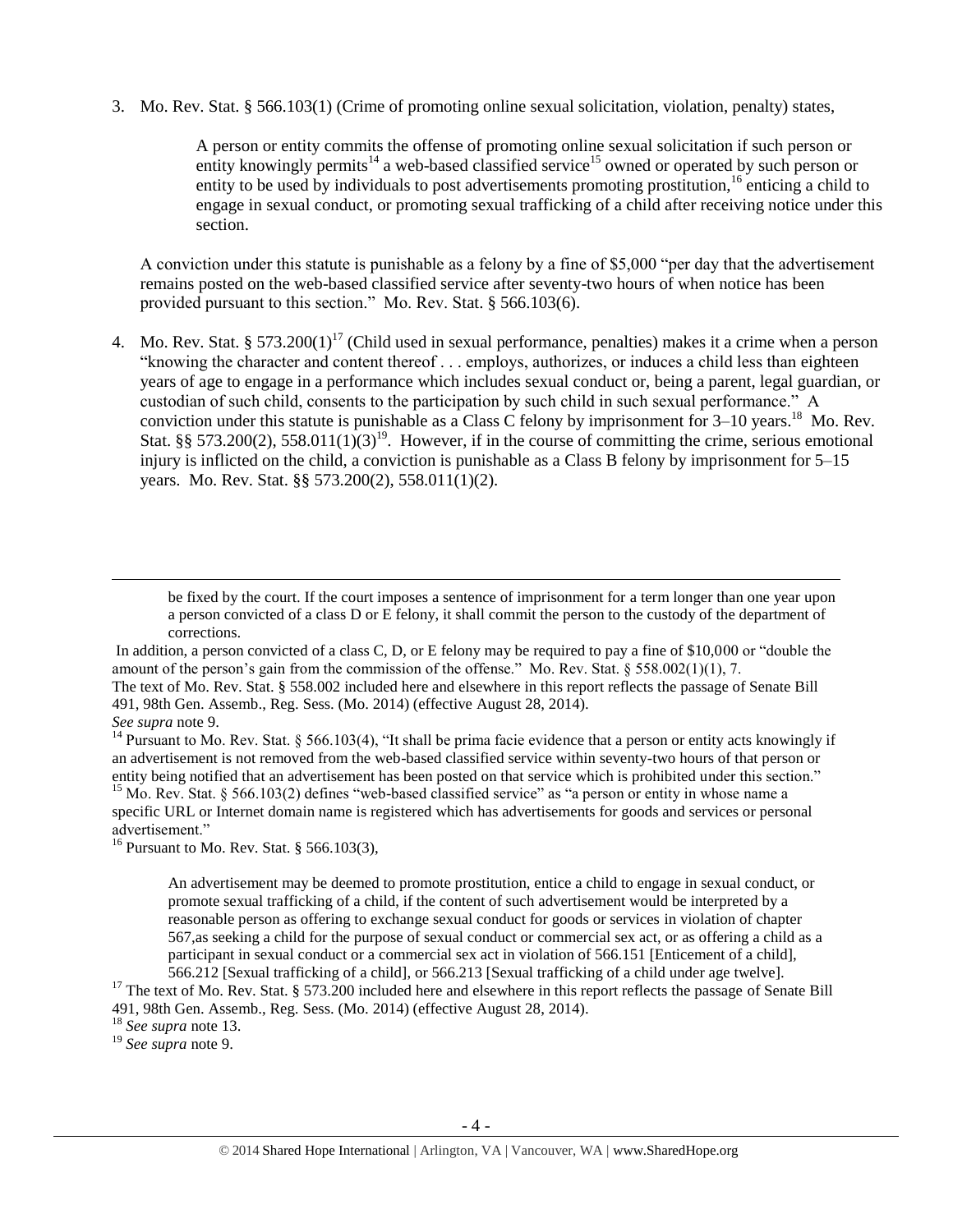3. Mo. Rev. Stat. § 566.103(1) (Crime of promoting online sexual solicitation, violation, penalty) states,

   > A person or entity commits the offense of promoting online sexual solicitation if such person or entity knowingly permits[14] a web-based classified service[15] owned or operated by such person or entity to be used by individuals to post advertisements promoting prostitution,[16] enticing a child to engage in sexual conduct, or promoting sexual trafficking of a child after receiving notice under this section.

   A conviction under this statute is punishable as a felony by a fine of $5,000 "per day that the advertisement remains posted on the web-based classified service after seventy-two hours of when notice has been provided pursuant to this section." Mo. Rev. Stat. § 566.103(6).

4. Mo. Rev. Stat. § 573.200(1)[17] (Child used in sexual performance, penalties) makes it a crime when a person "knowing the character and content thereof . . . employs, authorizes, or induces a child less than eighteen years of age to engage in a performance which includes sexual conduct or, being a parent, legal guardian, or custodian of such child, consents to the participation by such child in such sexual performance." A conviction under this statute is punishable as a Class C felony by imprisonment for 3–10 years.[18] Mo. Rev. Stat. §§ 573.200(2), 558.011(1)(3)[19]. However, if in the course of committing the crime, serious emotional injury is inflicted on the child, a conviction is punishable as a Class B felony by imprisonment for 5–15 years. Mo. Rev. Stat. §§ 573.200(2), 558.011(1)(2).

---

> be fixed by the court. If the court imposes a sentence of imprisonment for a term longer than one year upon a person convicted of a class D or E felony, it shall commit the person to the custody of the department of corrections.

In addition, a person convicted of a class C, D, or E felony may be required to pay a fine of $10,000 or "double the amount of the person's gain from the commission of the offense." Mo. Rev. Stat. § 558.002(1)(1), 7. The text of Mo. Rev. Stat. § 558.002 included here and elsewhere in this report reflects the passage of Senate Bill 491, 98th Gen. Assemb., Reg. Sess. (Mo. 2014) (effective August 28, 2014).
*See supra* note 9.

[14] Pursuant to Mo. Rev. Stat. § 566.103(4), "It shall be prima facie evidence that a person or entity acts knowingly if an advertisement is not removed from the web-based classified service within seventy-two hours of that person or entity being notified that an advertisement has been posted on that service which is prohibited under this section."

[15] Mo. Rev. Stat. § 566.103(2) defines "web-based classified service" as "a person or entity in whose name a specific URL or Internet domain name is registered which has advertisements for goods and services or personal advertisement."

[16] Pursuant to Mo. Rev. Stat. § 566.103(3),

> An advertisement may be deemed to promote prostitution, entice a child to engage in sexual conduct, or promote sexual trafficking of a child, if the content of such advertisement would be interpreted by a reasonable person as offering to exchange sexual conduct for goods or services in violation of chapter 567,as seeking a child for the purpose of sexual conduct or commercial sex act, or as offering a child as a participant in sexual conduct or a commercial sex act in violation of 566.151 [Enticement of a child], 566.212 [Sexual trafficking of a child], or 566.213 [Sexual trafficking of a child under age twelve].

[17] The text of Mo. Rev. Stat. § 573.200 included here and elsewhere in this report reflects the passage of Senate Bill 491, 98th Gen. Assemb., Reg. Sess. (Mo. 2014) (effective August 28, 2014).

[18] *See supra* note 13.

[19] *See supra* note 9.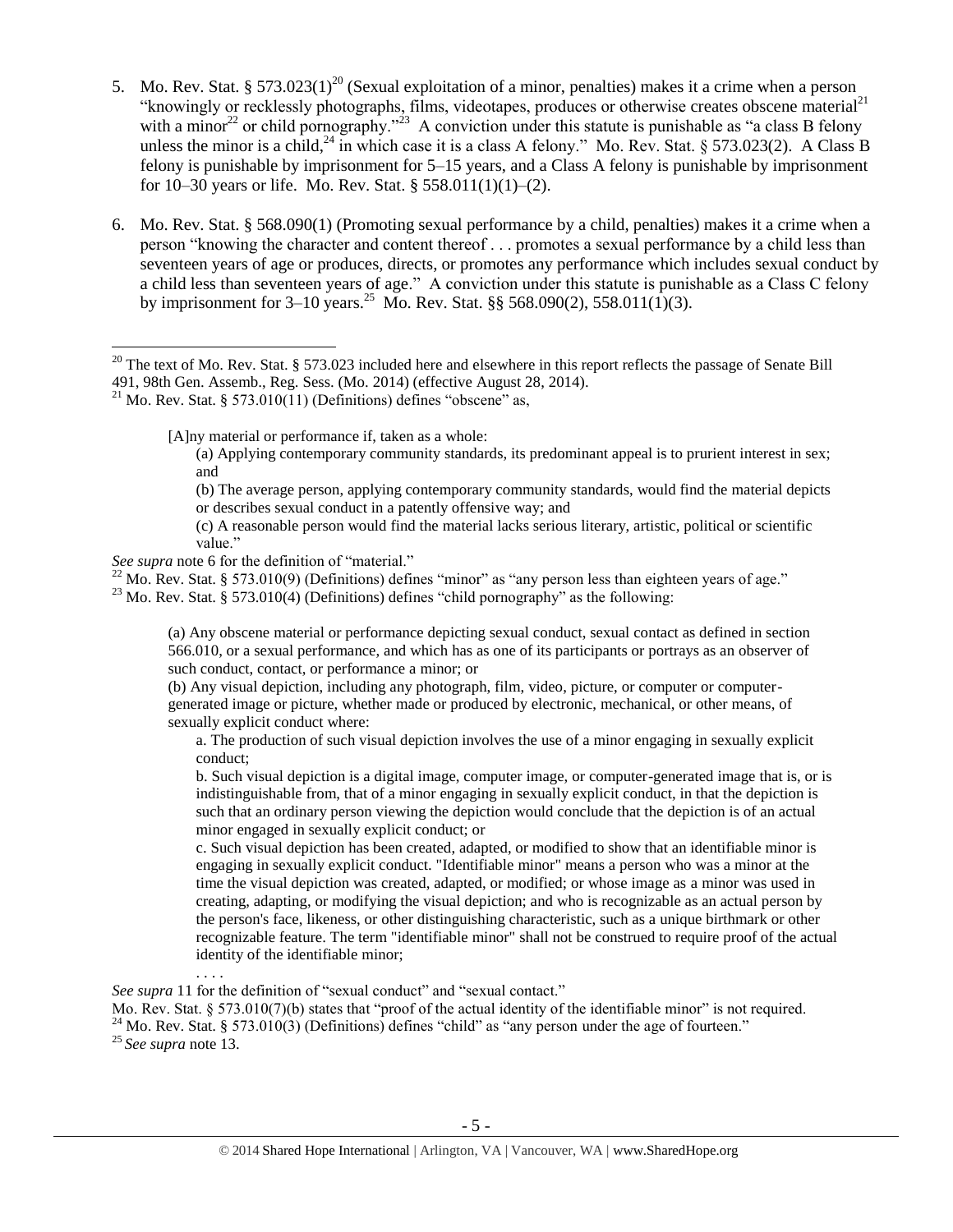5. Mo. Rev. Stat. § 573.023(1)[20] (Sexual exploitation of a minor, penalties) makes it a crime when a person "knowingly or recklessly photographs, films, videotapes, produces or otherwise creates obscene material[21] with a minor[22] or child pornography."[23] A conviction under this statute is punishable as "a class B felony unless the minor is a child,[24] in which case it is a class A felony." Mo. Rev. Stat. § 573.023(2). A Class B felony is punishable by imprisonment for 5–15 years, and a Class A felony is punishable by imprisonment for 10–30 years or life. Mo. Rev. Stat. § 558.011(1)(1)–(2).

6. Mo. Rev. Stat. § 568.090(1) (Promoting sexual performance by a child, penalties) makes it a crime when a person "knowing the character and content thereof . . . promotes a sexual performance by a child less than seventeen years of age or produces, directs, or promotes any performance which includes sexual conduct by a child less than seventeen years of age." A conviction under this statute is punishable as a Class C felony by imprisonment for 3–10 years.[25] Mo. Rev. Stat. §§ 568.090(2), 558.011(1)(3).

---

[20] The text of Mo. Rev. Stat. § 573.023 included here and elsewhere in this report reflects the passage of Senate Bill 491, 98th Gen. Assemb., Reg. Sess. (Mo. 2014) (effective August 28, 2014).

[21] Mo. Rev. Stat. § 573.010(11) (Definitions) defines "obscene" as,

> [A]ny material or performance if, taken as a whole:
>
> (a) Applying contemporary community standards, its predominant appeal is to prurient interest in sex; and
>
> (b) The average person, applying contemporary community standards, would find the material depicts or describes sexual conduct in a patently offensive way; and
>
> (c) A reasonable person would find the material lacks serious literary, artistic, political or scientific value."

*See supra* note 6 for the definition of "material."

[22] Mo. Rev. Stat. § 573.010(9) (Definitions) defines "minor" as "any person less than eighteen years of age."

[23] Mo. Rev. Stat. § 573.010(4) (Definitions) defines "child pornography" as the following:

> (a) Any obscene material or performance depicting sexual conduct, sexual contact as defined in section 566.010, or a sexual performance, and which has as one of its participants or portrays as an observer of such conduct, contact, or performance a minor; or
>
> (b) Any visual depiction, including any photograph, film, video, picture, or computer or computer-generated image or picture, whether made or produced by electronic, mechanical, or other means, of sexually explicit conduct where:
>
> a. The production of such visual depiction involves the use of a minor engaging in sexually explicit conduct;
>
> b. Such visual depiction is a digital image, computer image, or computer-generated image that is, or is indistinguishable from, that of a minor engaging in sexually explicit conduct, in that the depiction is such that an ordinary person viewing the depiction would conclude that the depiction is of an actual minor engaged in sexually explicit conduct; or
>
> c. Such visual depiction has been created, adapted, or modified to show that an identifiable minor is engaging in sexually explicit conduct. "Identifiable minor" means a person who was a minor at the time the visual depiction was created, adapted, or modified; or whose image as a minor was used in creating, adapting, or modifying the visual depiction; and who is recognizable as an actual person by the person's face, likeness, or other distinguishing characteristic, such as a unique birthmark or other recognizable feature. The term "identifiable minor" shall not be construed to require proof of the actual identity of the identifiable minor;
>
> . . . .

*See supra* 11 for the definition of "sexual conduct" and "sexual contact."

Mo. Rev. Stat. § 573.010(7)(b) states that "proof of the actual identity of the identifiable minor" is not required.

[24] Mo. Rev. Stat. § 573.010(3) (Definitions) defines "child" as "any person under the age of fourteen."

[25] *See supra* note 13.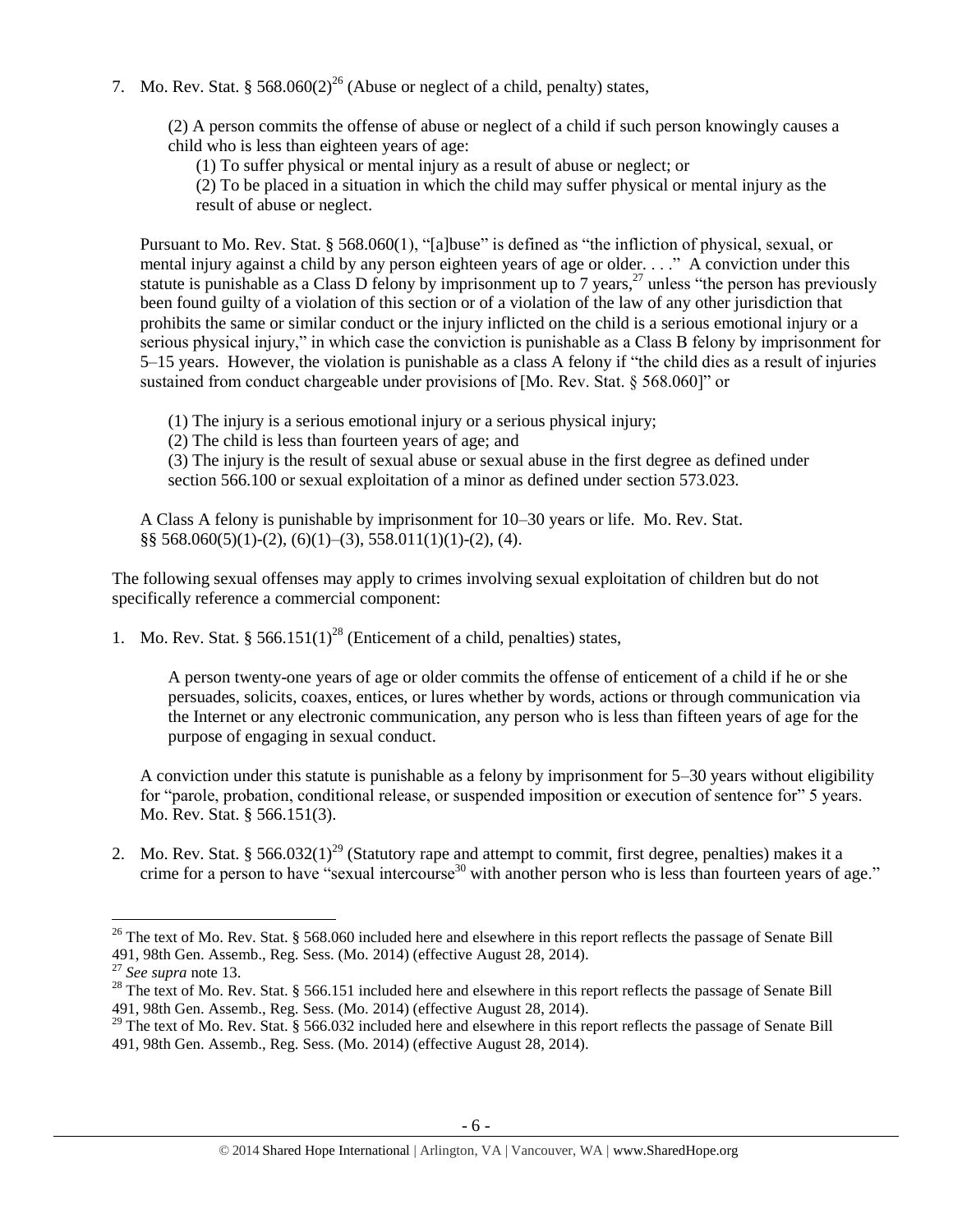7. Mo. Rev. Stat. § 568.060(2)[26] (Abuse or neglect of a child, penalty) states,

   (2) A person commits the offense of abuse or neglect of a child if such person knowingly causes a child who is less than eighteen years of age:

   (1) To suffer physical or mental injury as a result of abuse or neglect; or

   (2) To be placed in a situation in which the child may suffer physical or mental injury as the result of abuse or neglect.

   Pursuant to Mo. Rev. Stat. § 568.060(1), "[a]buse" is defined as "the infliction of physical, sexual, or mental injury against a child by any person eighteen years of age or older. . . ." A conviction under this statute is punishable as a Class D felony by imprisonment up to 7 years,[27] unless "the person has previously been found guilty of a violation of this section or of a violation of the law of any other jurisdiction that prohibits the same or similar conduct or the injury inflicted on the child is a serious emotional injury or a serious physical injury," in which case the conviction is punishable as a Class B felony by imprisonment for 5–15 years. However, the violation is punishable as a class A felony if "the child dies as a result of injuries sustained from conduct chargeable under provisions of [Mo. Rev. Stat. § 568.060]" or

   (1) The injury is a serious emotional injury or a serious physical injury;

   (2) The child is less than fourteen years of age; and

   (3) The injury is the result of sexual abuse or sexual abuse in the first degree as defined under section 566.100 or sexual exploitation of a minor as defined under section 573.023.

   A Class A felony is punishable by imprisonment for 10–30 years or life. Mo. Rev. Stat. §§ 568.060(5)(1)-(2), (6)(1)–(3), 558.011(1)(1)-(2), (4).

The following sexual offenses may apply to crimes involving sexual exploitation of children but do not specifically reference a commercial component:

1. Mo. Rev. Stat. § 566.151(1)[28] (Enticement of a child, penalties) states,

   A person twenty-one years of age or older commits the offense of enticement of a child if he or she persuades, solicits, coaxes, entices, or lures whether by words, actions or through communication via the Internet or any electronic communication, any person who is less than fifteen years of age for the purpose of engaging in sexual conduct.

   A conviction under this statute is punishable as a felony by imprisonment for 5–30 years without eligibility for "parole, probation, conditional release, or suspended imposition or execution of sentence for" 5 years. Mo. Rev. Stat. § 566.151(3).

2. Mo. Rev. Stat. § 566.032(1)[29] (Statutory rape and attempt to commit, first degree, penalties) makes it a crime for a person to have "sexual intercourse[30] with another person who is less than fourteen years of age."

---

[26] The text of Mo. Rev. Stat. § 568.060 included here and elsewhere in this report reflects the passage of Senate Bill 491, 98th Gen. Assemb., Reg. Sess. (Mo. 2014) (effective August 28, 2014).

[27] *See supra* note 13.

[28] The text of Mo. Rev. Stat. § 566.151 included here and elsewhere in this report reflects the passage of Senate Bill 491, 98th Gen. Assemb., Reg. Sess. (Mo. 2014) (effective August 28, 2014).

[29] The text of Mo. Rev. Stat. § 566.032 included here and elsewhere in this report reflects the passage of Senate Bill 491, 98th Gen. Assemb., Reg. Sess. (Mo. 2014) (effective August 28, 2014).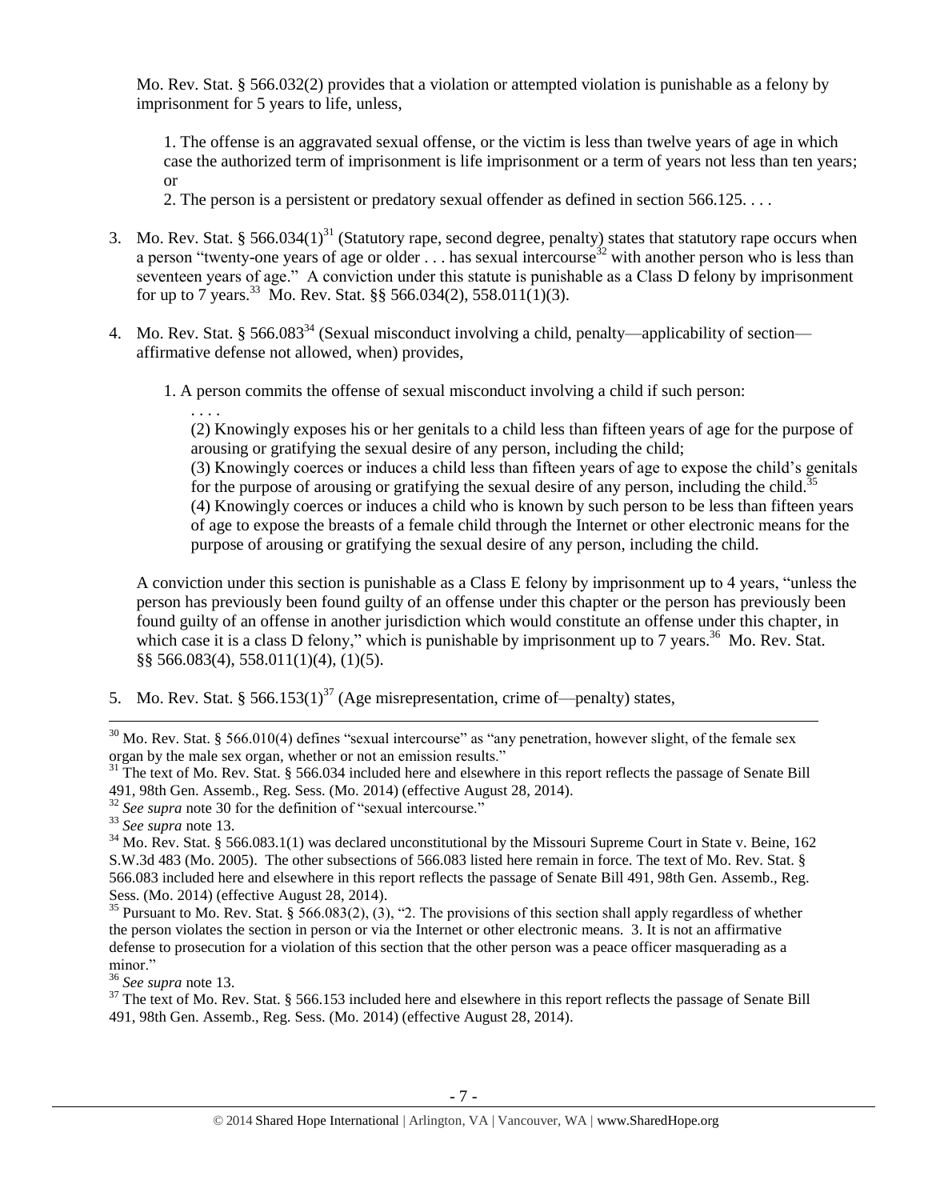Mo. Rev. Stat. § 566.032(2) provides that a violation or attempted violation is punishable as a felony by imprisonment for 5 years to life, unless,

> 1. The offense is an aggravated sexual offense, or the victim is less than twelve years of age in which case the authorized term of imprisonment is life imprisonment or a term of years not less than ten years; or
> 2. The person is a persistent or predatory sexual offender as defined in section 566.125. . . .

3. Mo. Rev. Stat. § 566.034(1)[31] (Statutory rape, second degree, penalty) states that statutory rape occurs when a person "twenty-one years of age or older . . . has sexual intercourse[32] with another person who is less than seventeen years of age." A conviction under this statute is punishable as a Class D felony by imprisonment for up to 7 years.[33] Mo. Rev. Stat. §§ 566.034(2), 558.011(1)(3).

4. Mo. Rev. Stat. § 566.083[34] (Sexual misconduct involving a child, penalty—applicability of section—affirmative defense not allowed, when) provides,

   1. A person commits the offense of sexual misconduct involving a child if such person:

      . . . .

      (2) Knowingly exposes his or her genitals to a child less than fifteen years of age for the purpose of arousing or gratifying the sexual desire of any person, including the child;

      (3) Knowingly coerces or induces a child less than fifteen years of age to expose the child's genitals for the purpose of arousing or gratifying the sexual desire of any person, including the child.[35]

      (4) Knowingly coerces or induces a child who is known by such person to be less than fifteen years of age to expose the breasts of a female child through the Internet or other electronic means for the purpose of arousing or gratifying the sexual desire of any person, including the child.

   A conviction under this section is punishable as a Class E felony by imprisonment up to 4 years, "unless the person has previously been found guilty of an offense under this chapter or the person has previously been found guilty of an offense in another jurisdiction which would constitute an offense under this chapter, in which case it is a class D felony," which is punishable by imprisonment up to 7 years.[36] Mo. Rev. Stat. §§ 566.083(4), 558.011(1)(4), (1)(5).

5. Mo. Rev. Stat. § 566.153(1)[37] (Age misrepresentation, crime of—penalty) states,

---

[30] Mo. Rev. Stat. § 566.010(4) defines "sexual intercourse" as "any penetration, however slight, of the female sex organ by the male sex organ, whether or not an emission results."

[31] The text of Mo. Rev. Stat. § 566.034 included here and elsewhere in this report reflects the passage of Senate Bill 491, 98th Gen. Assemb., Reg. Sess. (Mo. 2014) (effective August 28, 2014).

[32] *See supra* note 30 for the definition of "sexual intercourse."

[33] *See supra* note 13.

[34] Mo. Rev. Stat. § 566.083.1(1) was declared unconstitutional by the Missouri Supreme Court in State v. Beine, 162 S.W.3d 483 (Mo. 2005). The other subsections of 566.083 listed here remain in force. The text of Mo. Rev. Stat. § 566.083 included here and elsewhere in this report reflects the passage of Senate Bill 491, 98th Gen. Assemb., Reg. Sess. (Mo. 2014) (effective August 28, 2014).

[35] Pursuant to Mo. Rev. Stat. § 566.083(2), (3), "2. The provisions of this section shall apply regardless of whether the person violates the section in person or via the Internet or other electronic means. 3. It is not an affirmative defense to prosecution for a violation of this section that the other person was a peace officer masquerading as a minor."

[36] *See supra* note 13.

[37] The text of Mo. Rev. Stat. § 566.153 included here and elsewhere in this report reflects the passage of Senate Bill 491, 98th Gen. Assemb., Reg. Sess. (Mo. 2014) (effective August 28, 2014).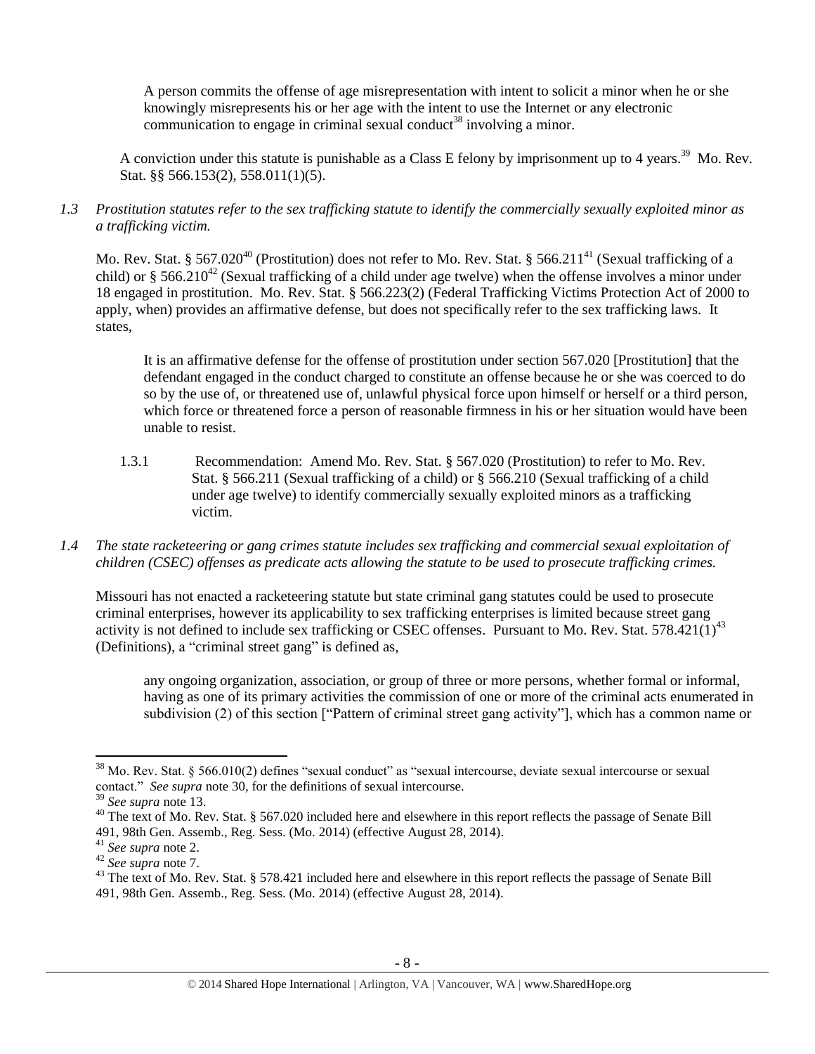A person commits the offense of age misrepresentation with intent to solicit a minor when he or she knowingly misrepresents his or her age with the intent to use the Internet or any electronic communication to engage in criminal sexual conduct[38] involving a minor.

A conviction under this statute is punishable as a Class E felony by imprisonment up to 4 years.[39] Mo. Rev. Stat. §§ 566.153(2), 558.011(1)(5).

*1.3 Prostitution statutes refer to the sex trafficking statute to identify the commercially sexually exploited minor as a trafficking victim.*

Mo. Rev. Stat. § 567.020[40] (Prostitution) does not refer to Mo. Rev. Stat. § 566.211[41] (Sexual trafficking of a child) or § 566.210[42] (Sexual trafficking of a child under age twelve) when the offense involves a minor under 18 engaged in prostitution. Mo. Rev. Stat. § 566.223(2) (Federal Trafficking Victims Protection Act of 2000 to apply, when) provides an affirmative defense, but does not specifically refer to the sex trafficking laws. It states,

> It is an affirmative defense for the offense of prostitution under section 567.020 [Prostitution] that the defendant engaged in the conduct charged to constitute an offense because he or she was coerced to do so by the use of, or threatened use of, unlawful physical force upon himself or herself or a third person, which force or threatened force a person of reasonable firmness in his or her situation would have been unable to resist.

1.3.1 Recommendation: Amend Mo. Rev. Stat. § 567.020 (Prostitution) to refer to Mo. Rev. Stat. § 566.211 (Sexual trafficking of a child) or § 566.210 (Sexual trafficking of a child under age twelve) to identify commercially sexually exploited minors as a trafficking victim.

*1.4 The state racketeering or gang crimes statute includes sex trafficking and commercial sexual exploitation of children (CSEC) offenses as predicate acts allowing the statute to be used to prosecute trafficking crimes.*

Missouri has not enacted a racketeering statute but state criminal gang statutes could be used to prosecute criminal enterprises, however its applicability to sex trafficking enterprises is limited because street gang activity is not defined to include sex trafficking or CSEC offenses. Pursuant to Mo. Rev. Stat. 578.421(1)[43] (Definitions), a "criminal street gang" is defined as,

> any ongoing organization, association, or group of three or more persons, whether formal or informal, having as one of its primary activities the commission of one or more of the criminal acts enumerated in subdivision (2) of this section ["Pattern of criminal street gang activity"], which has a common name or

---

[38] Mo. Rev. Stat. § 566.010(2) defines "sexual conduct" as "sexual intercourse, deviate sexual intercourse or sexual contact." *See supra* note 30, for the definitions of sexual intercourse.

[39] *See supra* note 13.

[40] The text of Mo. Rev. Stat. § 567.020 included here and elsewhere in this report reflects the passage of Senate Bill 491, 98th Gen. Assemb., Reg. Sess. (Mo. 2014) (effective August 28, 2014).

[41] *See supra* note 2.

[42] *See supra* note 7.

[43] The text of Mo. Rev. Stat. § 578.421 included here and elsewhere in this report reflects the passage of Senate Bill 491, 98th Gen. Assemb., Reg. Sess. (Mo. 2014) (effective August 28, 2014).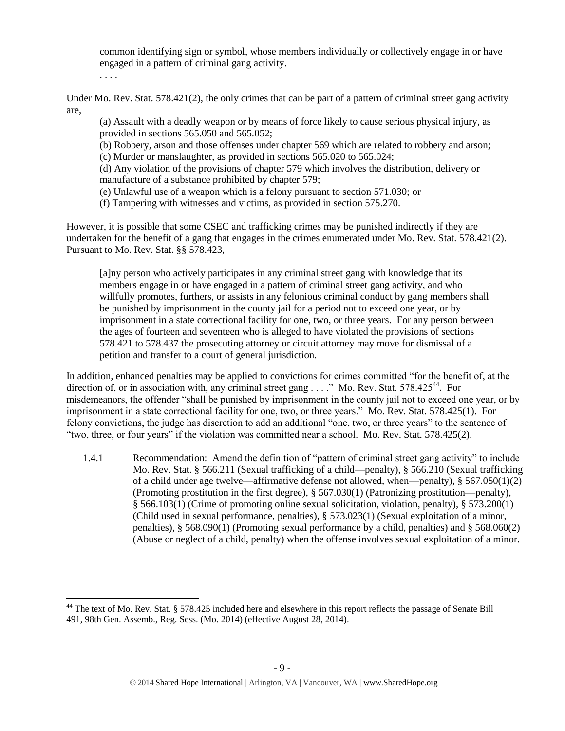> common identifying sign or symbol, whose members individually or collectively engage in or have engaged in a pattern of criminal gang activity.
>
> . . . .

Under Mo. Rev. Stat. 578.421(2), the only crimes that can be part of a pattern of criminal street gang activity are,

> (a) Assault with a deadly weapon or by means of force likely to cause serious physical injury, as provided in sections 565.050 and 565.052;
>
> (b) Robbery, arson and those offenses under chapter 569 which are related to robbery and arson;
>
> (c) Murder or manslaughter, as provided in sections 565.020 to 565.024;
>
> (d) Any violation of the provisions of chapter 579 which involves the distribution, delivery or manufacture of a substance prohibited by chapter 579;
>
> (e) Unlawful use of a weapon which is a felony pursuant to section 571.030; or
>
> (f) Tampering with witnesses and victims, as provided in section 575.270.

However, it is possible that some CSEC and trafficking crimes may be punished indirectly if they are undertaken for the benefit of a gang that engages in the crimes enumerated under Mo. Rev. Stat. 578.421(2). Pursuant to Mo. Rev. Stat. §§ 578.423,

> [a]ny person who actively participates in any criminal street gang with knowledge that its members engage in or have engaged in a pattern of criminal street gang activity, and who willfully promotes, furthers, or assists in any felonious criminal conduct by gang members shall be punished by imprisonment in the county jail for a period not to exceed one year, or by imprisonment in a state correctional facility for one, two, or three years. For any person between the ages of fourteen and seventeen who is alleged to have violated the provisions of sections 578.421 to 578.437 the prosecuting attorney or circuit attorney may move for dismissal of a petition and transfer to a court of general jurisdiction.

In addition, enhanced penalties may be applied to convictions for crimes committed "for the benefit of, at the direction of, or in association with, any criminal street gang . . . ." Mo. Rev. Stat. 578.425[44]. For misdemeanors, the offender "shall be punished by imprisonment in the county jail not to exceed one year, or by imprisonment in a state correctional facility for one, two, or three years." Mo. Rev. Stat. 578.425(1). For felony convictions, the judge has discretion to add an additional "one, two, or three years" to the sentence of "two, three, or four years" if the violation was committed near a school. Mo. Rev. Stat. 578.425(2).

1.4.1 Recommendation: Amend the definition of "pattern of criminal street gang activity" to include Mo. Rev. Stat. § 566.211 (Sexual trafficking of a child—penalty), § 566.210 (Sexual trafficking of a child under age twelve—affirmative defense not allowed, when—penalty), § 567.050(1)(2) (Promoting prostitution in the first degree), § 567.030(1) (Patronizing prostitution—penalty), § 566.103(1) (Crime of promoting online sexual solicitation, violation, penalty), § 573.200(1) (Child used in sexual performance, penalties), § 573.023(1) (Sexual exploitation of a minor, penalties), § 568.090(1) (Promoting sexual performance by a child, penalties) and § 568.060(2) (Abuse or neglect of a child, penalty) when the offense involves sexual exploitation of a minor.

---

[44] The text of Mo. Rev. Stat. § 578.425 included here and elsewhere in this report reflects the passage of Senate Bill 491, 98th Gen. Assemb., Reg. Sess. (Mo. 2014) (effective August 28, 2014).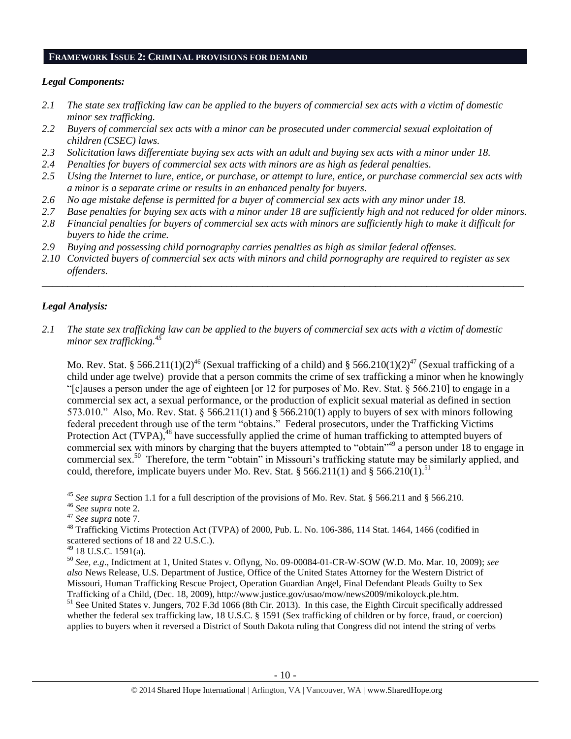## FRAMEWORK ISSUE 2: CRIMINAL PROVISIONS FOR DEMAND

### *Legal Components:*

- *2.1 The state sex trafficking law can be applied to the buyers of commercial sex acts with a victim of domestic minor sex trafficking.*
- *2.2 Buyers of commercial sex acts with a minor can be prosecuted under commercial sexual exploitation of children (CSEC) laws.*
- *2.3 Solicitation laws differentiate buying sex acts with an adult and buying sex acts with a minor under 18.*
- *2.4 Penalties for buyers of commercial sex acts with minors are as high as federal penalties.*
- *2.5 Using the Internet to lure, entice, or purchase, or attempt to lure, entice, or purchase commercial sex acts with a minor is a separate crime or results in an enhanced penalty for buyers.*
- *2.6 No age mistake defense is permitted for a buyer of commercial sex acts with any minor under 18.*
- *2.7 Base penalties for buying sex acts with a minor under 18 are sufficiently high and not reduced for older minors.*
- *2.8 Financial penalties for buyers of commercial sex acts with minors are sufficiently high to make it difficult for buyers to hide the crime.*
- *2.9 Buying and possessing child pornography carries penalties as high as similar federal offenses.*
- *2.10 Convicted buyers of commercial sex acts with minors and child pornography are required to register as sex offenders.*

---

### *Legal Analysis:*

*2.1 The state sex trafficking law can be applied to the buyers of commercial sex acts with a victim of domestic minor sex trafficking.*[45]

Mo. Rev. Stat. § 566.211(1)(2)[46] (Sexual trafficking of a child) and § 566.210(1)(2)[47] (Sexual trafficking of a child under age twelve) provide that a person commits the crime of sex trafficking a minor when he knowingly "[c]auses a person under the age of eighteen [or 12 for purposes of Mo. Rev. Stat. § 566.210] to engage in a commercial sex act, a sexual performance, or the production of explicit sexual material as defined in section 573.010." Also, Mo. Rev. Stat. § 566.211(1) and § 566.210(1) apply to buyers of sex with minors following federal precedent through use of the term "obtains." Federal prosecutors, under the Trafficking Victims Protection Act (TVPA),[48] have successfully applied the crime of human trafficking to attempted buyers of commercial sex with minors by charging that the buyers attempted to "obtain"[49] a person under 18 to engage in commercial sex.[50] Therefore, the term "obtain" in Missouri's trafficking statute may be similarly applied, and could, therefore, implicate buyers under Mo. Rev. Stat. § 566.211(1) and § 566.210(1).[51]

---

[45] *See supra* Section 1.1 for a full description of the provisions of Mo. Rev. Stat. § 566.211 and § 566.210.

[46] *See supra* note 2.

[47] *See supra* note 7.

[48] Trafficking Victims Protection Act (TVPA) of 2000, Pub. L. No. 106-386, 114 Stat. 1464, 1466 (codified in scattered sections of 18 and 22 U.S.C.).

[49] 18 U.S.C. 1591(a).

[50] *See, e.g.*, Indictment at 1, United States v. Oflyng, No. 09-00084-01-CR-W-SOW (W.D. Mo. Mar. 10, 2009); *see also* News Release, U.S. Department of Justice, Office of the United States Attorney for the Western District of Missouri, Human Trafficking Rescue Project, Operation Guardian Angel, Final Defendant Pleads Guilty to Sex Trafficking of a Child, (Dec. 18, 2009), http://www.justice.gov/usao/mow/news2009/mikoloyck.ple.htm.

[51] See United States v. Jungers, 702 F.3d 1066 (8th Cir. 2013). In this case, the Eighth Circuit specifically addressed whether the federal sex trafficking law, 18 U.S.C. § 1591 (Sex trafficking of children or by force, fraud, or coercion) applies to buyers when it reversed a District of South Dakota ruling that Congress did not intend the string of verbs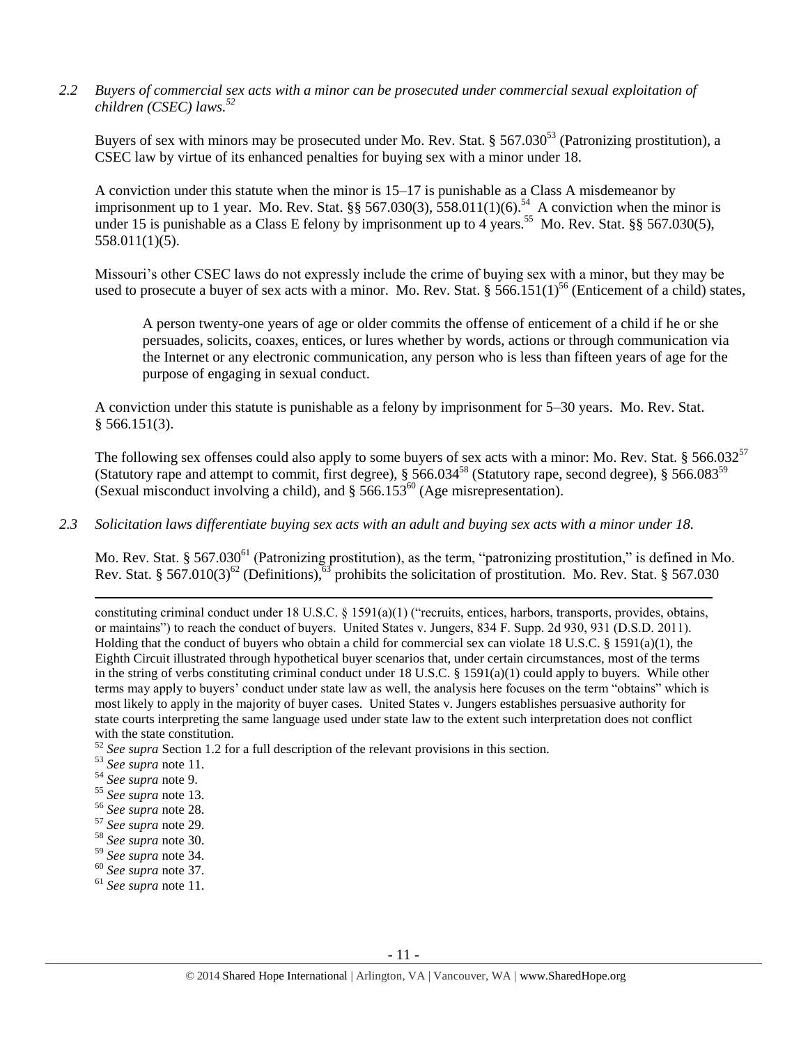*2.2 Buyers of commercial sex acts with a minor can be prosecuted under commercial sexual exploitation of children (CSEC) laws.[52]*

Buyers of sex with minors may be prosecuted under Mo. Rev. Stat. § 567.030[53] (Patronizing prostitution), a CSEC law by virtue of its enhanced penalties for buying sex with a minor under 18.

A conviction under this statute when the minor is 15–17 is punishable as a Class A misdemeanor by imprisonment up to 1 year. Mo. Rev. Stat. §§ 567.030(3), 558.011(1)(6).[54] A conviction when the minor is under 15 is punishable as a Class E felony by imprisonment up to 4 years.[55] Mo. Rev. Stat. §§ 567.030(5), 558.011(1)(5).

Missouri's other CSEC laws do not expressly include the crime of buying sex with a minor, but they may be used to prosecute a buyer of sex acts with a minor. Mo. Rev. Stat. § 566.151(1)[56] (Enticement of a child) states,

> A person twenty-one years of age or older commits the offense of enticement of a child if he or she persuades, solicits, coaxes, entices, or lures whether by words, actions or through communication via the Internet or any electronic communication, any person who is less than fifteen years of age for the purpose of engaging in sexual conduct.

A conviction under this statute is punishable as a felony by imprisonment for 5–30 years. Mo. Rev. Stat. § 566.151(3).

The following sex offenses could also apply to some buyers of sex acts with a minor: Mo. Rev. Stat. § 566.032[57] (Statutory rape and attempt to commit, first degree), § 566.034[58] (Statutory rape, second degree), § 566.083[59] (Sexual misconduct involving a child), and § 566.153[60] (Age misrepresentation).

*2.3 Solicitation laws differentiate buying sex acts with an adult and buying sex acts with a minor under 18.*

Mo. Rev. Stat. § 567.030[61] (Patronizing prostitution), as the term, "patronizing prostitution," is defined in Mo. Rev. Stat. § 567.010(3)[62] (Definitions),[63] prohibits the solicitation of prostitution. Mo. Rev. Stat. § 567.030

---

constituting criminal conduct under 18 U.S.C. § 1591(a)(1) ("recruits, entices, harbors, transports, provides, obtains, or maintains") to reach the conduct of buyers. United States v. Jungers, 834 F. Supp. 2d 930, 931 (D.S.D. 2011). Holding that the conduct of buyers who obtain a child for commercial sex can violate 18 U.S.C. § 1591(a)(1), the Eighth Circuit illustrated through hypothetical buyer scenarios that, under certain circumstances, most of the terms in the string of verbs constituting criminal conduct under 18 U.S.C. § 1591(a)(1) could apply to buyers. While other terms may apply to buyers' conduct under state law as well, the analysis here focuses on the term "obtains" which is most likely to apply in the majority of buyer cases. United States v. Jungers establishes persuasive authority for state courts interpreting the same language used under state law to the extent such interpretation does not conflict with the state constitution.

[52] *See supra* Section 1.2 for a full description of the relevant provisions in this section.

[53] *See supra* note 11.

[54] *See supra* note 9.

[55] *See supra* note 13.

[56] *See supra* note 28.

[57] *See supra* note 29.

[58] *See supra* note 30.

[59] *See supra* note 34.

[60] *See supra* note 37.

[61] *See supra* note 11.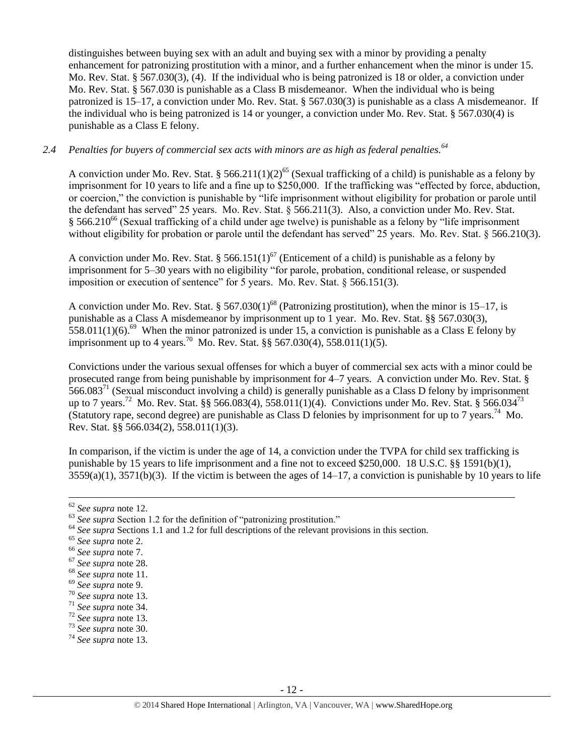distinguishes between buying sex with an adult and buying sex with a minor by providing a penalty enhancement for patronizing prostitution with a minor, and a further enhancement when the minor is under 15. Mo. Rev. Stat. § 567.030(3), (4). If the individual who is being patronized is 18 or older, a conviction under Mo. Rev. Stat. § 567.030 is punishable as a Class B misdemeanor. When the individual who is being patronized is 15–17, a conviction under Mo. Rev. Stat. § 567.030(3) is punishable as a class A misdemeanor. If the individual who is being patronized is 14 or younger, a conviction under Mo. Rev. Stat. § 567.030(4) is punishable as a Class E felony.

### *2.4 Penalties for buyers of commercial sex acts with minors are as high as federal penalties.*[64]

A conviction under Mo. Rev. Stat. § 566.211(1)(2)[65] (Sexual trafficking of a child) is punishable as a felony by imprisonment for 10 years to life and a fine up to $250,000. If the trafficking was "effected by force, abduction, or coercion," the conviction is punishable by "life imprisonment without eligibility for probation or parole until the defendant has served" 25 years. Mo. Rev. Stat. § 566.211(3). Also, a conviction under Mo. Rev. Stat. § 566.210[66] (Sexual trafficking of a child under age twelve) is punishable as a felony by "life imprisonment without eligibility for probation or parole until the defendant has served" 25 years. Mo. Rev. Stat. § 566.210(3).

A conviction under Mo. Rev. Stat. § 566.151(1)[67] (Enticement of a child) is punishable as a felony by imprisonment for 5–30 years with no eligibility "for parole, probation, conditional release, or suspended imposition or execution of sentence" for 5 years. Mo. Rev. Stat. § 566.151(3).

A conviction under Mo. Rev. Stat. § 567.030(1)[68] (Patronizing prostitution), when the minor is 15–17, is punishable as a Class A misdemeanor by imprisonment up to 1 year. Mo. Rev. Stat. §§ 567.030(3), 558.011(1)(6).[69] When the minor patronized is under 15, a conviction is punishable as a Class E felony by imprisonment up to 4 years.[70] Mo. Rev. Stat. §§ 567.030(4), 558.011(1)(5).

Convictions under the various sexual offenses for which a buyer of commercial sex acts with a minor could be prosecuted range from being punishable by imprisonment for 4–7 years. A conviction under Mo. Rev. Stat. § 566.083[71] (Sexual misconduct involving a child) is generally punishable as a Class D felony by imprisonment up to 7 years.[72] Mo. Rev. Stat. §§ 566.083(4), 558.011(1)(4). Convictions under Mo. Rev. Stat. § 566.034[73] (Statutory rape, second degree) are punishable as Class D felonies by imprisonment for up to 7 years.[74] Mo. Rev. Stat. §§ 566.034(2), 558.011(1)(3).

In comparison, if the victim is under the age of 14, a conviction under the TVPA for child sex trafficking is punishable by 15 years to life imprisonment and a fine not to exceed $250,000. 18 U.S.C. §§ 1591(b)(1), 3559(a)(1), 3571(b)(3). If the victim is between the ages of 14–17, a conviction is punishable by 10 years to life

---

[62] *See supra* note 12.
[63] *See supra* Section 1.2 for the definition of "patronizing prostitution."
[64] *See supra* Sections 1.1 and 1.2 for full descriptions of the relevant provisions in this section.
[65] *See supra* note 2.
[66] *See supra* note 7.
[67] *See supra* note 28.
[68] *See supra* note 11.
[69] *See supra* note 9.
[70] *See supra* note 13.
[71] *See supra* note 34.
[72] *See supra* note 13.
[73] *See supra* note 30.
[74] *See supra* note 13.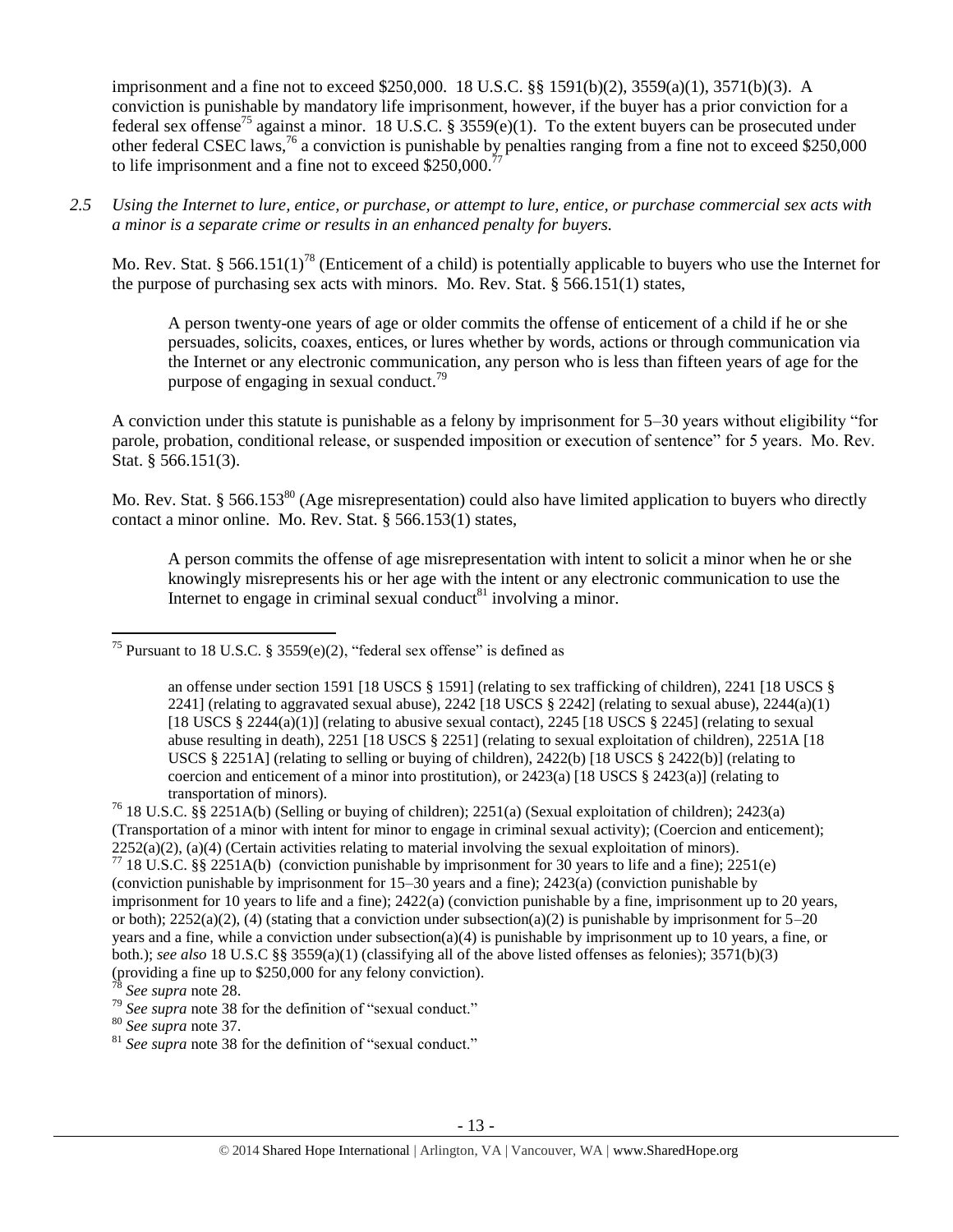imprisonment and a fine not to exceed $250,000. 18 U.S.C. §§ 1591(b)(2), 3559(a)(1), 3571(b)(3). A conviction is punishable by mandatory life imprisonment, however, if the buyer has a prior conviction for a federal sex offense[75] against a minor. 18 U.S.C. § 3559(e)(1). To the extent buyers can be prosecuted under other federal CSEC laws,[76] a conviction is punishable by penalties ranging from a fine not to exceed $250,000 to life imprisonment and a fine not to exceed $250,000.[77]

*2.5 Using the Internet to lure, entice, or purchase, or attempt to lure, entice, or purchase commercial sex acts with a minor is a separate crime or results in an enhanced penalty for buyers.*

Mo. Rev. Stat. § 566.151(1)[78] (Enticement of a child) is potentially applicable to buyers who use the Internet for the purpose of purchasing sex acts with minors. Mo. Rev. Stat. § 566.151(1) states,

> A person twenty-one years of age or older commits the offense of enticement of a child if he or she persuades, solicits, coaxes, entices, or lures whether by words, actions or through communication via the Internet or any electronic communication, any person who is less than fifteen years of age for the purpose of engaging in sexual conduct.[79]

A conviction under this statute is punishable as a felony by imprisonment for 5–30 years without eligibility "for parole, probation, conditional release, or suspended imposition or execution of sentence" for 5 years. Mo. Rev. Stat. § 566.151(3).

Mo. Rev. Stat. § 566.153[80] (Age misrepresentation) could also have limited application to buyers who directly contact a minor online. Mo. Rev. Stat. § 566.153(1) states,

> A person commits the offense of age misrepresentation with intent to solicit a minor when he or she knowingly misrepresents his or her age with the intent or any electronic communication to use the Internet to engage in criminal sexual conduct[81] involving a minor.

---

[75] Pursuant to 18 U.S.C. § 3559(e)(2), "federal sex offense" is defined as

> an offense under section 1591 [18 USCS § 1591] (relating to sex trafficking of children), 2241 [18 USCS § 2241] (relating to aggravated sexual abuse), 2242 [18 USCS § 2242] (relating to sexual abuse), 2244(a)(1) [18 USCS § 2244(a)(1)] (relating to abusive sexual contact), 2245 [18 USCS § 2245] (relating to sexual abuse resulting in death), 2251 [18 USCS § 2251] (relating to sexual exploitation of children), 2251A [18 USCS § 2251A] (relating to selling or buying of children), 2422(b) [18 USCS § 2422(b)] (relating to coercion and enticement of a minor into prostitution), or 2423(a) [18 USCS § 2423(a)] (relating to transportation of minors).

[76] 18 U.S.C. §§ 2251A(b) (Selling or buying of children); 2251(a) (Sexual exploitation of children); 2423(a) (Transportation of a minor with intent for minor to engage in criminal sexual activity); (Coercion and enticement); 2252(a)(2), (a)(4) (Certain activities relating to material involving the sexual exploitation of minors).

[77] 18 U.S.C. §§ 2251A(b) (conviction punishable by imprisonment for 30 years to life and a fine); 2251(e) (conviction punishable by imprisonment for 15–30 years and a fine); 2423(a) (conviction punishable by imprisonment for 10 years to life and a fine); 2422(a) (conviction punishable by a fine, imprisonment up to 20 years, or both); 2252(a)(2), (4) (stating that a conviction under subsection(a)(2) is punishable by imprisonment for 5–20 years and a fine, while a conviction under subsection(a)(4) is punishable by imprisonment up to 10 years, a fine, or both.); *see also* 18 U.S.C §§ 3559(a)(1) (classifying all of the above listed offenses as felonies); 3571(b)(3) (providing a fine up to $250,000 for any felony conviction).

[78] *See supra* note 28.

[79] *See supra* note 38 for the definition of "sexual conduct."

[80] *See supra* note 37.

[81] *See supra* note 38 for the definition of "sexual conduct."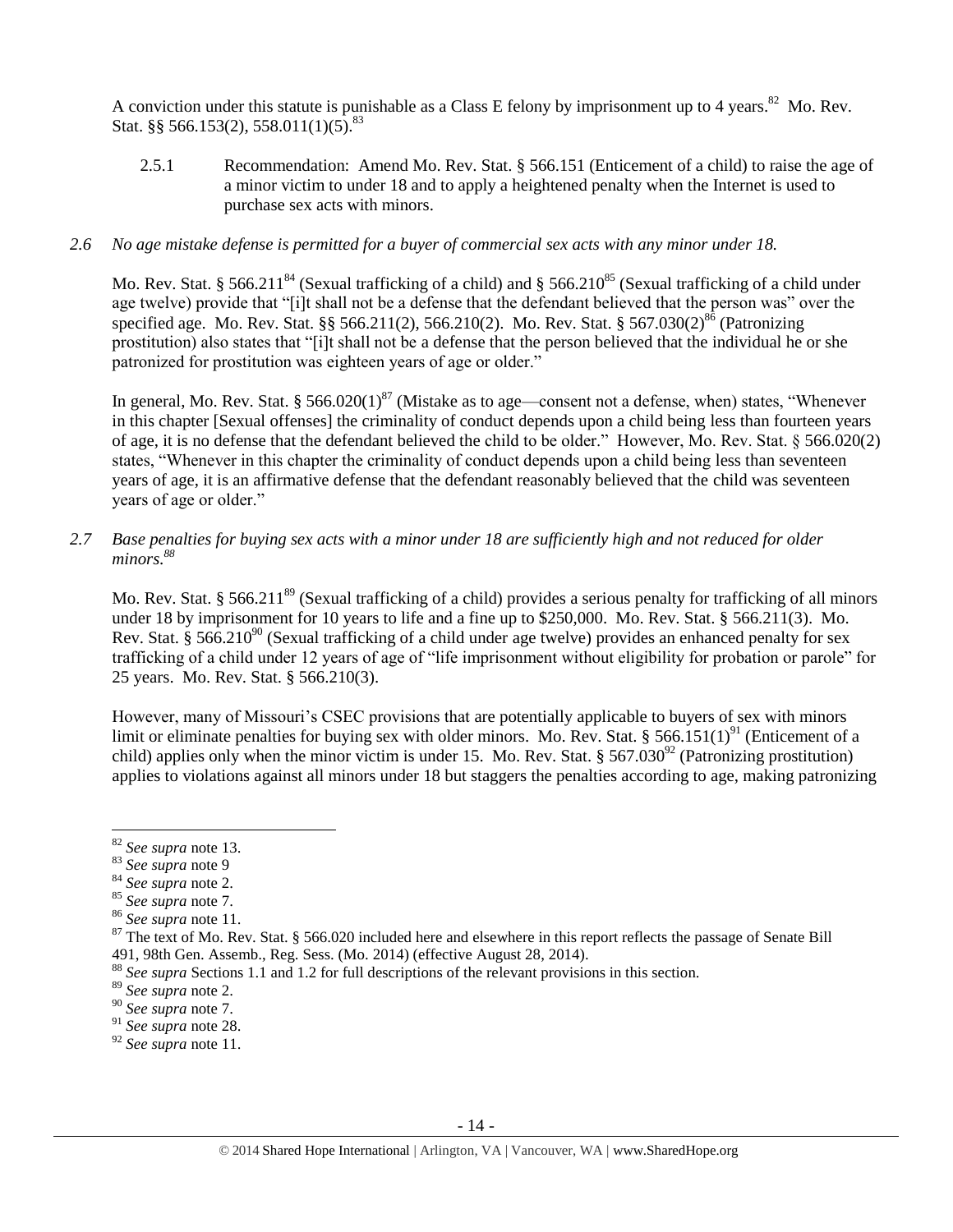A conviction under this statute is punishable as a Class E felony by imprisonment up to 4 years.[82] Mo. Rev. Stat. §§ 566.153(2), 558.011(1)(5).[83]

2.5.1 Recommendation: Amend Mo. Rev. Stat. § 566.151 (Enticement of a child) to raise the age of a minor victim to under 18 and to apply a heightened penalty when the Internet is used to purchase sex acts with minors.

*2.6 No age mistake defense is permitted for a buyer of commercial sex acts with any minor under 18.*

Mo. Rev. Stat. § 566.211[84] (Sexual trafficking of a child) and § 566.210[85] (Sexual trafficking of a child under age twelve) provide that "[i]t shall not be a defense that the defendant believed that the person was" over the specified age. Mo. Rev. Stat. §§ 566.211(2), 566.210(2). Mo. Rev. Stat. § 567.030(2)[86] (Patronizing prostitution) also states that "[i]t shall not be a defense that the person believed that the individual he or she patronized for prostitution was eighteen years of age or older."

In general, Mo. Rev. Stat. § 566.020(1)[87] (Mistake as to age—consent not a defense, when) states, "Whenever in this chapter [Sexual offenses] the criminality of conduct depends upon a child being less than fourteen years of age, it is no defense that the defendant believed the child to be older." However, Mo. Rev. Stat. § 566.020(2) states, "Whenever in this chapter the criminality of conduct depends upon a child being less than seventeen years of age, it is an affirmative defense that the defendant reasonably believed that the child was seventeen years of age or older."

*2.7 Base penalties for buying sex acts with a minor under 18 are sufficiently high and not reduced for older minors.[88]*

Mo. Rev. Stat. § 566.211[89] (Sexual trafficking of a child) provides a serious penalty for trafficking of all minors under 18 by imprisonment for 10 years to life and a fine up to $250,000. Mo. Rev. Stat. § 566.211(3). Mo. Rev. Stat. § 566.210[90] (Sexual trafficking of a child under age twelve) provides an enhanced penalty for sex trafficking of a child under 12 years of age of "life imprisonment without eligibility for probation or parole" for 25 years. Mo. Rev. Stat. § 566.210(3).

However, many of Missouri's CSEC provisions that are potentially applicable to buyers of sex with minors limit or eliminate penalties for buying sex with older minors. Mo. Rev. Stat. § 566.151(1)[91] (Enticement of a child) applies only when the minor victim is under 15. Mo. Rev. Stat. § 567.030[92] (Patronizing prostitution) applies to violations against all minors under 18 but staggers the penalties according to age, making patronizing

---

[82] *See supra* note 13.

[83] *See supra* note 9

[84] *See supra* note 2.

[85] *See supra* note 7.

[86] *See supra* note 11.

[87] The text of Mo. Rev. Stat. § 566.020 included here and elsewhere in this report reflects the passage of Senate Bill 491, 98th Gen. Assemb., Reg. Sess. (Mo. 2014) (effective August 28, 2014).

[88] *See supra* Sections 1.1 and 1.2 for full descriptions of the relevant provisions in this section.

[89] *See supra* note 2.

[90] *See supra* note 7.

[91] *See supra* note 28.

[92] *See supra* note 11.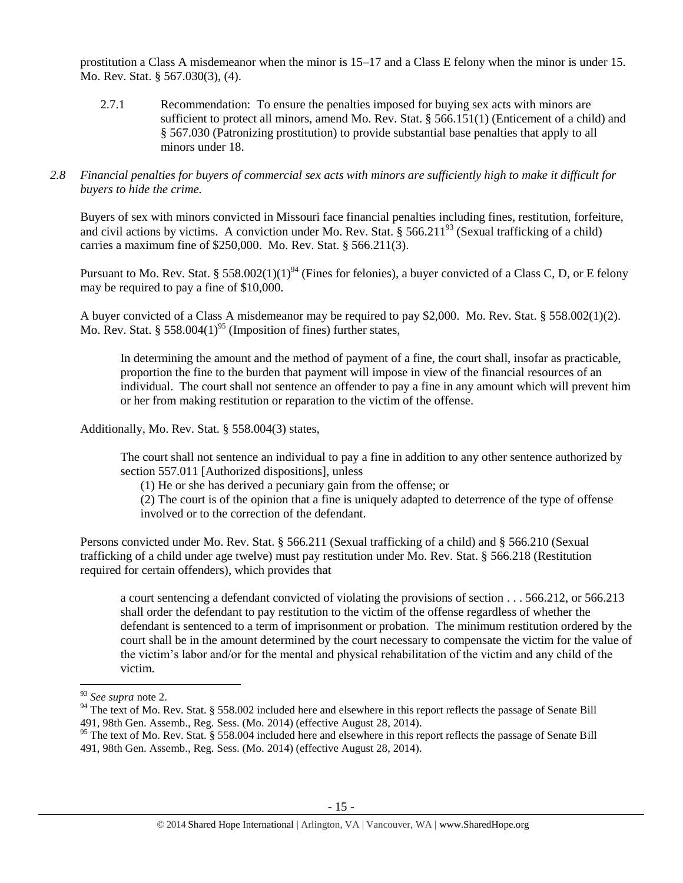prostitution a Class A misdemeanor when the minor is 15–17 and a Class E felony when the minor is under 15. Mo. Rev. Stat. § 567.030(3), (4).

2.7.1 Recommendation: To ensure the penalties imposed for buying sex acts with minors are sufficient to protect all minors, amend Mo. Rev. Stat. § 566.151(1) (Enticement of a child) and § 567.030 (Patronizing prostitution) to provide substantial base penalties that apply to all minors under 18.

*2.8 Financial penalties for buyers of commercial sex acts with minors are sufficiently high to make it difficult for buyers to hide the crime.*

Buyers of sex with minors convicted in Missouri face financial penalties including fines, restitution, forfeiture, and civil actions by victims. A conviction under Mo. Rev. Stat. § 566.211[93] (Sexual trafficking of a child) carries a maximum fine of $250,000. Mo. Rev. Stat. § 566.211(3).

Pursuant to Mo. Rev. Stat. § 558.002(1)(1)[94] (Fines for felonies), a buyer convicted of a Class C, D, or E felony may be required to pay a fine of $10,000.

A buyer convicted of a Class A misdemeanor may be required to pay $2,000. Mo. Rev. Stat. § 558.002(1)(2). Mo. Rev. Stat. § 558.004(1)[95] (Imposition of fines) further states,

> In determining the amount and the method of payment of a fine, the court shall, insofar as practicable, proportion the fine to the burden that payment will impose in view of the financial resources of an individual. The court shall not sentence an offender to pay a fine in any amount which will prevent him or her from making restitution or reparation to the victim of the offense.

Additionally, Mo. Rev. Stat. § 558.004(3) states,

> The court shall not sentence an individual to pay a fine in addition to any other sentence authorized by section 557.011 [Authorized dispositions], unless
>
> (1) He or she has derived a pecuniary gain from the offense; or
>
> (2) The court is of the opinion that a fine is uniquely adapted to deterrence of the type of offense involved or to the correction of the defendant.

Persons convicted under Mo. Rev. Stat. § 566.211 (Sexual trafficking of a child) and § 566.210 (Sexual trafficking of a child under age twelve) must pay restitution under Mo. Rev. Stat. § 566.218 (Restitution required for certain offenders), which provides that

> a court sentencing a defendant convicted of violating the provisions of section . . . 566.212, or 566.213 shall order the defendant to pay restitution to the victim of the offense regardless of whether the defendant is sentenced to a term of imprisonment or probation. The minimum restitution ordered by the court shall be in the amount determined by the court necessary to compensate the victim for the value of the victim's labor and/or for the mental and physical rehabilitation of the victim and any child of the victim.

---

[93] *See supra* note 2.

[94] The text of Mo. Rev. Stat. § 558.002 included here and elsewhere in this report reflects the passage of Senate Bill 491, 98th Gen. Assemb., Reg. Sess. (Mo. 2014) (effective August 28, 2014).

[95] The text of Mo. Rev. Stat. § 558.004 included here and elsewhere in this report reflects the passage of Senate Bill 491, 98th Gen. Assemb., Reg. Sess. (Mo. 2014) (effective August 28, 2014).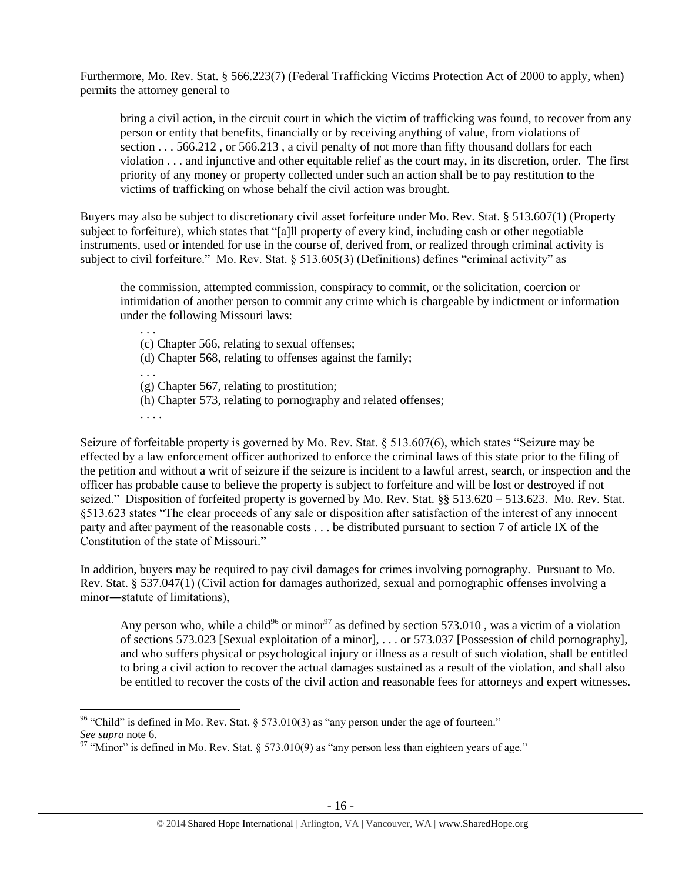Furthermore, Mo. Rev. Stat. § 566.223(7) (Federal Trafficking Victims Protection Act of 2000 to apply, when) permits the attorney general to

> bring a civil action, in the circuit court in which the victim of trafficking was found, to recover from any person or entity that benefits, financially or by receiving anything of value, from violations of section . . . 566.212 , or 566.213 , a civil penalty of not more than fifty thousand dollars for each violation . . . and injunctive and other equitable relief as the court may, in its discretion, order. The first priority of any money or property collected under such an action shall be to pay restitution to the victims of trafficking on whose behalf the civil action was brought.

Buyers may also be subject to discretionary civil asset forfeiture under Mo. Rev. Stat. § 513.607(1) (Property subject to forfeiture), which states that "[a]ll property of every kind, including cash or other negotiable instruments, used or intended for use in the course of, derived from, or realized through criminal activity is subject to civil forfeiture." Mo. Rev. Stat. § 513.605(3) (Definitions) defines "criminal activity" as

> the commission, attempted commission, conspiracy to commit, or the solicitation, coercion or intimidation of another person to commit any crime which is chargeable by indictment or information under the following Missouri laws:
>
> . . .
> (c) Chapter 566, relating to sexual offenses;
> (d) Chapter 568, relating to offenses against the family;
> . . .
> (g) Chapter 567, relating to prostitution;
> (h) Chapter 573, relating to pornography and related offenses;
> . . . .

Seizure of forfeitable property is governed by Mo. Rev. Stat. § 513.607(6), which states "Seizure may be effected by a law enforcement officer authorized to enforce the criminal laws of this state prior to the filing of the petition and without a writ of seizure if the seizure is incident to a lawful arrest, search, or inspection and the officer has probable cause to believe the property is subject to forfeiture and will be lost or destroyed if not seized." Disposition of forfeited property is governed by Mo. Rev. Stat. §§ 513.620 – 513.623. Mo. Rev. Stat. §513.623 states "The clear proceeds of any sale or disposition after satisfaction of the interest of any innocent party and after payment of the reasonable costs . . . be distributed pursuant to section 7 of article IX of the Constitution of the state of Missouri."

In addition, buyers may be required to pay civil damages for crimes involving pornography. Pursuant to Mo. Rev. Stat. § 537.047(1) (Civil action for damages authorized, sexual and pornographic offenses involving a minor―statute of limitations),

> Any person who, while a child[96] or minor[97] as defined by section 573.010 , was a victim of a violation of sections 573.023 [Sexual exploitation of a minor], . . . or 573.037 [Possession of child pornography], and who suffers physical or psychological injury or illness as a result of such violation, shall be entitled to bring a civil action to recover the actual damages sustained as a result of the violation, and shall also be entitled to recover the costs of the civil action and reasonable fees for attorneys and expert witnesses.

---

[96] "Child" is defined in Mo. Rev. Stat. § 573.010(3) as "any person under the age of fourteen." *See supra* note 6.

[97] "Minor" is defined in Mo. Rev. Stat. § 573.010(9) as "any person less than eighteen years of age."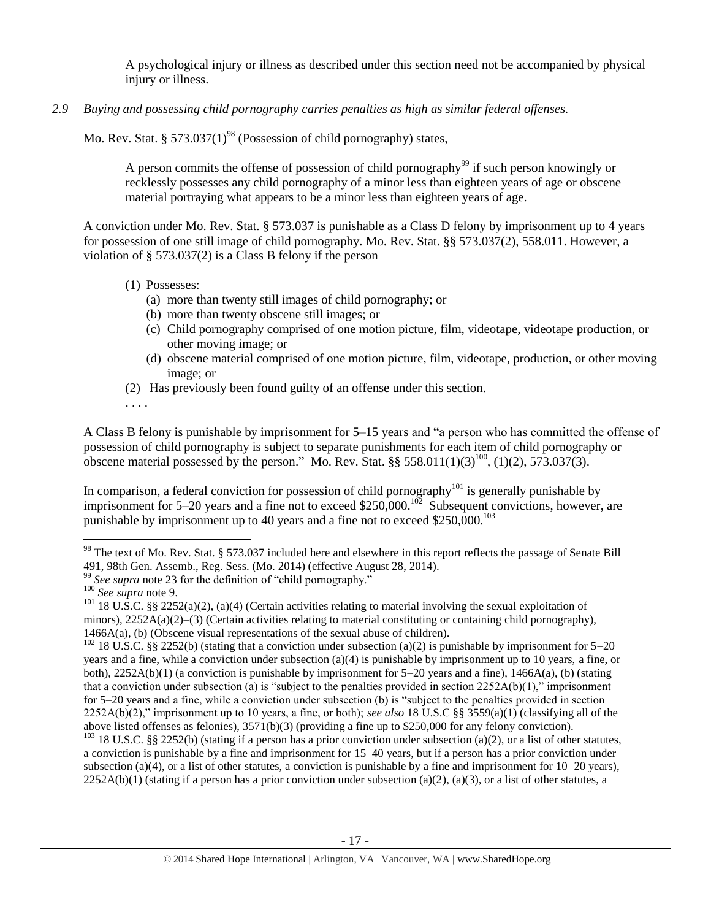A psychological injury or illness as described under this section need not be accompanied by physical injury or illness.

*2.9 Buying and possessing child pornography carries penalties as high as similar federal offenses.*

Mo. Rev. Stat. § 573.037(1)[98] (Possession of child pornography) states,

> A person commits the offense of possession of child pornography[99] if such person knowingly or recklessly possesses any child pornography of a minor less than eighteen years of age or obscene material portraying what appears to be a minor less than eighteen years of age.

A conviction under Mo. Rev. Stat. § 573.037 is punishable as a Class D felony by imprisonment up to 4 years for possession of one still image of child pornography. Mo. Rev. Stat. §§ 573.037(2), 558.011. However, a violation of § 573.037(2) is a Class B felony if the person

> (1) Possesses:
>    (a) more than twenty still images of child pornography; or
>    (b) more than twenty obscene still images; or
>    (c) Child pornography comprised of one motion picture, film, videotape, videotape production, or other moving image; or
>    (d) obscene material comprised of one motion picture, film, videotape, production, or other moving image; or
>
> (2) Has previously been found guilty of an offense under this section.
>
> . . . .

A Class B felony is punishable by imprisonment for 5–15 years and "a person who has committed the offense of possession of child pornography is subject to separate punishments for each item of child pornography or obscene material possessed by the person." Mo. Rev. Stat. §§ 558.011(1)(3)[100], (1)(2), 573.037(3).

In comparison, a federal conviction for possession of child pornography[101] is generally punishable by imprisonment for 5–20 years and a fine not to exceed $250,000.[102] Subsequent convictions, however, are punishable by imprisonment up to 40 years and a fine not to exceed $250,000.[103]

---

[98] The text of Mo. Rev. Stat. § 573.037 included here and elsewhere in this report reflects the passage of Senate Bill 491, 98th Gen. Assemb., Reg. Sess. (Mo. 2014) (effective August 28, 2014).

[99] *See supra* note 23 for the definition of "child pornography."

[100] *See supra* note 9.

[101] 18 U.S.C. §§ 2252(a)(2), (a)(4) (Certain activities relating to material involving the sexual exploitation of minors), 2252A(a)(2)–(3) (Certain activities relating to material constituting or containing child pornography), 1466A(a), (b) (Obscene visual representations of the sexual abuse of children).

[102] 18 U.S.C. §§ 2252(b) (stating that a conviction under subsection (a)(2) is punishable by imprisonment for 5–20 years and a fine, while a conviction under subsection (a)(4) is punishable by imprisonment up to 10 years, a fine, or both), 2252A(b)(1) (a conviction is punishable by imprisonment for 5–20 years and a fine), 1466A(a), (b) (stating that a conviction under subsection (a) is "subject to the penalties provided in section 2252A(b)(1)," imprisonment for 5–20 years and a fine, while a conviction under subsection (b) is "subject to the penalties provided in section 2252A(b)(2)," imprisonment up to 10 years, a fine, or both); *see also* 18 U.S.C §§ 3559(a)(1) (classifying all of the above listed offenses as felonies), 3571(b)(3) (providing a fine up to $250,000 for any felony conviction).

[103] 18 U.S.C. §§ 2252(b) (stating if a person has a prior conviction under subsection (a)(2), or a list of other statutes, a conviction is punishable by a fine and imprisonment for 15–40 years, but if a person has a prior conviction under subsection (a)(4), or a list of other statutes, a conviction is punishable by a fine and imprisonment for 10–20 years), 2252A(b)(1) (stating if a person has a prior conviction under subsection (a)(2), (a)(3), or a list of other statutes, a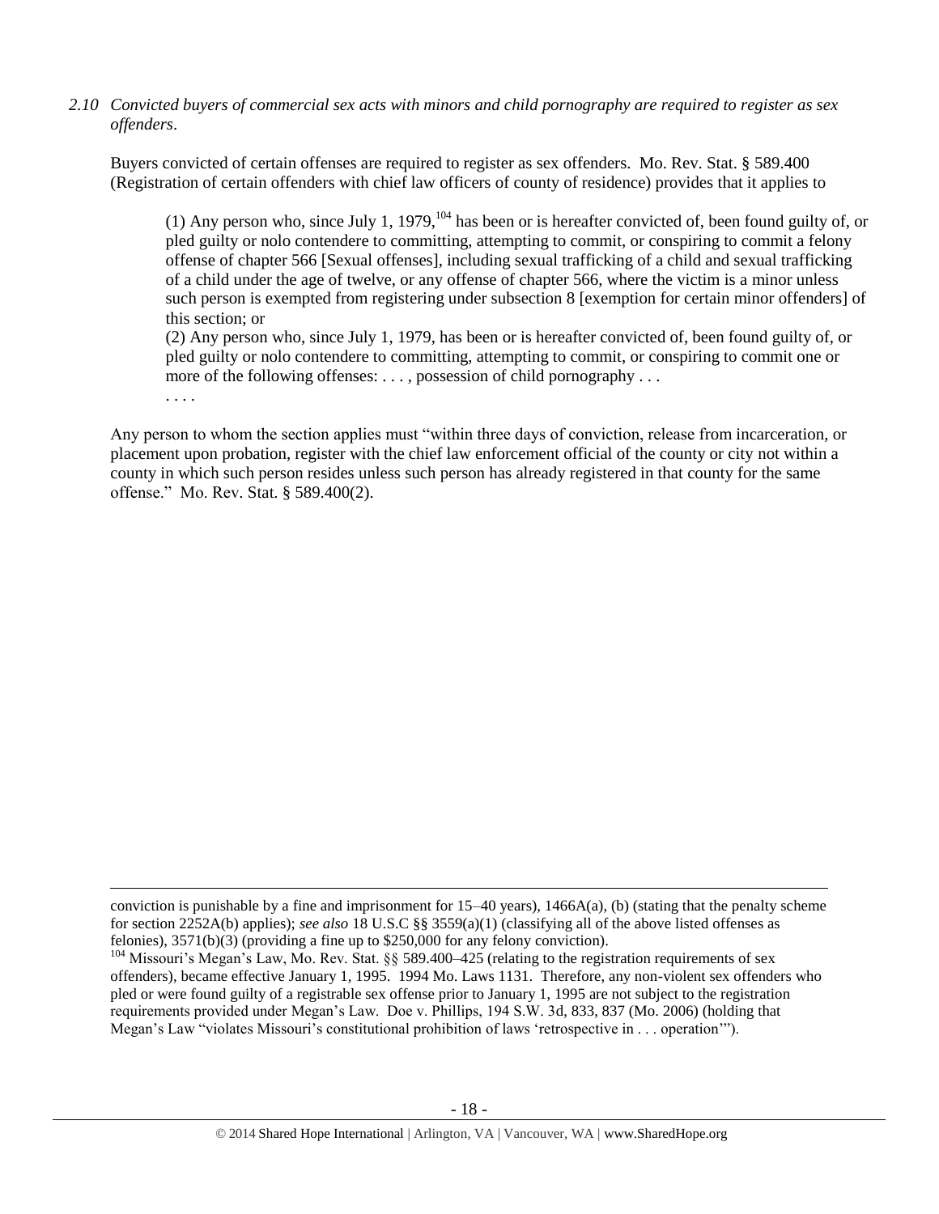*2.10 Convicted buyers of commercial sex acts with minors and child pornography are required to register as sex offenders.*

Buyers convicted of certain offenses are required to register as sex offenders. Mo. Rev. Stat. § 589.400 (Registration of certain offenders with chief law officers of county of residence) provides that it applies to

> (1) Any person who, since July 1, 1979,[104] has been or is hereafter convicted of, been found guilty of, or pled guilty or nolo contendere to committing, attempting to commit, or conspiring to commit a felony offense of chapter 566 [Sexual offenses], including sexual trafficking of a child and sexual trafficking of a child under the age of twelve, or any offense of chapter 566, where the victim is a minor unless such person is exempted from registering under subsection 8 [exemption for certain minor offenders] of this section; or
>
> (2) Any person who, since July 1, 1979, has been or is hereafter convicted of, been found guilty of, or pled guilty or nolo contendere to committing, attempting to commit, or conspiring to commit one or more of the following offenses: . . . , possession of child pornography . . .
>
> . . . .

Any person to whom the section applies must "within three days of conviction, release from incarceration, or placement upon probation, register with the chief law enforcement official of the county or city not within a county in which such person resides unless such person has already registered in that county for the same offense." Mo. Rev. Stat. § 589.400(2).

---

conviction is punishable by a fine and imprisonment for 15–40 years), 1466A(a), (b) (stating that the penalty scheme for section 2252A(b) applies); *see also* 18 U.S.C §§ 3559(a)(1) (classifying all of the above listed offenses as felonies), 3571(b)(3) (providing a fine up to $250,000 for any felony conviction).

[104] Missouri's Megan's Law, Mo. Rev. Stat. §§ 589.400–425 (relating to the registration requirements of sex offenders), became effective January 1, 1995. 1994 Mo. Laws 1131. Therefore, any non-violent sex offenders who pled or were found guilty of a registrable sex offense prior to January 1, 1995 are not subject to the registration requirements provided under Megan's Law. Doe v. Phillips, 194 S.W. 3d, 833, 837 (Mo. 2006) (holding that Megan's Law "violates Missouri's constitutional prohibition of laws 'retrospective in . . . operation'").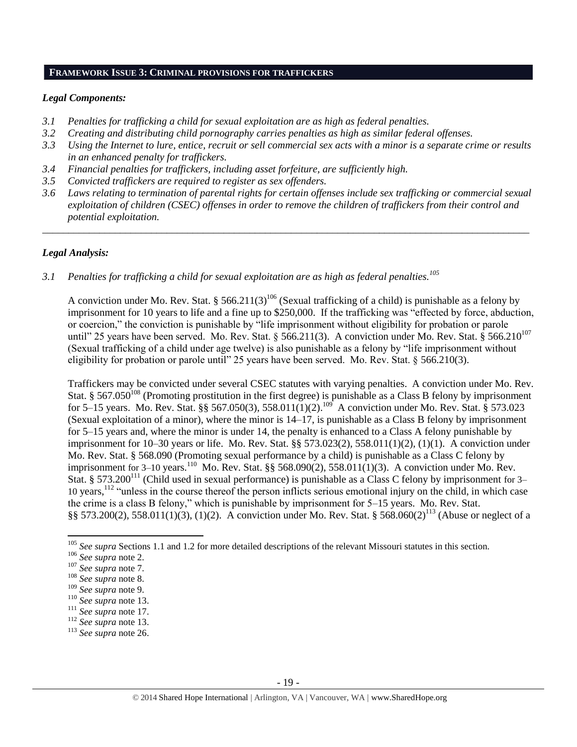## FRAMEWORK ISSUE 3: CRIMINAL PROVISIONS FOR TRAFFICKERS

### *Legal Components:*

*3.1 Penalties for trafficking a child for sexual exploitation are as high as federal penalties.*

*3.2 Creating and distributing child pornography carries penalties as high as similar federal offenses.*

*3.3 Using the Internet to lure, entice, recruit or sell commercial sex acts with a minor is a separate crime or results in an enhanced penalty for traffickers.*

*3.4 Financial penalties for traffickers, including asset forfeiture, are sufficiently high.*

*3.5 Convicted traffickers are required to register as sex offenders.*

*3.6 Laws relating to termination of parental rights for certain offenses include sex trafficking or commercial sexual exploitation of children (CSEC) offenses in order to remove the children of traffickers from their control and potential exploitation.*

---

### *Legal Analysis:*

*3.1 Penalties for trafficking a child for sexual exploitation are as high as federal penalties.*[105]

A conviction under Mo. Rev. Stat. § 566.211(3)[106] (Sexual trafficking of a child) is punishable as a felony by imprisonment for 10 years to life and a fine up to $250,000. If the trafficking was "effected by force, abduction, or coercion," the conviction is punishable by "life imprisonment without eligibility for probation or parole until" 25 years have been served. Mo. Rev. Stat. § 566.211(3). A conviction under Mo. Rev. Stat. § 566.210[107] (Sexual trafficking of a child under age twelve) is also punishable as a felony by "life imprisonment without eligibility for probation or parole until" 25 years have been served. Mo. Rev. Stat. § 566.210(3).

Traffickers may be convicted under several CSEC statutes with varying penalties. A conviction under Mo. Rev. Stat. § 567.050[108] (Promoting prostitution in the first degree) is punishable as a Class B felony by imprisonment for 5–15 years. Mo. Rev. Stat. §§ 567.050(3), 558.011(1)(2).[109] A conviction under Mo. Rev. Stat. § 573.023 (Sexual exploitation of a minor), where the minor is 14–17, is punishable as a Class B felony by imprisonment for 5–15 years and, where the minor is under 14, the penalty is enhanced to a Class A felony punishable by imprisonment for 10–30 years or life. Mo. Rev. Stat. §§ 573.023(2), 558.011(1)(2), (1)(1). A conviction under Mo. Rev. Stat. § 568.090 (Promoting sexual performance by a child) is punishable as a Class C felony by imprisonment for 3–10 years.[110] Mo. Rev. Stat. §§ 568.090(2), 558.011(1)(3). A conviction under Mo. Rev. Stat. § 573.200[111] (Child used in sexual performance) is punishable as a Class C felony by imprisonment for 3–10 years,[112] "unless in the course thereof the person inflicts serious emotional injury on the child, in which case the crime is a class B felony," which is punishable by imprisonment for 5–15 years. Mo. Rev. Stat. §§ 573.200(2), 558.011(1)(3), (1)(2). A conviction under Mo. Rev. Stat. § 568.060(2)[113] (Abuse or neglect of a

---

[105] *See supra* Sections 1.1 and 1.2 for more detailed descriptions of the relevant Missouri statutes in this section.

[106] *See supra* note 2.

[107] *See supra* note 7.

[108] *See supra* note 8.

[109] *See supra* note 9.

[110] *See supra* note 13.

[111] *See supra* note 17.

[112] *See supra* note 13.

[113] *See supra* note 26.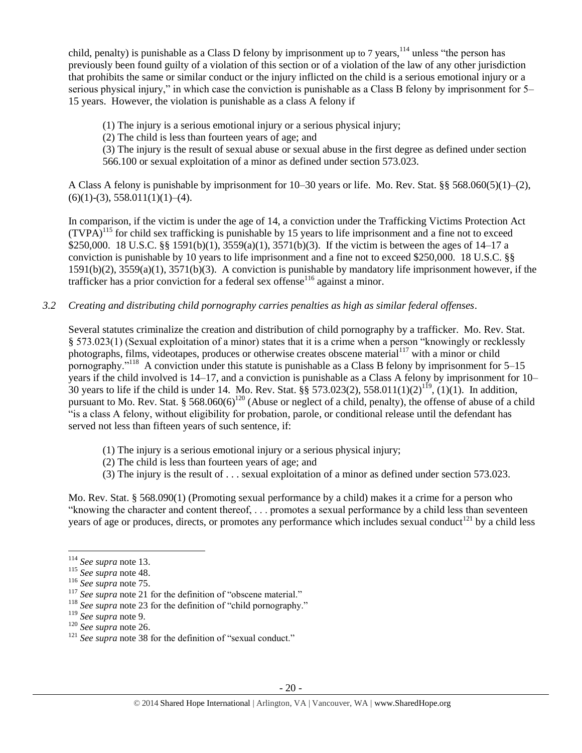child, penalty) is punishable as a Class D felony by imprisonment up to 7 years,[114] unless "the person has previously been found guilty of a violation of this section or of a violation of the law of any other jurisdiction that prohibits the same or similar conduct or the injury inflicted on the child is a serious emotional injury or a serious physical injury," in which case the conviction is punishable as a Class B felony by imprisonment for 5–15 years. However, the violation is punishable as a class A felony if

> (1) The injury is a serious emotional injury or a serious physical injury;
> (2) The child is less than fourteen years of age; and
> (3) The injury is the result of sexual abuse or sexual abuse in the first degree as defined under section 566.100 or sexual exploitation of a minor as defined under section 573.023.

A Class A felony is punishable by imprisonment for 10–30 years or life. Mo. Rev. Stat. §§ 568.060(5)(1)–(2), (6)(1)-(3), 558.011(1)(1)–(4).

In comparison, if the victim is under the age of 14, a conviction under the Trafficking Victims Protection Act (TVPA)[115] for child sex trafficking is punishable by 15 years to life imprisonment and a fine not to exceed $250,000. 18 U.S.C. §§ 1591(b)(1), 3559(a)(1), 3571(b)(3). If the victim is between the ages of 14–17 a conviction is punishable by 10 years to life imprisonment and a fine not to exceed $250,000. 18 U.S.C. §§ 1591(b)(2), 3559(a)(1), 3571(b)(3). A conviction is punishable by mandatory life imprisonment however, if the trafficker has a prior conviction for a federal sex offense[116] against a minor.

*3.2 Creating and distributing child pornography carries penalties as high as similar federal offenses.*

Several statutes criminalize the creation and distribution of child pornography by a trafficker. Mo. Rev. Stat. § 573.023(1) (Sexual exploitation of a minor) states that it is a crime when a person "knowingly or recklessly photographs, films, videotapes, produces or otherwise creates obscene material[117] with a minor or child pornography."[118] A conviction under this statute is punishable as a Class B felony by imprisonment for 5–15 years if the child involved is 14–17, and a conviction is punishable as a Class A felony by imprisonment for 10–30 years to life if the child is under 14. Mo. Rev. Stat. §§ 573.023(2), 558.011(1)(2)[119], (1)(1). In addition, pursuant to Mo. Rev. Stat. § 568.060(6)[120] (Abuse or neglect of a child, penalty), the offense of abuse of a child "is a class A felony, without eligibility for probation, parole, or conditional release until the defendant has served not less than fifteen years of such sentence, if:

> (1) The injury is a serious emotional injury or a serious physical injury;
> (2) The child is less than fourteen years of age; and
> (3) The injury is the result of . . . sexual exploitation of a minor as defined under section 573.023.

Mo. Rev. Stat. § 568.090(1) (Promoting sexual performance by a child) makes it a crime for a person who "knowing the character and content thereof, . . . promotes a sexual performance by a child less than seventeen years of age or produces, directs, or promotes any performance which includes sexual conduct[121] by a child less

---

[114] *See supra* note 13.
[115] *See supra* note 48.
[116] *See supra* note 75.
[117] *See supra* note 21 for the definition of "obscene material."
[118] *See supra* note 23 for the definition of "child pornography."
[119] *See supra* note 9.
[120] *See supra* note 26.
[121] *See supra* note 38 for the definition of "sexual conduct."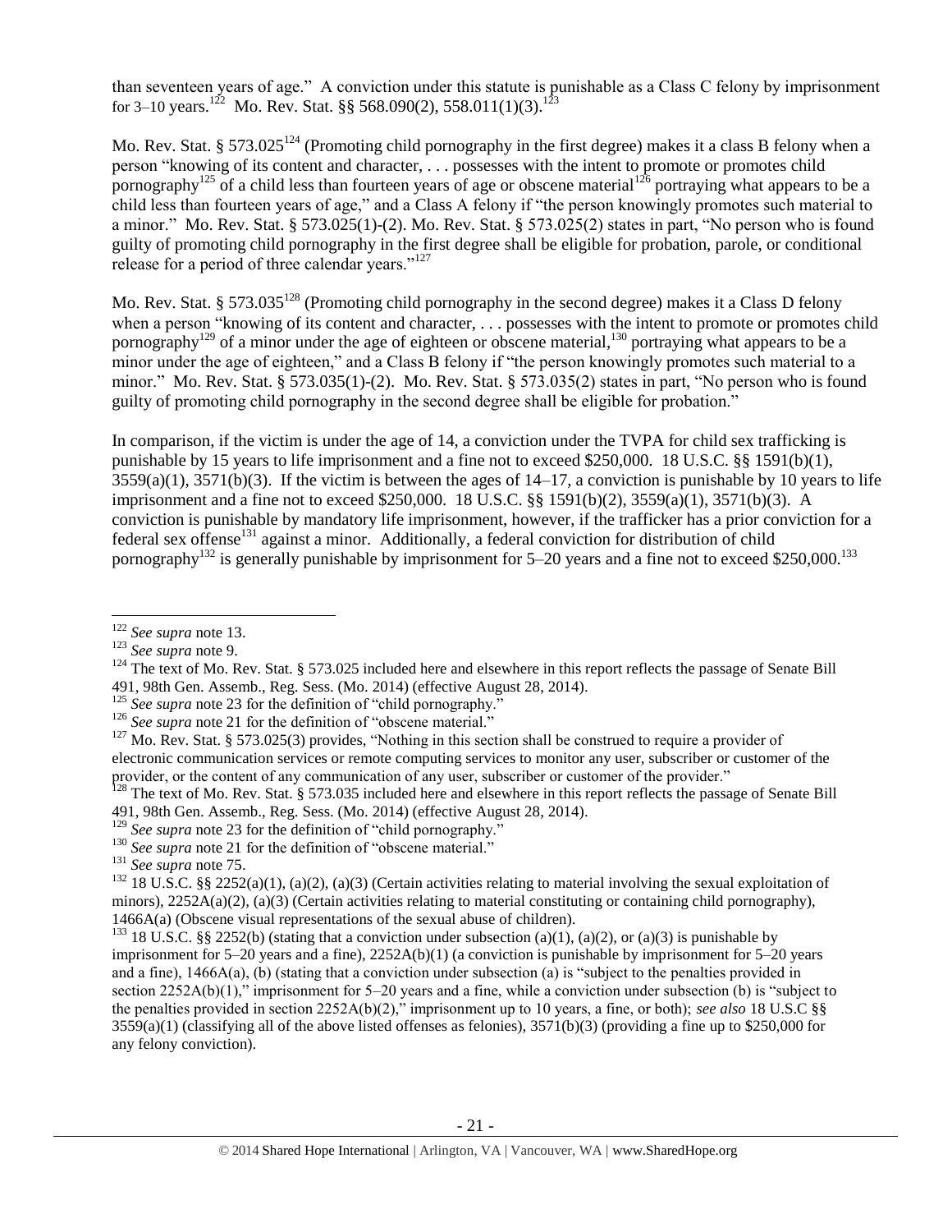than seventeen years of age." A conviction under this statute is punishable as a Class C felony by imprisonment for 3–10 years.[122] Mo. Rev. Stat. §§ 568.090(2), 558.011(1)(3).[123]

Mo. Rev. Stat. § 573.025[124] (Promoting child pornography in the first degree) makes it a class B felony when a person "knowing of its content and character, . . . possesses with the intent to promote or promotes child pornography[125] of a child less than fourteen years of age or obscene material[126] portraying what appears to be a child less than fourteen years of age," and a Class A felony if "the person knowingly promotes such material to a minor." Mo. Rev. Stat. § 573.025(1)-(2). Mo. Rev. Stat. § 573.025(2) states in part, "No person who is found guilty of promoting child pornography in the first degree shall be eligible for probation, parole, or conditional release for a period of three calendar years."[127]

Mo. Rev. Stat. § 573.035[128] (Promoting child pornography in the second degree) makes it a Class D felony when a person "knowing of its content and character, . . . possesses with the intent to promote or promotes child pornography[129] of a minor under the age of eighteen or obscene material,[130] portraying what appears to be a minor under the age of eighteen," and a Class B felony if "the person knowingly promotes such material to a minor." Mo. Rev. Stat. § 573.035(1)-(2). Mo. Rev. Stat. § 573.035(2) states in part, "No person who is found guilty of promoting child pornography in the second degree shall be eligible for probation."

In comparison, if the victim is under the age of 14, a conviction under the TVPA for child sex trafficking is punishable by 15 years to life imprisonment and a fine not to exceed $250,000. 18 U.S.C. §§ 1591(b)(1), 3559(a)(1), 3571(b)(3). If the victim is between the ages of 14–17, a conviction is punishable by 10 years to life imprisonment and a fine not to exceed $250,000. 18 U.S.C. §§ 1591(b)(2), 3559(a)(1), 3571(b)(3). A conviction is punishable by mandatory life imprisonment, however, if the trafficker has a prior conviction for a federal sex offense[131] against a minor. Additionally, a federal conviction for distribution of child pornography[132] is generally punishable by imprisonment for 5–20 years and a fine not to exceed $250,000.[133]

---

[122] *See supra* note 13.

[123] *See supra* note 9.

[124] The text of Mo. Rev. Stat. § 573.025 included here and elsewhere in this report reflects the passage of Senate Bill 491, 98th Gen. Assemb., Reg. Sess. (Mo. 2014) (effective August 28, 2014).

[125] *See supra* note 23 for the definition of "child pornography."

[126] *See supra* note 21 for the definition of "obscene material."

[127] Mo. Rev. Stat. § 573.025(3) provides, "Nothing in this section shall be construed to require a provider of electronic communication services or remote computing services to monitor any user, subscriber or customer of the provider, or the content of any communication of any user, subscriber or customer of the provider."

[128] The text of Mo. Rev. Stat. § 573.035 included here and elsewhere in this report reflects the passage of Senate Bill 491, 98th Gen. Assemb., Reg. Sess. (Mo. 2014) (effective August 28, 2014).

[129] *See supra* note 23 for the definition of "child pornography."

[130] *See supra* note 21 for the definition of "obscene material."

[131] *See supra* note 75.

[132] 18 U.S.C. §§ 2252(a)(1), (a)(2), (a)(3) (Certain activities relating to material involving the sexual exploitation of minors), 2252A(a)(2), (a)(3) (Certain activities relating to material constituting or containing child pornography), 1466A(a) (Obscene visual representations of the sexual abuse of children).

[133] 18 U.S.C. §§ 2252(b) (stating that a conviction under subsection (a)(1), (a)(2), or (a)(3) is punishable by imprisonment for 5–20 years and a fine), 2252A(b)(1) (a conviction is punishable by imprisonment for 5–20 years and a fine), 1466A(a), (b) (stating that a conviction under subsection (a) is "subject to the penalties provided in section 2252A(b)(1)," imprisonment for 5–20 years and a fine, while a conviction under subsection (b) is "subject to the penalties provided in section 2252A(b)(2)," imprisonment up to 10 years, a fine, or both); *see also* 18 U.S.C §§ 3559(a)(1) (classifying all of the above listed offenses as felonies), 3571(b)(3) (providing a fine up to $250,000 for any felony conviction).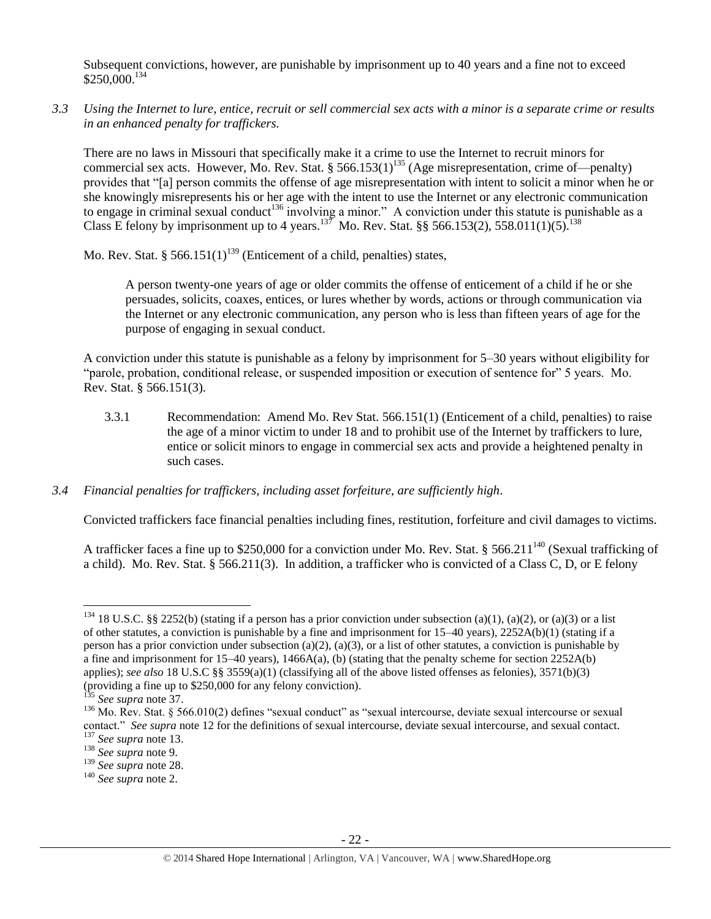Subsequent convictions, however, are punishable by imprisonment up to 40 years and a fine not to exceed $250,000.[134]

*3.3 Using the Internet to lure, entice, recruit or sell commercial sex acts with a minor is a separate crime or results in an enhanced penalty for traffickers.*

There are no laws in Missouri that specifically make it a crime to use the Internet to recruit minors for commercial sex acts. However, Mo. Rev. Stat. § 566.153(1)[135] (Age misrepresentation, crime of—penalty) provides that "[a] person commits the offense of age misrepresentation with intent to solicit a minor when he or she knowingly misrepresents his or her age with the intent to use the Internet or any electronic communication to engage in criminal sexual conduct[136] involving a minor." A conviction under this statute is punishable as a Class E felony by imprisonment up to 4 years.[137] Mo. Rev. Stat. §§ 566.153(2), 558.011(1)(5).[138]

Mo. Rev. Stat. § 566.151(1)[139] (Enticement of a child, penalties) states,

> A person twenty-one years of age or older commits the offense of enticement of a child if he or she persuades, solicits, coaxes, entices, or lures whether by words, actions or through communication via the Internet or any electronic communication, any person who is less than fifteen years of age for the purpose of engaging in sexual conduct.

A conviction under this statute is punishable as a felony by imprisonment for 5–30 years without eligibility for "parole, probation, conditional release, or suspended imposition or execution of sentence for" 5 years. Mo. Rev. Stat. § 566.151(3).

3.3.1 Recommendation: Amend Mo. Rev Stat. 566.151(1) (Enticement of a child, penalties) to raise the age of a minor victim to under 18 and to prohibit use of the Internet by traffickers to lure, entice or solicit minors to engage in commercial sex acts and provide a heightened penalty in such cases.

*3.4 Financial penalties for traffickers, including asset forfeiture, are sufficiently high.*

Convicted traffickers face financial penalties including fines, restitution, forfeiture and civil damages to victims.

A trafficker faces a fine up to $250,000 for a conviction under Mo. Rev. Stat. § 566.211[140] (Sexual trafficking of a child). Mo. Rev. Stat. § 566.211(3). In addition, a trafficker who is convicted of a Class C, D, or E felony

---

[134] 18 U.S.C. §§ 2252(b) (stating if a person has a prior conviction under subsection (a)(1), (a)(2), or (a)(3) or a list of other statutes, a conviction is punishable by a fine and imprisonment for 15–40 years), 2252A(b)(1) (stating if a person has a prior conviction under subsection (a)(2), (a)(3), or a list of other statutes, a conviction is punishable by a fine and imprisonment for 15–40 years), 1466A(a), (b) (stating that the penalty scheme for section 2252A(b) applies); *see also* 18 U.S.C §§ 3559(a)(1) (classifying all of the above listed offenses as felonies), 3571(b)(3) (providing a fine up to $250,000 for any felony conviction).

[135] *See supra* note 37.

[136] Mo. Rev. Stat. § 566.010(2) defines "sexual conduct" as "sexual intercourse, deviate sexual intercourse or sexual contact." *See supra* note 12 for the definitions of sexual intercourse, deviate sexual intercourse, and sexual contact.

[137] *See supra* note 13.

[138] *See supra* note 9.

[139] *See supra* note 28.

[140] *See supra* note 2.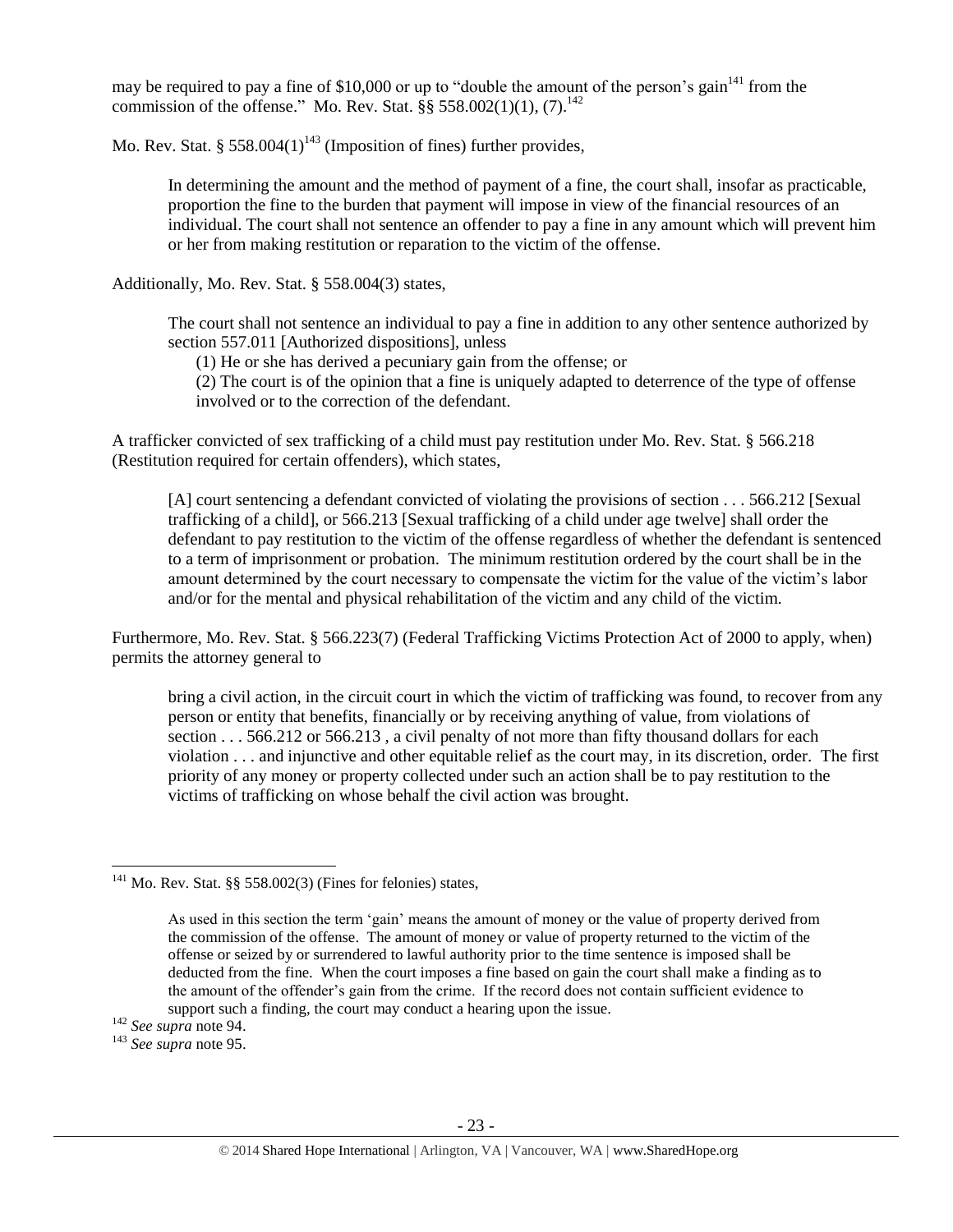may be required to pay a fine of $10,000 or up to "double the amount of the person's gain[141] from the commission of the offense." Mo. Rev. Stat. §§ 558.002(1)(1), (7).[142]

Mo. Rev. Stat. § 558.004(1)[143] (Imposition of fines) further provides,

> In determining the amount and the method of payment of a fine, the court shall, insofar as practicable, proportion the fine to the burden that payment will impose in view of the financial resources of an individual. The court shall not sentence an offender to pay a fine in any amount which will prevent him or her from making restitution or reparation to the victim of the offense.

Additionally, Mo. Rev. Stat. § 558.004(3) states,

> The court shall not sentence an individual to pay a fine in addition to any other sentence authorized by section 557.011 [Authorized dispositions], unless
>
> (1) He or she has derived a pecuniary gain from the offense; or
>
> (2) The court is of the opinion that a fine is uniquely adapted to deterrence of the type of offense involved or to the correction of the defendant.

A trafficker convicted of sex trafficking of a child must pay restitution under Mo. Rev. Stat. § 566.218 (Restitution required for certain offenders), which states,

> [A] court sentencing a defendant convicted of violating the provisions of section . . . 566.212 [Sexual trafficking of a child], or 566.213 [Sexual trafficking of a child under age twelve] shall order the defendant to pay restitution to the victim of the offense regardless of whether the defendant is sentenced to a term of imprisonment or probation. The minimum restitution ordered by the court shall be in the amount determined by the court necessary to compensate the victim for the value of the victim's labor and/or for the mental and physical rehabilitation of the victim and any child of the victim.

Furthermore, Mo. Rev. Stat. § 566.223(7) (Federal Trafficking Victims Protection Act of 2000 to apply, when) permits the attorney general to

> bring a civil action, in the circuit court in which the victim of trafficking was found, to recover from any person or entity that benefits, financially or by receiving anything of value, from violations of section . . . 566.212 or 566.213 , a civil penalty of not more than fifty thousand dollars for each violation . . . and injunctive and other equitable relief as the court may, in its discretion, order. The first priority of any money or property collected under such an action shall be to pay restitution to the victims of trafficking on whose behalf the civil action was brought.

---

[141] Mo. Rev. Stat. §§ 558.002(3) (Fines for felonies) states,

> As used in this section the term 'gain' means the amount of money or the value of property derived from the commission of the offense. The amount of money or value of property returned to the victim of the offense or seized by or surrendered to lawful authority prior to the time sentence is imposed shall be deducted from the fine. When the court imposes a fine based on gain the court shall make a finding as to the amount of the offender's gain from the crime. If the record does not contain sufficient evidence to support such a finding, the court may conduct a hearing upon the issue.

[142] *See supra* note 94.

[143] *See supra* note 95.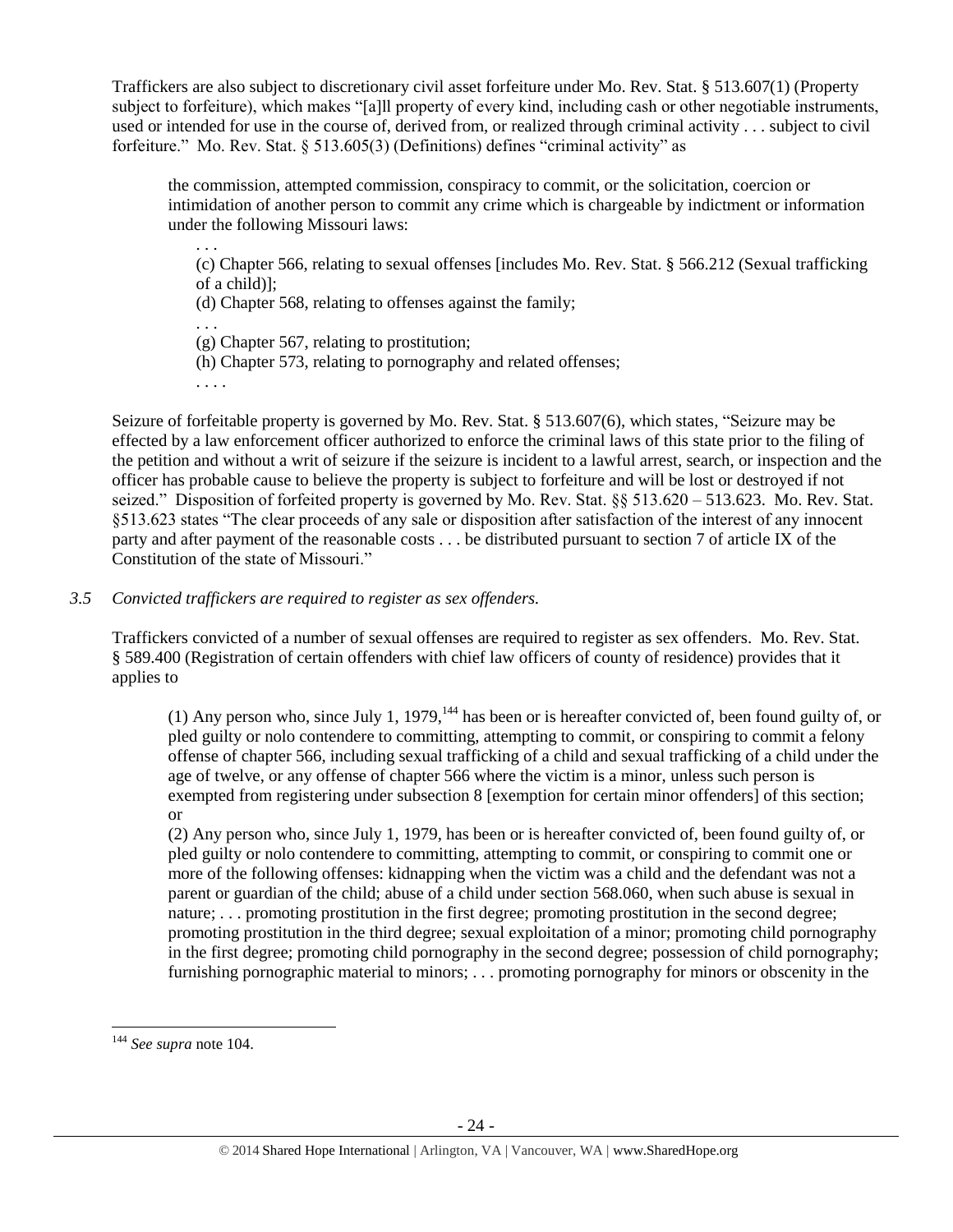Traffickers are also subject to discretionary civil asset forfeiture under Mo. Rev. Stat. § 513.607(1) (Property subject to forfeiture), which makes "[a]ll property of every kind, including cash or other negotiable instruments, used or intended for use in the course of, derived from, or realized through criminal activity . . . subject to civil forfeiture." Mo. Rev. Stat. § 513.605(3) (Definitions) defines "criminal activity" as

> the commission, attempted commission, conspiracy to commit, or the solicitation, coercion or intimidation of another person to commit any crime which is chargeable by indictment or information under the following Missouri laws:
>
> > . . .
> > (c) Chapter 566, relating to sexual offenses [includes Mo. Rev. Stat. § 566.212 (Sexual trafficking of a child)];
> > (d) Chapter 568, relating to offenses against the family;
> > . . .
> > (g) Chapter 567, relating to prostitution;
> > (h) Chapter 573, relating to pornography and related offenses;
> > . . . .

Seizure of forfeitable property is governed by Mo. Rev. Stat. § 513.607(6), which states, "Seizure may be effected by a law enforcement officer authorized to enforce the criminal laws of this state prior to the filing of the petition and without a writ of seizure if the seizure is incident to a lawful arrest, search, or inspection and the officer has probable cause to believe the property is subject to forfeiture and will be lost or destroyed if not seized." Disposition of forfeited property is governed by Mo. Rev. Stat. §§ 513.620 – 513.623. Mo. Rev. Stat. §513.623 states "The clear proceeds of any sale or disposition after satisfaction of the interest of any innocent party and after payment of the reasonable costs . . . be distributed pursuant to section 7 of article IX of the Constitution of the state of Missouri."

*3.5 Convicted traffickers are required to register as sex offenders.*

Traffickers convicted of a number of sexual offenses are required to register as sex offenders. Mo. Rev. Stat. § 589.400 (Registration of certain offenders with chief law officers of county of residence) provides that it applies to

> (1) Any person who, since July 1, 1979,[144] has been or is hereafter convicted of, been found guilty of, or pled guilty or nolo contendere to committing, attempting to commit, or conspiring to commit a felony offense of chapter 566, including sexual trafficking of a child and sexual trafficking of a child under the age of twelve, or any offense of chapter 566 where the victim is a minor, unless such person is exempted from registering under subsection 8 [exemption for certain minor offenders] of this section; or
>
> (2) Any person who, since July 1, 1979, has been or is hereafter convicted of, been found guilty of, or pled guilty or nolo contendere to committing, attempting to commit, or conspiring to commit one or more of the following offenses: kidnapping when the victim was a child and the defendant was not a parent or guardian of the child; abuse of a child under section 568.060, when such abuse is sexual in nature; . . . promoting prostitution in the first degree; promoting prostitution in the second degree; promoting prostitution in the third degree; sexual exploitation of a minor; promoting child pornography in the first degree; promoting child pornography in the second degree; possession of child pornography; furnishing pornographic material to minors; . . . promoting pornography for minors or obscenity in the

[144] *See supra* note 104.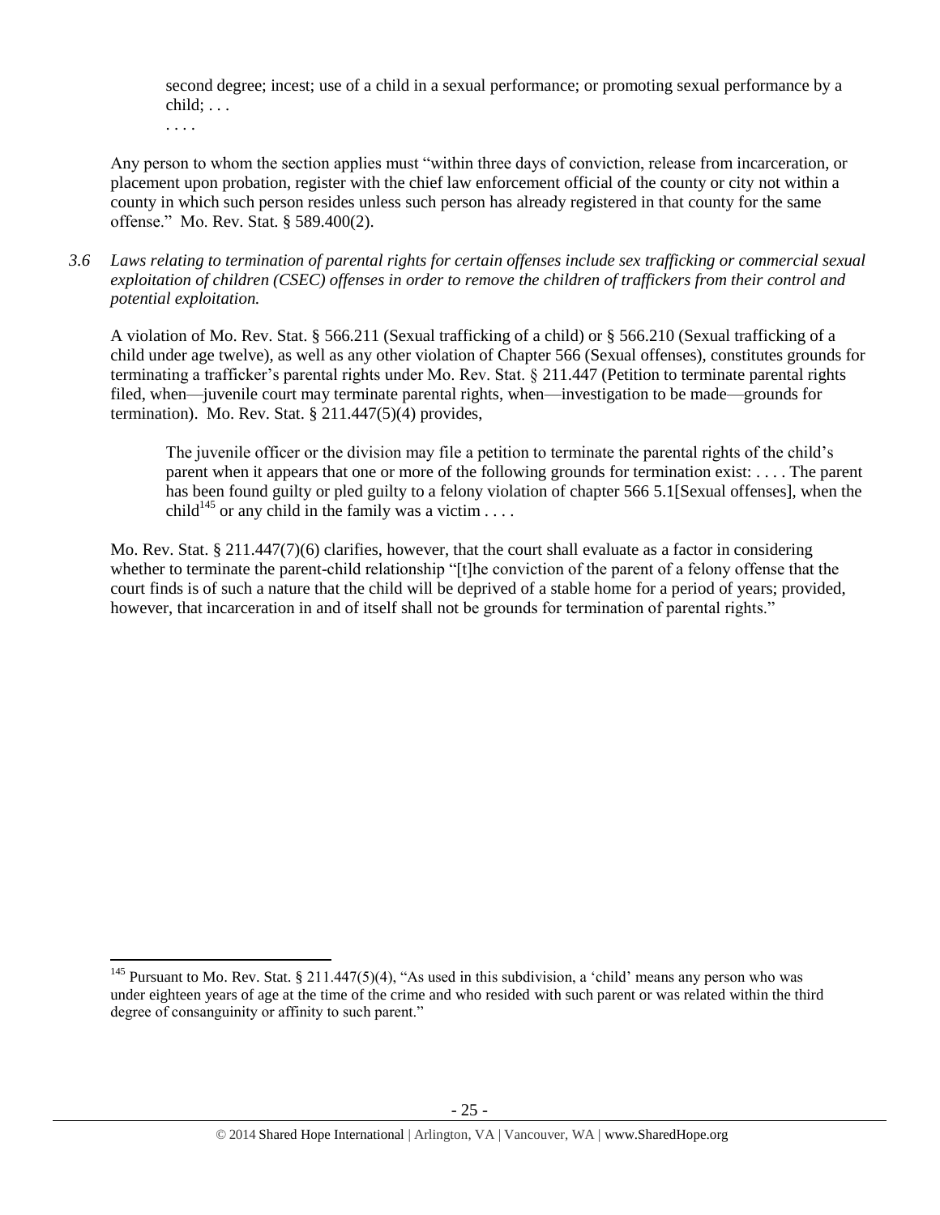> second degree; incest; use of a child in a sexual performance; or promoting sexual performance by a child; . . .
>
> . . . .

Any person to whom the section applies must "within three days of conviction, release from incarceration, or placement upon probation, register with the chief law enforcement official of the county or city not within a county in which such person resides unless such person has already registered in that county for the same offense." Mo. Rev. Stat. § 589.400(2).

*3.6 Laws relating to termination of parental rights for certain offenses include sex trafficking or commercial sexual exploitation of children (CSEC) offenses in order to remove the children of traffickers from their control and potential exploitation.*

A violation of Mo. Rev. Stat. § 566.211 (Sexual trafficking of a child) or § 566.210 (Sexual trafficking of a child under age twelve), as well as any other violation of Chapter 566 (Sexual offenses), constitutes grounds for terminating a trafficker's parental rights under Mo. Rev. Stat. § 211.447 (Petition to terminate parental rights filed, when—juvenile court may terminate parental rights, when—investigation to be made—grounds for termination). Mo. Rev. Stat. § 211.447(5)(4) provides,

> The juvenile officer or the division may file a petition to terminate the parental rights of the child's parent when it appears that one or more of the following grounds for termination exist: . . . . The parent has been found guilty or pled guilty to a felony violation of chapter 566 5.1[Sexual offenses], when the child[145] or any child in the family was a victim . . . .

Mo. Rev. Stat. § 211.447(7)(6) clarifies, however, that the court shall evaluate as a factor in considering whether to terminate the parent-child relationship "[t]he conviction of the parent of a felony offense that the court finds is of such a nature that the child will be deprived of a stable home for a period of years; provided, however, that incarceration in and of itself shall not be grounds for termination of parental rights."

---

[145] Pursuant to Mo. Rev. Stat. § 211.447(5)(4), "As used in this subdivision, a 'child' means any person who was under eighteen years of age at the time of the crime and who resided with such parent or was related within the third degree of consanguinity or affinity to such parent."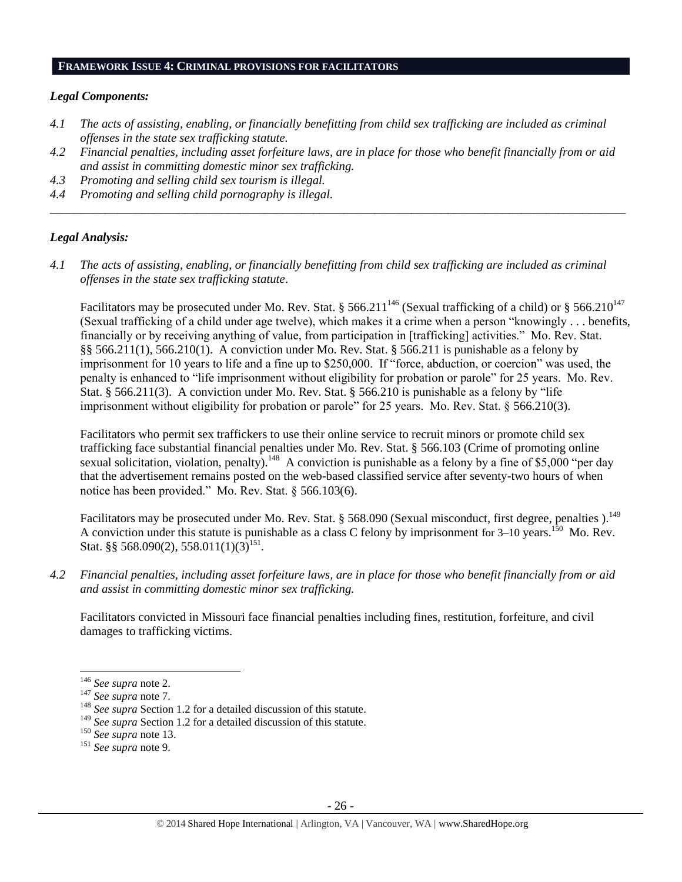## FRAMEWORK ISSUE 4: CRIMINAL PROVISIONS FOR FACILITATORS

### *Legal Components:*

*4.1 The acts of assisting, enabling, or financially benefitting from child sex trafficking are included as criminal offenses in the state sex trafficking statute.*

*4.2 Financial penalties, including asset forfeiture laws, are in place for those who benefit financially from or aid and assist in committing domestic minor sex trafficking.*

*4.3 Promoting and selling child sex tourism is illegal.*

*4.4 Promoting and selling child pornography is illegal.*

---

### *Legal Analysis:*

*4.1 The acts of assisting, enabling, or financially benefitting from child sex trafficking are included as criminal offenses in the state sex trafficking statute.*

Facilitators may be prosecuted under Mo. Rev. Stat. § 566.211[146] (Sexual trafficking of a child) or § 566.210[147] (Sexual trafficking of a child under age twelve), which makes it a crime when a person "knowingly . . . benefits, financially or by receiving anything of value, from participation in [trafficking] activities." Mo. Rev. Stat. §§ 566.211(1), 566.210(1). A conviction under Mo. Rev. Stat. § 566.211 is punishable as a felony by imprisonment for 10 years to life and a fine up to $250,000. If "force, abduction, or coercion" was used, the penalty is enhanced to "life imprisonment without eligibility for probation or parole" for 25 years. Mo. Rev. Stat. § 566.211(3). A conviction under Mo. Rev. Stat. § 566.210 is punishable as a felony by "life imprisonment without eligibility for probation or parole" for 25 years. Mo. Rev. Stat. § 566.210(3).

Facilitators who permit sex traffickers to use their online service to recruit minors or promote child sex trafficking face substantial financial penalties under Mo. Rev. Stat. § 566.103 (Crime of promoting online sexual solicitation, violation, penalty).[148] A conviction is punishable as a felony by a fine of $5,000 "per day that the advertisement remains posted on the web-based classified service after seventy-two hours of when notice has been provided." Mo. Rev. Stat. § 566.103(6).

Facilitators may be prosecuted under Mo. Rev. Stat. § 568.090 (Sexual misconduct, first degree, penalties ).[149] A conviction under this statute is punishable as a class C felony by imprisonment for 3–10 years.[150] Mo. Rev. Stat. §§ 568.090(2), 558.011(1)(3)[151].

*4.2 Financial penalties, including asset forfeiture laws, are in place for those who benefit financially from or aid and assist in committing domestic minor sex trafficking.*

Facilitators convicted in Missouri face financial penalties including fines, restitution, forfeiture, and civil damages to trafficking victims.

---

[146] *See supra* note 2.

[147] *See supra* note 7.

[148] *See supra* Section 1.2 for a detailed discussion of this statute.

[149] *See supra* Section 1.2 for a detailed discussion of this statute.

[150] *See supra* note 13.

[151] *See supra* note 9.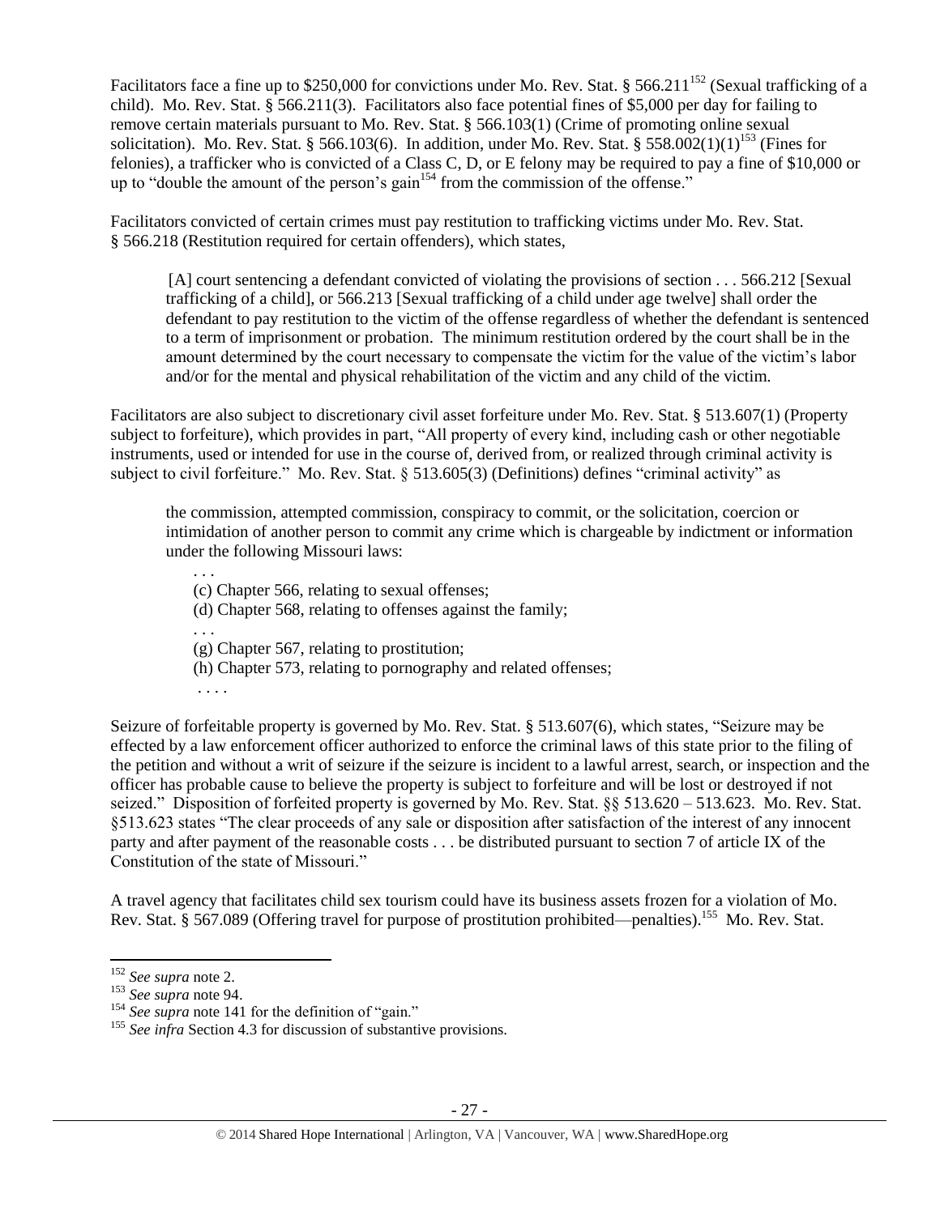Facilitators face a fine up to $250,000 for convictions under Mo. Rev. Stat. § 566.211[152] (Sexual trafficking of a child). Mo. Rev. Stat. § 566.211(3). Facilitators also face potential fines of $5,000 per day for failing to remove certain materials pursuant to Mo. Rev. Stat. § 566.103(1) (Crime of promoting online sexual solicitation). Mo. Rev. Stat. § 566.103(6). In addition, under Mo. Rev. Stat. § 558.002(1)(1)[153] (Fines for felonies), a trafficker who is convicted of a Class C, D, or E felony may be required to pay a fine of $10,000 or up to "double the amount of the person's gain[154] from the commission of the offense."

Facilitators convicted of certain crimes must pay restitution to trafficking victims under Mo. Rev. Stat. § 566.218 (Restitution required for certain offenders), which states,

> [A] court sentencing a defendant convicted of violating the provisions of section . . . 566.212 [Sexual trafficking of a child], or 566.213 [Sexual trafficking of a child under age twelve] shall order the defendant to pay restitution to the victim of the offense regardless of whether the defendant is sentenced to a term of imprisonment or probation. The minimum restitution ordered by the court shall be in the amount determined by the court necessary to compensate the victim for the value of the victim's labor and/or for the mental and physical rehabilitation of the victim and any child of the victim.

Facilitators are also subject to discretionary civil asset forfeiture under Mo. Rev. Stat. § 513.607(1) (Property subject to forfeiture), which provides in part, "All property of every kind, including cash or other negotiable instruments, used or intended for use in the course of, derived from, or realized through criminal activity is subject to civil forfeiture." Mo. Rev. Stat. § 513.605(3) (Definitions) defines "criminal activity" as

> the commission, attempted commission, conspiracy to commit, or the solicitation, coercion or intimidation of another person to commit any crime which is chargeable by indictment or information under the following Missouri laws:
>
> . . .
> (c) Chapter 566, relating to sexual offenses;
> (d) Chapter 568, relating to offenses against the family;
> . . .
> (g) Chapter 567, relating to prostitution;
> (h) Chapter 573, relating to pornography and related offenses;
> . . . .

Seizure of forfeitable property is governed by Mo. Rev. Stat. § 513.607(6), which states, "Seizure may be effected by a law enforcement officer authorized to enforce the criminal laws of this state prior to the filing of the petition and without a writ of seizure if the seizure is incident to a lawful arrest, search, or inspection and the officer has probable cause to believe the property is subject to forfeiture and will be lost or destroyed if not seized." Disposition of forfeited property is governed by Mo. Rev. Stat. §§ 513.620 – 513.623. Mo. Rev. Stat. §513.623 states "The clear proceeds of any sale or disposition after satisfaction of the interest of any innocent party and after payment of the reasonable costs . . . be distributed pursuant to section 7 of article IX of the Constitution of the state of Missouri."

A travel agency that facilitates child sex tourism could have its business assets frozen for a violation of Mo. Rev. Stat. § 567.089 (Offering travel for purpose of prostitution prohibited—penalties).[155] Mo. Rev. Stat.

---

[152] *See supra* note 2.
[153] *See supra* note 94.
[154] *See supra* note 141 for the definition of "gain."
[155] *See infra* Section 4.3 for discussion of substantive provisions.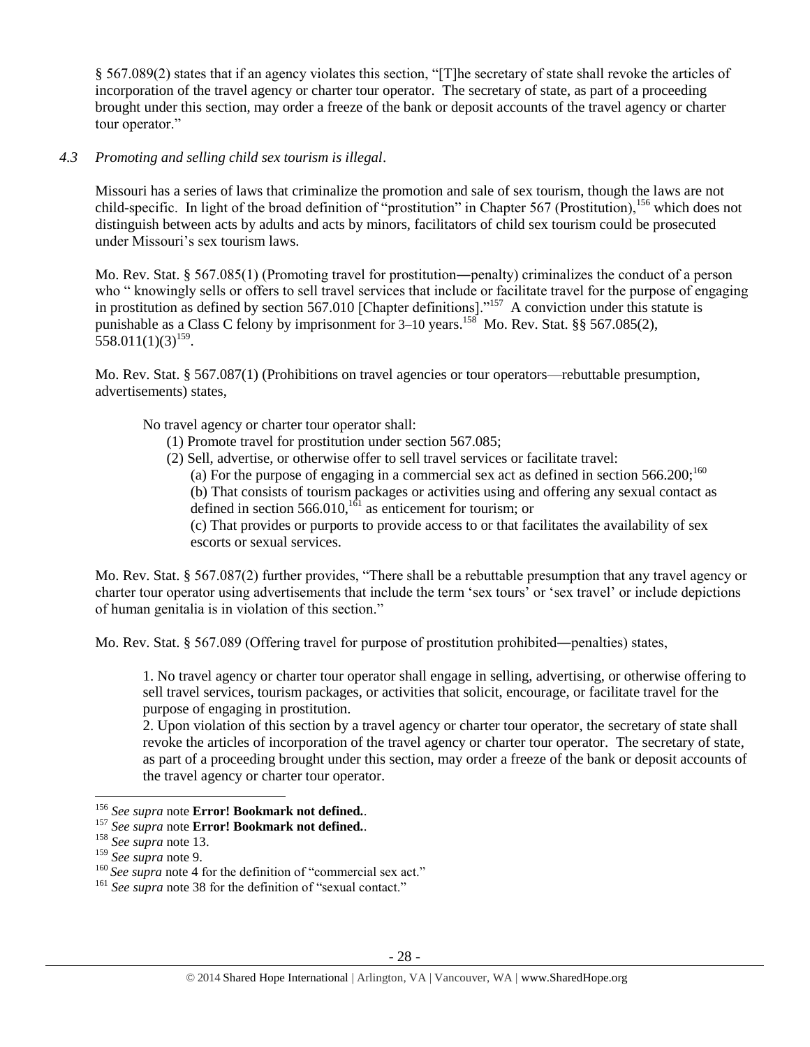§ 567.089(2) states that if an agency violates this section, "[T]he secretary of state shall revoke the articles of incorporation of the travel agency or charter tour operator. The secretary of state, as part of a proceeding brought under this section, may order a freeze of the bank or deposit accounts of the travel agency or charter tour operator."

*4.3 Promoting and selling child sex tourism is illegal.*

Missouri has a series of laws that criminalize the promotion and sale of sex tourism, though the laws are not child-specific. In light of the broad definition of "prostitution" in Chapter 567 (Prostitution),[156] which does not distinguish between acts by adults and acts by minors, facilitators of child sex tourism could be prosecuted under Missouri's sex tourism laws.

Mo. Rev. Stat. § 567.085(1) (Promoting travel for prostitution―penalty) criminalizes the conduct of a person who " knowingly sells or offers to sell travel services that include or facilitate travel for the purpose of engaging in prostitution as defined by section 567.010 [Chapter definitions]."[157] A conviction under this statute is punishable as a Class C felony by imprisonment for 3–10 years.[158] Mo. Rev. Stat. §§ 567.085(2), 558.011(1)(3)[159].

Mo. Rev. Stat. § 567.087(1) (Prohibitions on travel agencies or tour operators—rebuttable presumption, advertisements) states,

> No travel agency or charter tour operator shall:
>
> (1) Promote travel for prostitution under section 567.085;
>
> (2) Sell, advertise, or otherwise offer to sell travel services or facilitate travel:
>
> (a) For the purpose of engaging in a commercial sex act as defined in section 566.200;[160]
>
> (b) That consists of tourism packages or activities using and offering any sexual contact as defined in section 566.010,[161] as enticement for tourism; or
>
> (c) That provides or purports to provide access to or that facilitates the availability of sex escorts or sexual services.

Mo. Rev. Stat. § 567.087(2) further provides, "There shall be a rebuttable presumption that any travel agency or charter tour operator using advertisements that include the term 'sex tours' or 'sex travel' or include depictions of human genitalia is in violation of this section."

Mo. Rev. Stat. § 567.089 (Offering travel for purpose of prostitution prohibited―penalties) states,

> 1. No travel agency or charter tour operator shall engage in selling, advertising, or otherwise offering to sell travel services, tourism packages, or activities that solicit, encourage, or facilitate travel for the purpose of engaging in prostitution.
>
> 2. Upon violation of this section by a travel agency or charter tour operator, the secretary of state shall revoke the articles of incorporation of the travel agency or charter tour operator. The secretary of state, as part of a proceeding brought under this section, may order a freeze of the bank or deposit accounts of the travel agency or charter tour operator.

---

[156] *See supra* note **Error! Bookmark not defined.**.

[157] *See supra* note **Error! Bookmark not defined.**.

[158] *See supra* note 13.

[159] *See supra* note 9.

[160] *See supra* note 4 for the definition of "commercial sex act."

[161] *See supra* note 38 for the definition of "sexual contact."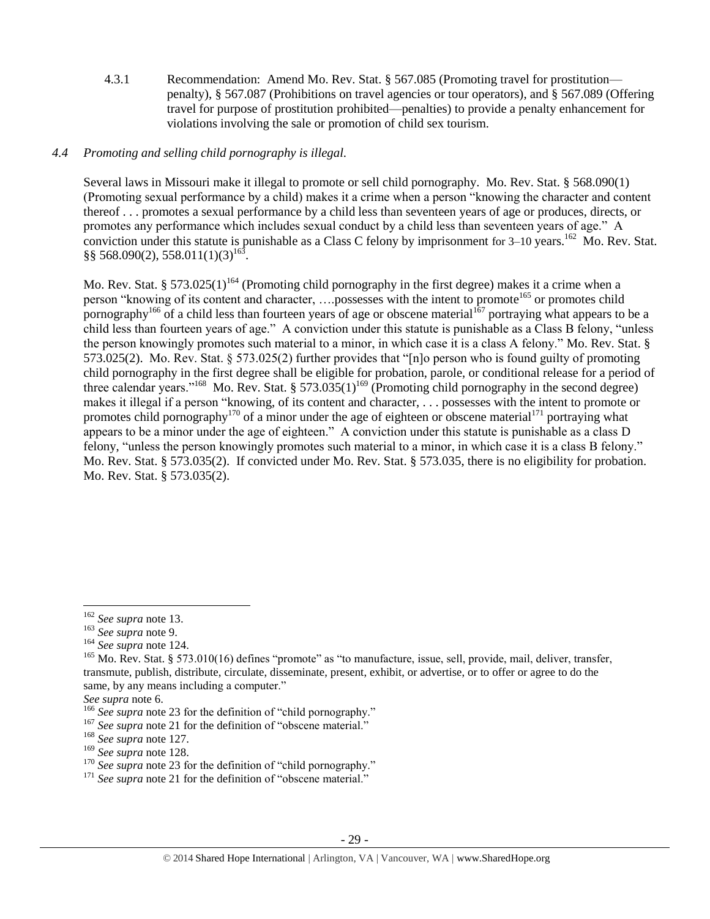4.3.1 Recommendation: Amend Mo. Rev. Stat. § 567.085 (Promoting travel for prostitution—penalty), § 567.087 (Prohibitions on travel agencies or tour operators), and § 567.089 (Offering travel for purpose of prostitution prohibited—penalties) to provide a penalty enhancement for violations involving the sale or promotion of child sex tourism.

*4.4 Promoting and selling child pornography is illegal.*

Several laws in Missouri make it illegal to promote or sell child pornography. Mo. Rev. Stat. § 568.090(1) (Promoting sexual performance by a child) makes it a crime when a person "knowing the character and content thereof . . . promotes a sexual performance by a child less than seventeen years of age or produces, directs, or promotes any performance which includes sexual conduct by a child less than seventeen years of age." A conviction under this statute is punishable as a Class C felony by imprisonment for 3–10 years.[162] Mo. Rev. Stat. §§ 568.090(2), 558.011(1)(3)[163].

Mo. Rev. Stat. § 573.025(1)[164] (Promoting child pornography in the first degree) makes it a crime when a person "knowing of its content and character, ….possesses with the intent to promote[165] or promotes child pornography[166] of a child less than fourteen years of age or obscene material[167] portraying what appears to be a child less than fourteen years of age." A conviction under this statute is punishable as a Class B felony, "unless the person knowingly promotes such material to a minor, in which case it is a class A felony." Mo. Rev. Stat. § 573.025(2). Mo. Rev. Stat. § 573.025(2) further provides that "[n]o person who is found guilty of promoting child pornography in the first degree shall be eligible for probation, parole, or conditional release for a period of three calendar years."[168] Mo. Rev. Stat. § 573.035(1)[169] (Promoting child pornography in the second degree) makes it illegal if a person "knowing, of its content and character, . . . possesses with the intent to promote or promotes child pornography[170] of a minor under the age of eighteen or obscene material[171] portraying what appears to be a minor under the age of eighteen." A conviction under this statute is punishable as a class D felony, "unless the person knowingly promotes such material to a minor, in which case it is a class B felony." Mo. Rev. Stat. § 573.035(2). If convicted under Mo. Rev. Stat. § 573.035, there is no eligibility for probation. Mo. Rev. Stat. § 573.035(2).

---

[162] *See supra* note 13.

[163] *See supra* note 9.

[164] *See supra* note 124.

[165] Mo. Rev. Stat. § 573.010(16) defines "promote" as "to manufacture, issue, sell, provide, mail, deliver, transfer, transmute, publish, distribute, circulate, disseminate, present, exhibit, or advertise, or to offer or agree to do the same, by any means including a computer."
*See supra* note 6.

[166] *See supra* note 23 for the definition of "child pornography."

[167] *See supra* note 21 for the definition of "obscene material."

[168] *See supra* note 127.

[169] *See supra* note 128.

[170] *See supra* note 23 for the definition of "child pornography."

[171] *See supra* note 21 for the definition of "obscene material."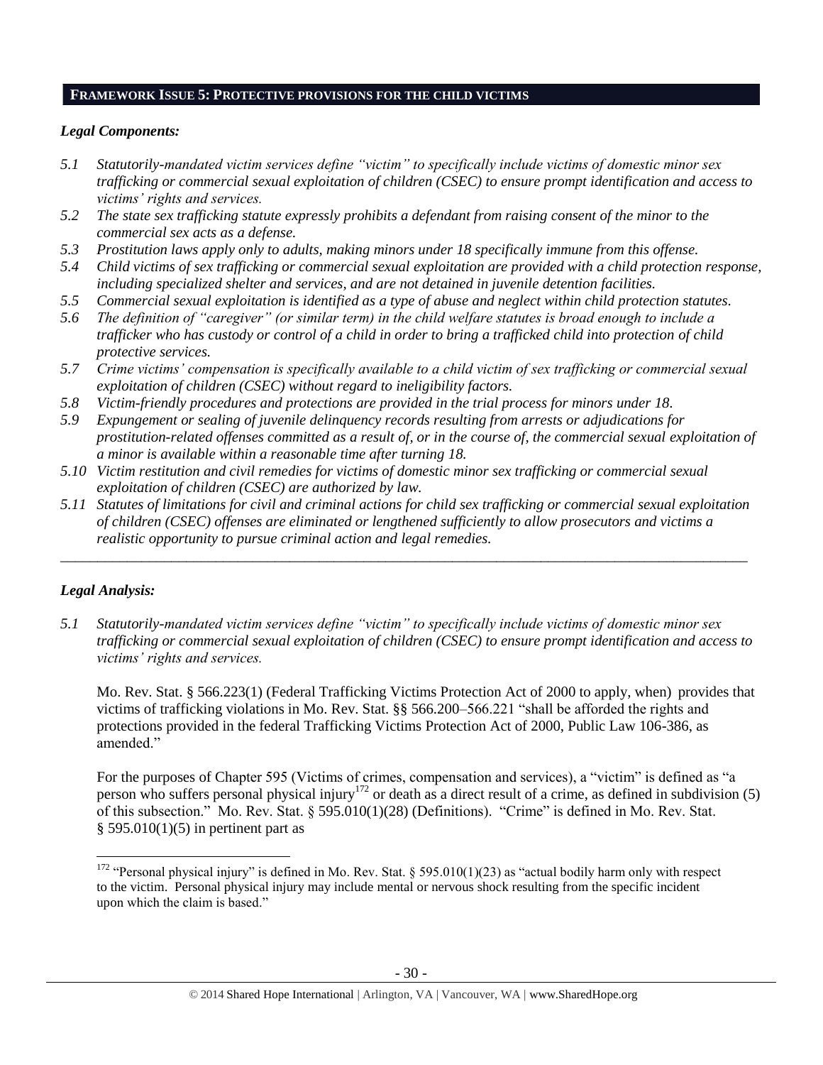## FRAMEWORK ISSUE 5: PROTECTIVE PROVISIONS FOR THE CHILD VICTIMS

### *Legal Components:*

- *5.1 Statutorily-mandated victim services define "victim" to specifically include victims of domestic minor sex trafficking or commercial sexual exploitation of children (CSEC) to ensure prompt identification and access to victims' rights and services.*
- *5.2 The state sex trafficking statute expressly prohibits a defendant from raising consent of the minor to the commercial sex acts as a defense.*
- *5.3 Prostitution laws apply only to adults, making minors under 18 specifically immune from this offense.*
- *5.4 Child victims of sex trafficking or commercial sexual exploitation are provided with a child protection response, including specialized shelter and services, and are not detained in juvenile detention facilities.*
- *5.5 Commercial sexual exploitation is identified as a type of abuse and neglect within child protection statutes.*
- *5.6 The definition of "caregiver" (or similar term) in the child welfare statutes is broad enough to include a trafficker who has custody or control of a child in order to bring a trafficked child into protection of child protective services.*
- *5.7 Crime victims' compensation is specifically available to a child victim of sex trafficking or commercial sexual exploitation of children (CSEC) without regard to ineligibility factors.*
- *5.8 Victim-friendly procedures and protections are provided in the trial process for minors under 18.*
- *5.9 Expungement or sealing of juvenile delinquency records resulting from arrests or adjudications for prostitution-related offenses committed as a result of, or in the course of, the commercial sexual exploitation of a minor is available within a reasonable time after turning 18.*
- *5.10 Victim restitution and civil remedies for victims of domestic minor sex trafficking or commercial sexual exploitation of children (CSEC) are authorized by law.*
- *5.11 Statutes of limitations for civil and criminal actions for child sex trafficking or commercial sexual exploitation of children (CSEC) offenses are eliminated or lengthened sufficiently to allow prosecutors and victims a realistic opportunity to pursue criminal action and legal remedies.*

---

### *Legal Analysis:*

*5.1 Statutorily-mandated victim services define "victim" to specifically include victims of domestic minor sex trafficking or commercial sexual exploitation of children (CSEC) to ensure prompt identification and access to victims' rights and services.*

Mo. Rev. Stat. § 566.223(1) (Federal Trafficking Victims Protection Act of 2000 to apply, when) provides that victims of trafficking violations in Mo. Rev. Stat. §§ 566.200–566.221 "shall be afforded the rights and protections provided in the federal Trafficking Victims Protection Act of 2000, Public Law 106-386, as amended."

For the purposes of Chapter 595 (Victims of crimes, compensation and services), a "victim" is defined as "a person who suffers personal physical injury[172] or death as a direct result of a crime, as defined in subdivision (5) of this subsection." Mo. Rev. Stat. § 595.010(1)(28) (Definitions). "Crime" is defined in Mo. Rev. Stat. § 595.010(1)(5) in pertinent part as

---

[172] "Personal physical injury" is defined in Mo. Rev. Stat. § 595.010(1)(23) as "actual bodily harm only with respect to the victim. Personal physical injury may include mental or nervous shock resulting from the specific incident upon which the claim is based."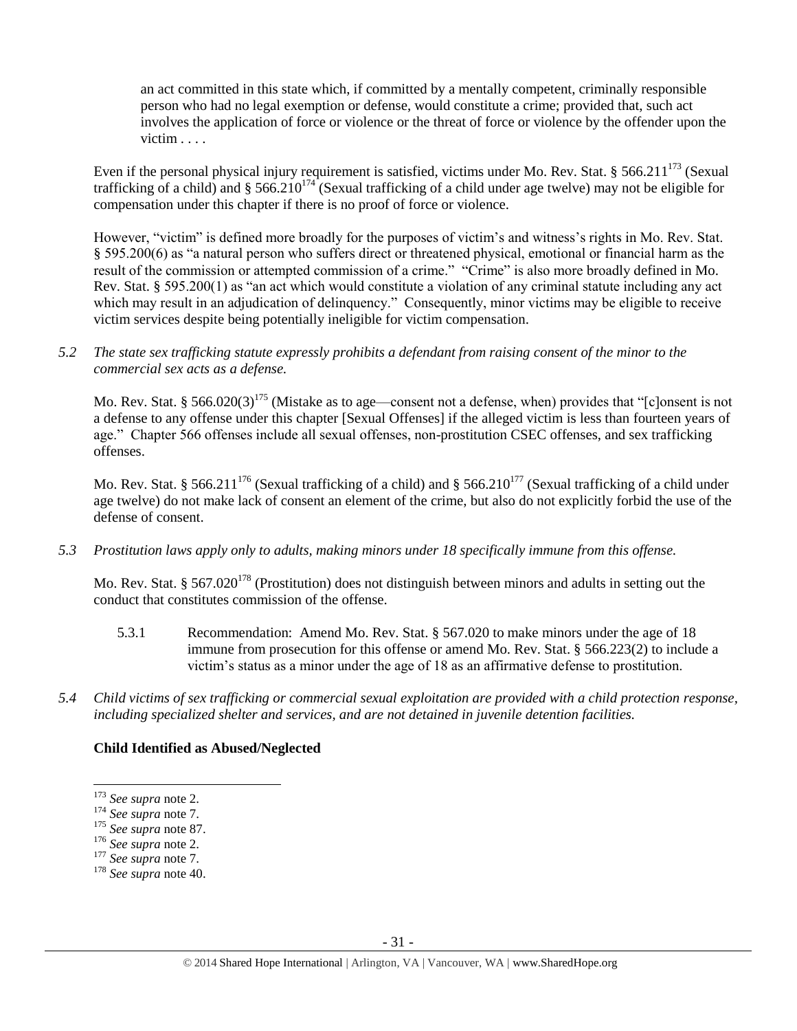an act committed in this state which, if committed by a mentally competent, criminally responsible person who had no legal exemption or defense, would constitute a crime; provided that, such act involves the application of force or violence or the threat of force or violence by the offender upon the victim . . . .

Even if the personal physical injury requirement is satisfied, victims under Mo. Rev. Stat. § 566.211[173] (Sexual trafficking of a child) and § 566.210[174] (Sexual trafficking of a child under age twelve) may not be eligible for compensation under this chapter if there is no proof of force or violence.

However, "victim" is defined more broadly for the purposes of victim's and witness's rights in Mo. Rev. Stat. § 595.200(6) as "a natural person who suffers direct or threatened physical, emotional or financial harm as the result of the commission or attempted commission of a crime." "Crime" is also more broadly defined in Mo. Rev. Stat. § 595.200(1) as "an act which would constitute a violation of any criminal statute including any act which may result in an adjudication of delinquency." Consequently, minor victims may be eligible to receive victim services despite being potentially ineligible for victim compensation.

*5.2 The state sex trafficking statute expressly prohibits a defendant from raising consent of the minor to the commercial sex acts as a defense.*

Mo. Rev. Stat. § 566.020(3)[175] (Mistake as to age—consent not a defense, when) provides that "[c]onsent is not a defense to any offense under this chapter [Sexual Offenses] if the alleged victim is less than fourteen years of age." Chapter 566 offenses include all sexual offenses, non-prostitution CSEC offenses, and sex trafficking offenses.

Mo. Rev. Stat. § 566.211[176] (Sexual trafficking of a child) and § 566.210[177] (Sexual trafficking of a child under age twelve) do not make lack of consent an element of the crime, but also do not explicitly forbid the use of the defense of consent.

*5.3 Prostitution laws apply only to adults, making minors under 18 specifically immune from this offense.*

Mo. Rev. Stat. § 567.020[178] (Prostitution) does not distinguish between minors and adults in setting out the conduct that constitutes commission of the offense.

5.3.1 Recommendation: Amend Mo. Rev. Stat. § 567.020 to make minors under the age of 18 immune from prosecution for this offense or amend Mo. Rev. Stat. § 566.223(2) to include a victim's status as a minor under the age of 18 as an affirmative defense to prostitution.

*5.4 Child victims of sex trafficking or commercial sexual exploitation are provided with a child protection response, including specialized shelter and services, and are not detained in juvenile detention facilities.*

**Child Identified as Abused/Neglected**

---

[173] *See supra* note 2.

[174] *See supra* note 7.

[175] *See supra* note 87.

[176] *See supra* note 2.

[177] *See supra* note 7.

[178] *See supra* note 40.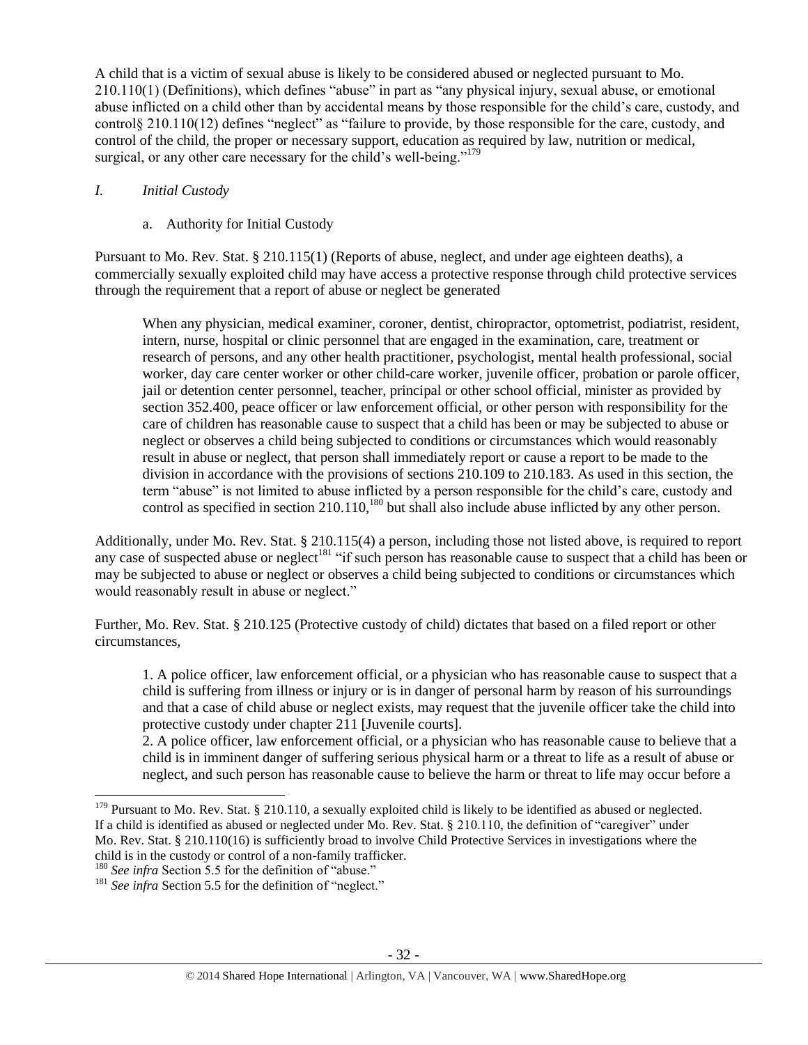A child that is a victim of sexual abuse is likely to be considered abused or neglected pursuant to Mo. 210.110(1) (Definitions), which defines "abuse" in part as "any physical injury, sexual abuse, or emotional abuse inflicted on a child other than by accidental means by those responsible for the child's care, custody, and control§ 210.110(12) defines "neglect" as "failure to provide, by those responsible for the care, custody, and control of the child, the proper or necessary support, education as required by law, nutrition or medical, surgical, or any other care necessary for the child's well-being."[179]

*I. Initial Custody*

a. Authority for Initial Custody

Pursuant to Mo. Rev. Stat. § 210.115(1) (Reports of abuse, neglect, and under age eighteen deaths), a commercially sexually exploited child may have access a protective response through child protective services through the requirement that a report of abuse or neglect be generated

> When any physician, medical examiner, coroner, dentist, chiropractor, optometrist, podiatrist, resident, intern, nurse, hospital or clinic personnel that are engaged in the examination, care, treatment or research of persons, and any other health practitioner, psychologist, mental health professional, social worker, day care center worker or other child-care worker, juvenile officer, probation or parole officer, jail or detention center personnel, teacher, principal or other school official, minister as provided by section 352.400, peace officer or law enforcement official, or other person with responsibility for the care of children has reasonable cause to suspect that a child has been or may be subjected to abuse or neglect or observes a child being subjected to conditions or circumstances which would reasonably result in abuse or neglect, that person shall immediately report or cause a report to be made to the division in accordance with the provisions of sections 210.109 to 210.183. As used in this section, the term "abuse" is not limited to abuse inflicted by a person responsible for the child's care, custody and control as specified in section 210.110,[180] but shall also include abuse inflicted by any other person.

Additionally, under Mo. Rev. Stat. § 210.115(4) a person, including those not listed above, is required to report any case of suspected abuse or neglect[181] "if such person has reasonable cause to suspect that a child has been or may be subjected to abuse or neglect or observes a child being subjected to conditions or circumstances which would reasonably result in abuse or neglect."

Further, Mo. Rev. Stat. § 210.125 (Protective custody of child) dictates that based on a filed report or other circumstances,

> 1. A police officer, law enforcement official, or a physician who has reasonable cause to suspect that a child is suffering from illness or injury or is in danger of personal harm by reason of his surroundings and that a case of child abuse or neglect exists, may request that the juvenile officer take the child into protective custody under chapter 211 [Juvenile courts].
>
> 2. A police officer, law enforcement official, or a physician who has reasonable cause to believe that a child is in imminent danger of suffering serious physical harm or a threat to life as a result of abuse or neglect, and such person has reasonable cause to believe the harm or threat to life may occur before a

---

[179] Pursuant to Mo. Rev. Stat. § 210.110, a sexually exploited child is likely to be identified as abused or neglected. If a child is identified as abused or neglected under Mo. Rev. Stat. § 210.110, the definition of "caregiver" under Mo. Rev. Stat. § 210.110(16) is sufficiently broad to involve Child Protective Services in investigations where the child is in the custody or control of a non-family trafficker.

[180] *See infra* Section 5.5 for the definition of "abuse."

[181] *See infra* Section 5.5 for the definition of "neglect."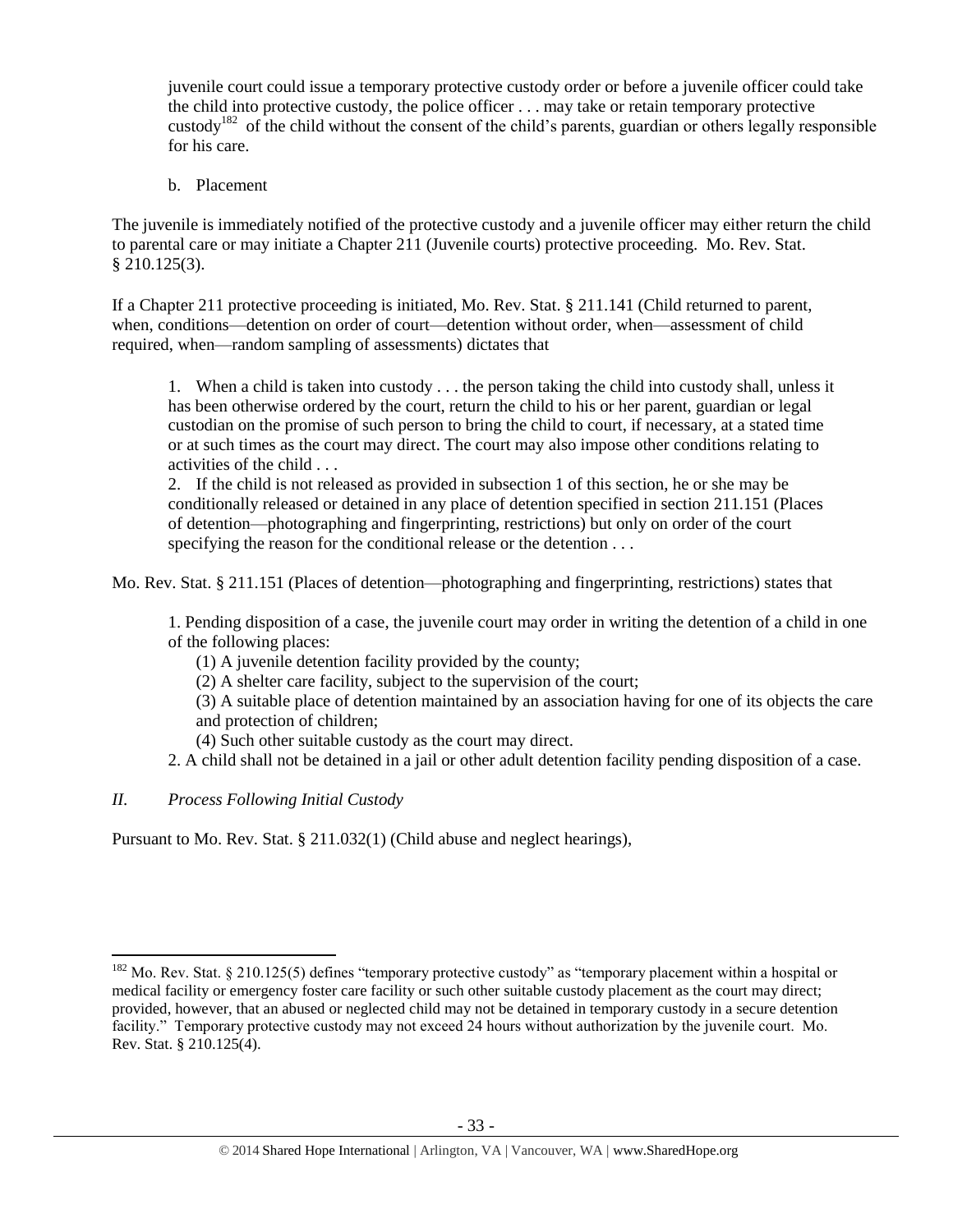juvenile court could issue a temporary protective custody order or before a juvenile officer could take the child into protective custody, the police officer . . . may take or retain temporary protective custody[182] of the child without the consent of the child's parents, guardian or others legally responsible for his care.

b. Placement

The juvenile is immediately notified of the protective custody and a juvenile officer may either return the child to parental care or may initiate a Chapter 211 (Juvenile courts) protective proceeding. Mo. Rev. Stat. § 210.125(3).

If a Chapter 211 protective proceeding is initiated, Mo. Rev. Stat. § 211.141 (Child returned to parent, when, conditions—detention on order of court—detention without order, when—assessment of child required, when—random sampling of assessments) dictates that

> 1. When a child is taken into custody . . . the person taking the child into custody shall, unless it has been otherwise ordered by the court, return the child to his or her parent, guardian or legal custodian on the promise of such person to bring the child to court, if necessary, at a stated time or at such times as the court may direct. The court may also impose other conditions relating to activities of the child . . .
>
> 2. If the child is not released as provided in subsection 1 of this section, he or she may be conditionally released or detained in any place of detention specified in section 211.151 (Places of detention—photographing and fingerprinting, restrictions) but only on order of the court specifying the reason for the conditional release or the detention . . .

Mo. Rev. Stat. § 211.151 (Places of detention—photographing and fingerprinting, restrictions) states that

> 1. Pending disposition of a case, the juvenile court may order in writing the detention of a child in one of the following places:
>
> (1) A juvenile detention facility provided by the county;
>
> (2) A shelter care facility, subject to the supervision of the court;
>
> (3) A suitable place of detention maintained by an association having for one of its objects the care and protection of children;
>
> (4) Such other suitable custody as the court may direct.
>
> 2. A child shall not be detained in a jail or other adult detention facility pending disposition of a case.

*II. Process Following Initial Custody*

Pursuant to Mo. Rev. Stat. § 211.032(1) (Child abuse and neglect hearings),

---

[182] Mo. Rev. Stat. § 210.125(5) defines "temporary protective custody" as "temporary placement within a hospital or medical facility or emergency foster care facility or such other suitable custody placement as the court may direct; provided, however, that an abused or neglected child may not be detained in temporary custody in a secure detention facility." Temporary protective custody may not exceed 24 hours without authorization by the juvenile court. Mo. Rev. Stat. § 210.125(4).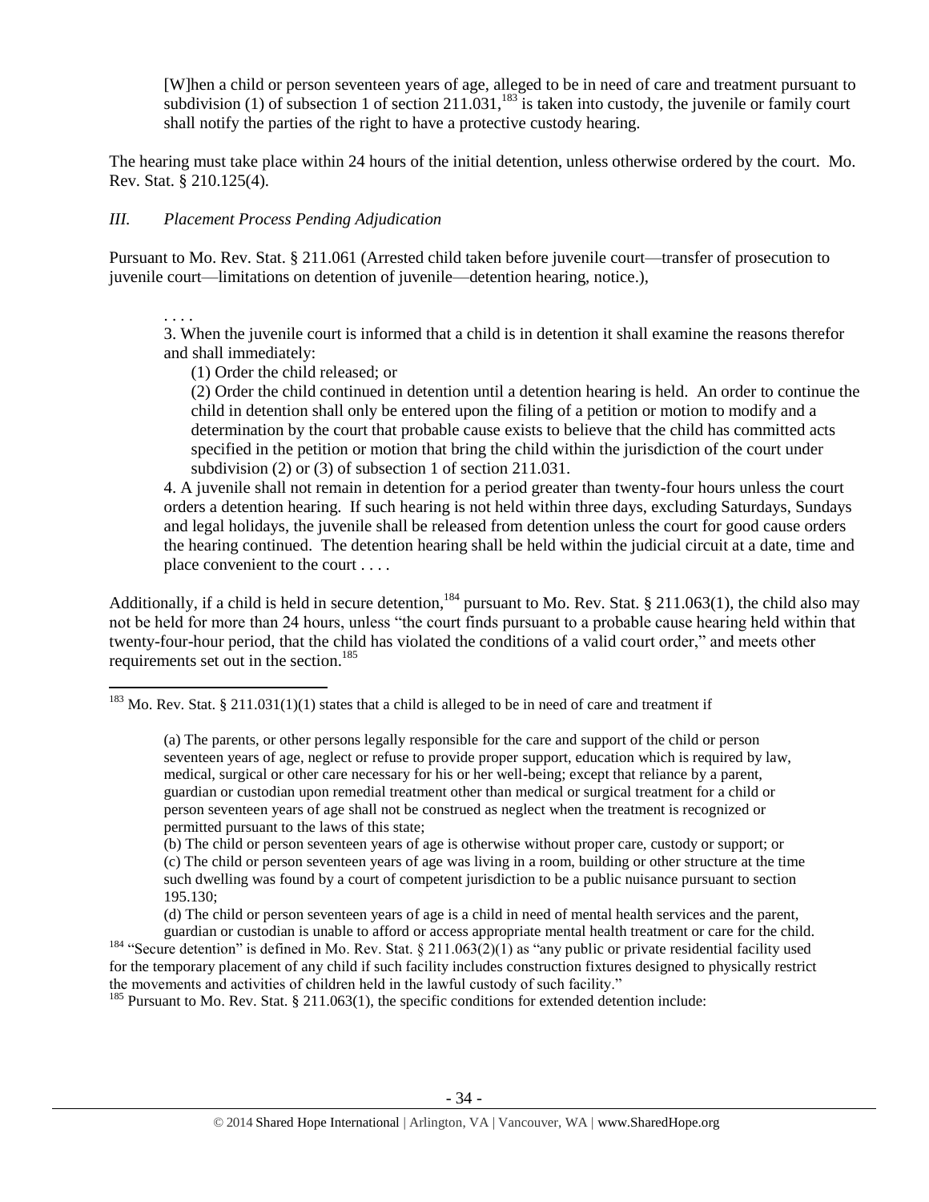> [W]hen a child or person seventeen years of age, alleged to be in need of care and treatment pursuant to subdivision (1) of subsection 1 of section 211.031,[183] is taken into custody, the juvenile or family court shall notify the parties of the right to have a protective custody hearing.

The hearing must take place within 24 hours of the initial detention, unless otherwise ordered by the court. Mo. Rev. Stat. § 210.125(4).

### *III. Placement Process Pending Adjudication*

Pursuant to Mo. Rev. Stat. § 211.061 (Arrested child taken before juvenile court—transfer of prosecution to juvenile court—limitations on detention of juvenile—detention hearing, notice.),

> . . . .
>
> 3. When the juvenile court is informed that a child is in detention it shall examine the reasons therefor and shall immediately:
>
> (1) Order the child released; or
>
> (2) Order the child continued in detention until a detention hearing is held. An order to continue the child in detention shall only be entered upon the filing of a petition or motion to modify and a determination by the court that probable cause exists to believe that the child has committed acts specified in the petition or motion that bring the child within the jurisdiction of the court under subdivision (2) or (3) of subsection 1 of section 211.031.
>
> 4. A juvenile shall not remain in detention for a period greater than twenty-four hours unless the court orders a detention hearing. If such hearing is not held within three days, excluding Saturdays, Sundays and legal holidays, the juvenile shall be released from detention unless the court for good cause orders the hearing continued. The detention hearing shall be held within the judicial circuit at a date, time and place convenient to the court . . . .

Additionally, if a child is held in secure detention,[184] pursuant to Mo. Rev. Stat. § 211.063(1), the child also may not be held for more than 24 hours, unless "the court finds pursuant to a probable cause hearing held within that twenty-four-hour period, that the child has violated the conditions of a valid court order," and meets other requirements set out in the section.[185]

---

[183] Mo. Rev. Stat. § 211.031(1)(1) states that a child is alleged to be in need of care and treatment if

> (a) The parents, or other persons legally responsible for the care and support of the child or person seventeen years of age, neglect or refuse to provide proper support, education which is required by law, medical, surgical or other care necessary for his or her well-being; except that reliance by a parent, guardian or custodian upon remedial treatment other than medical or surgical treatment for a child or person seventeen years of age shall not be construed as neglect when the treatment is recognized or permitted pursuant to the laws of this state;
>
> (b) The child or person seventeen years of age is otherwise without proper care, custody or support; or
>
> (c) The child or person seventeen years of age was living in a room, building or other structure at the time such dwelling was found by a court of competent jurisdiction to be a public nuisance pursuant to section 195.130;
>
> (d) The child or person seventeen years of age is a child in need of mental health services and the parent, guardian or custodian is unable to afford or access appropriate mental health treatment or care for the child.

[184] "Secure detention" is defined in Mo. Rev. Stat. § 211.063(2)(1) as "any public or private residential facility used for the temporary placement of any child if such facility includes construction fixtures designed to physically restrict the movements and activities of children held in the lawful custody of such facility."

[185] Pursuant to Mo. Rev. Stat. § 211.063(1), the specific conditions for extended detention include: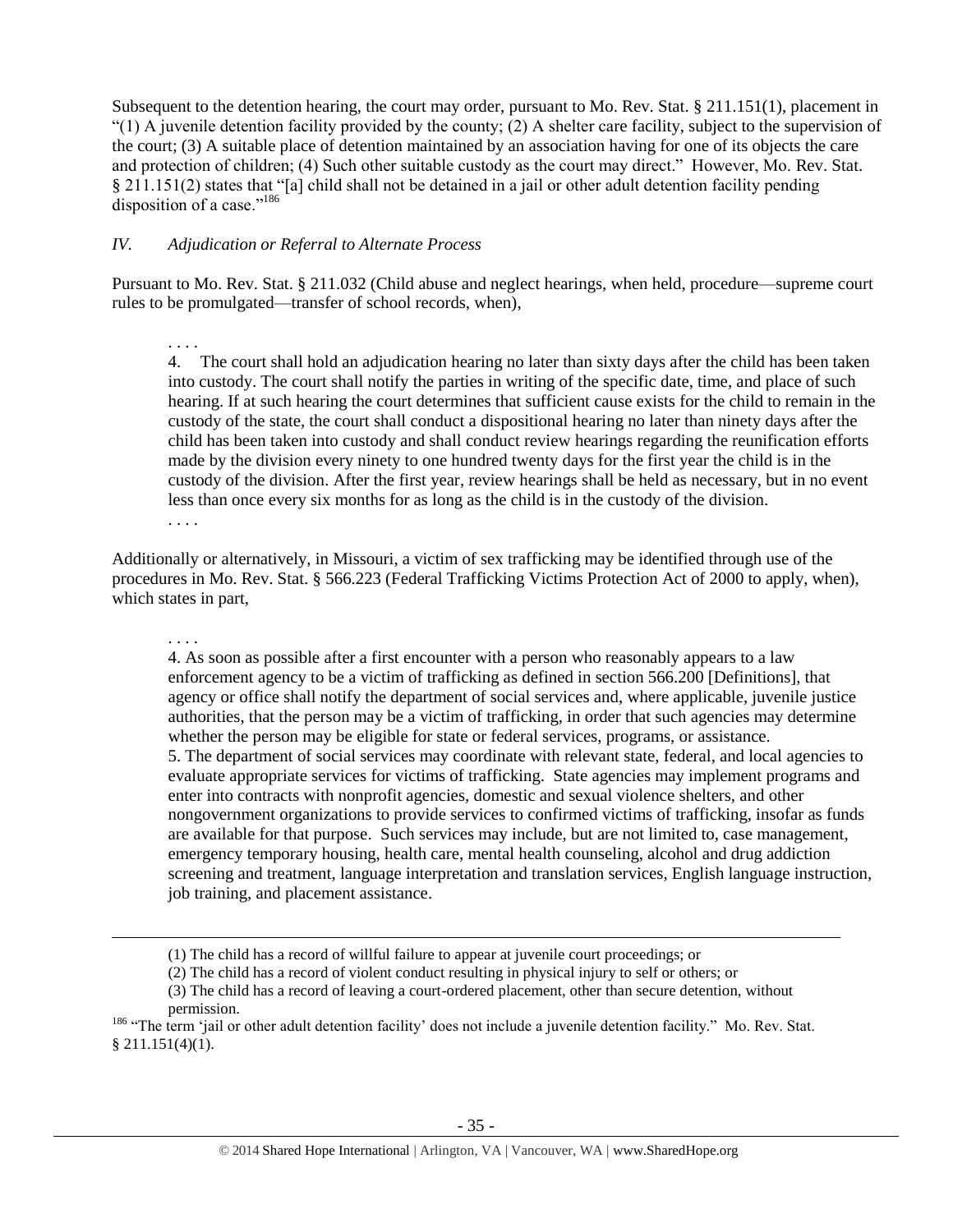Subsequent to the detention hearing, the court may order, pursuant to Mo. Rev. Stat. § 211.151(1), placement in "(1) A juvenile detention facility provided by the county; (2) A shelter care facility, subject to the supervision of the court; (3) A suitable place of detention maintained by an association having for one of its objects the care and protection of children; (4) Such other suitable custody as the court may direct." However, Mo. Rev. Stat. § 211.151(2) states that "[a] child shall not be detained in a jail or other adult detention facility pending disposition of a case."[186]

### *IV. Adjudication or Referral to Alternate Process*

Pursuant to Mo. Rev. Stat. § 211.032 (Child abuse and neglect hearings, when held, procedure—supreme court rules to be promulgated—transfer of school records, when),

> . . . .
>
> 4. The court shall hold an adjudication hearing no later than sixty days after the child has been taken into custody. The court shall notify the parties in writing of the specific date, time, and place of such hearing. If at such hearing the court determines that sufficient cause exists for the child to remain in the custody of the state, the court shall conduct a dispositional hearing no later than ninety days after the child has been taken into custody and shall conduct review hearings regarding the reunification efforts made by the division every ninety to one hundred twenty days for the first year the child is in the custody of the division. After the first year, review hearings shall be held as necessary, but in no event less than once every six months for as long as the child is in the custody of the division.
>
> . . . .

Additionally or alternatively, in Missouri, a victim of sex trafficking may be identified through use of the procedures in Mo. Rev. Stat. § 566.223 (Federal Trafficking Victims Protection Act of 2000 to apply, when), which states in part,

> . . . .
>
> 4. As soon as possible after a first encounter with a person who reasonably appears to a law enforcement agency to be a victim of trafficking as defined in section 566.200 [Definitions], that agency or office shall notify the department of social services and, where applicable, juvenile justice authorities, that the person may be a victim of trafficking, in order that such agencies may determine whether the person may be eligible for state or federal services, programs, or assistance.
>
> 5. The department of social services may coordinate with relevant state, federal, and local agencies to evaluate appropriate services for victims of trafficking. State agencies may implement programs and enter into contracts with nonprofit agencies, domestic and sexual violence shelters, and other nongovernment organizations to provide services to confirmed victims of trafficking, insofar as funds are available for that purpose. Such services may include, but are not limited to, case management, emergency temporary housing, health care, mental health counseling, alcohol and drug addiction screening and treatment, language interpretation and translation services, English language instruction, job training, and placement assistance.

---

(1) The child has a record of willful failure to appear at juvenile court proceedings; or

(2) The child has a record of violent conduct resulting in physical injury to self or others; or

(3) The child has a record of leaving a court-ordered placement, other than secure detention, without permission.

[186] "The term 'jail or other adult detention facility' does not include a juvenile detention facility." Mo. Rev. Stat. § 211.151(4)(1).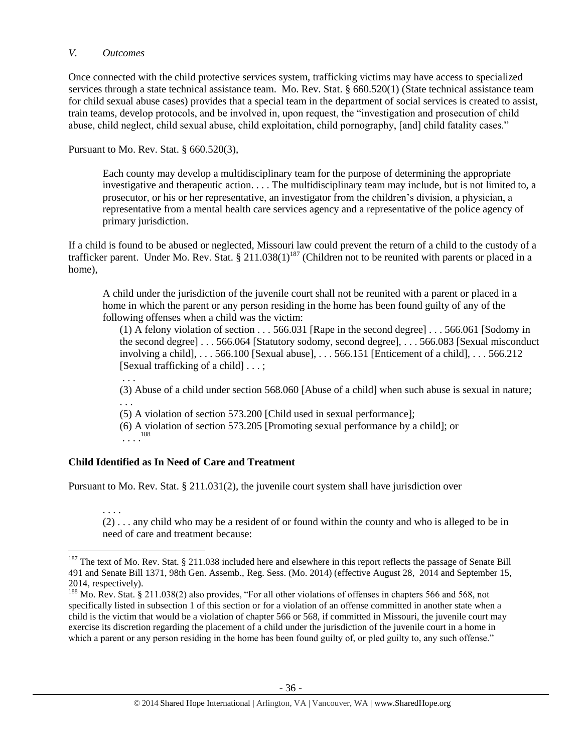*V. Outcomes*

Once connected with the child protective services system, trafficking victims may have access to specialized services through a state technical assistance team. Mo. Rev. Stat. § 660.520(1) (State technical assistance team for child sexual abuse cases) provides that a special team in the department of social services is created to assist, train teams, develop protocols, and be involved in, upon request, the "investigation and prosecution of child abuse, child neglect, child sexual abuse, child exploitation, child pornography, [and] child fatality cases."

Pursuant to Mo. Rev. Stat. § 660.520(3),

> Each county may develop a multidisciplinary team for the purpose of determining the appropriate investigative and therapeutic action. . . . The multidisciplinary team may include, but is not limited to, a prosecutor, or his or her representative, an investigator from the children's division, a physician, a representative from a mental health care services agency and a representative of the police agency of primary jurisdiction.

If a child is found to be abused or neglected, Missouri law could prevent the return of a child to the custody of a trafficker parent. Under Mo. Rev. Stat. § 211.038(1)[187] (Children not to be reunited with parents or placed in a home),

> A child under the jurisdiction of the juvenile court shall not be reunited with a parent or placed in a home in which the parent or any person residing in the home has been found guilty of any of the following offenses when a child was the victim:
>
> (1) A felony violation of section . . . 566.031 [Rape in the second degree] . . . 566.061 [Sodomy in the second degree] . . . 566.064 [Statutory sodomy, second degree], . . . 566.083 [Sexual misconduct involving a child], . . . 566.100 [Sexual abuse], . . . 566.151 [Enticement of a child], . . . 566.212 [Sexual trafficking of a child] . . . ;
>
> . . .
>
> (3) Abuse of a child under section 568.060 [Abuse of a child] when such abuse is sexual in nature;
>
> . . .
>
> (5) A violation of section 573.200 [Child used in sexual performance];
>
> (6) A violation of section 573.205 [Promoting sexual performance by a child]; or
>
> . . . .[188]

**Child Identified as In Need of Care and Treatment**

Pursuant to Mo. Rev. Stat. § 211.031(2), the juvenile court system shall have jurisdiction over

> . . . .
>
> (2) . . . any child who may be a resident of or found within the county and who is alleged to be in need of care and treatment because:

---

[187] The text of Mo. Rev. Stat. § 211.038 included here and elsewhere in this report reflects the passage of Senate Bill 491 and Senate Bill 1371, 98th Gen. Assemb., Reg. Sess. (Mo. 2014) (effective August 28, 2014 and September 15, 2014, respectively).

[188] Mo. Rev. Stat. § 211.038(2) also provides, "For all other violations of offenses in chapters 566 and 568, not specifically listed in subsection 1 of this section or for a violation of an offense committed in another state when a child is the victim that would be a violation of chapter 566 or 568, if committed in Missouri, the juvenile court may exercise its discretion regarding the placement of a child under the jurisdiction of the juvenile court in a home in which a parent or any person residing in the home has been found guilty of, or pled guilty to, any such offense."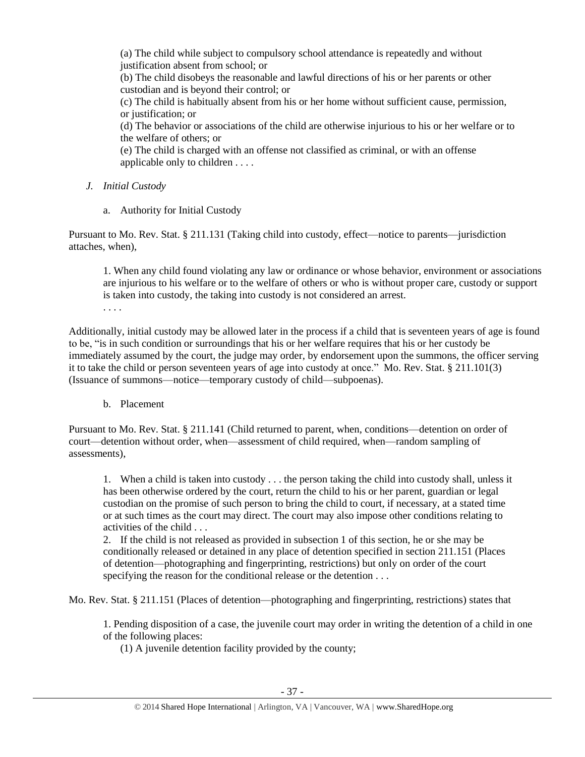> (a) The child while subject to compulsory school attendance is repeatedly and without justification absent from school; or
> (b) The child disobeys the reasonable and lawful directions of his or her parents or other custodian and is beyond their control; or
> (c) The child is habitually absent from his or her home without sufficient cause, permission, or justification; or
> (d) The behavior or associations of the child are otherwise injurious to his or her welfare or to the welfare of others; or
> (e) The child is charged with an offense not classified as criminal, or with an offense applicable only to children . . . .

### J. *Initial Custody*

#### a. Authority for Initial Custody

Pursuant to Mo. Rev. Stat. § 211.131 (Taking child into custody, effect—notice to parents—jurisdiction attaches, when),

> 1. When any child found violating any law or ordinance or whose behavior, environment or associations are injurious to his welfare or to the welfare of others or who is without proper care, custody or support is taken into custody, the taking into custody is not considered an arrest.
> . . . .

Additionally, initial custody may be allowed later in the process if a child that is seventeen years of age is found to be, "is in such condition or surroundings that his or her welfare requires that his or her custody be immediately assumed by the court, the judge may order, by endorsement upon the summons, the officer serving it to take the child or person seventeen years of age into custody at once." Mo. Rev. Stat. § 211.101(3) (Issuance of summons—notice—temporary custody of child—subpoenas).

#### b. Placement

Pursuant to Mo. Rev. Stat. § 211.141 (Child returned to parent, when, conditions—detention on order of court—detention without order, when—assessment of child required, when—random sampling of assessments),

> 1. When a child is taken into custody . . . the person taking the child into custody shall, unless it has been otherwise ordered by the court, return the child to his or her parent, guardian or legal custodian on the promise of such person to bring the child to court, if necessary, at a stated time or at such times as the court may direct. The court may also impose other conditions relating to activities of the child . . .
> 2. If the child is not released as provided in subsection 1 of this section, he or she may be conditionally released or detained in any place of detention specified in section 211.151 (Places of detention—photographing and fingerprinting, restrictions) but only on order of the court specifying the reason for the conditional release or the detention . . .

Mo. Rev. Stat. § 211.151 (Places of detention—photographing and fingerprinting, restrictions) states that

> 1. Pending disposition of a case, the juvenile court may order in writing the detention of a child in one of the following places:
> (1) A juvenile detention facility provided by the county;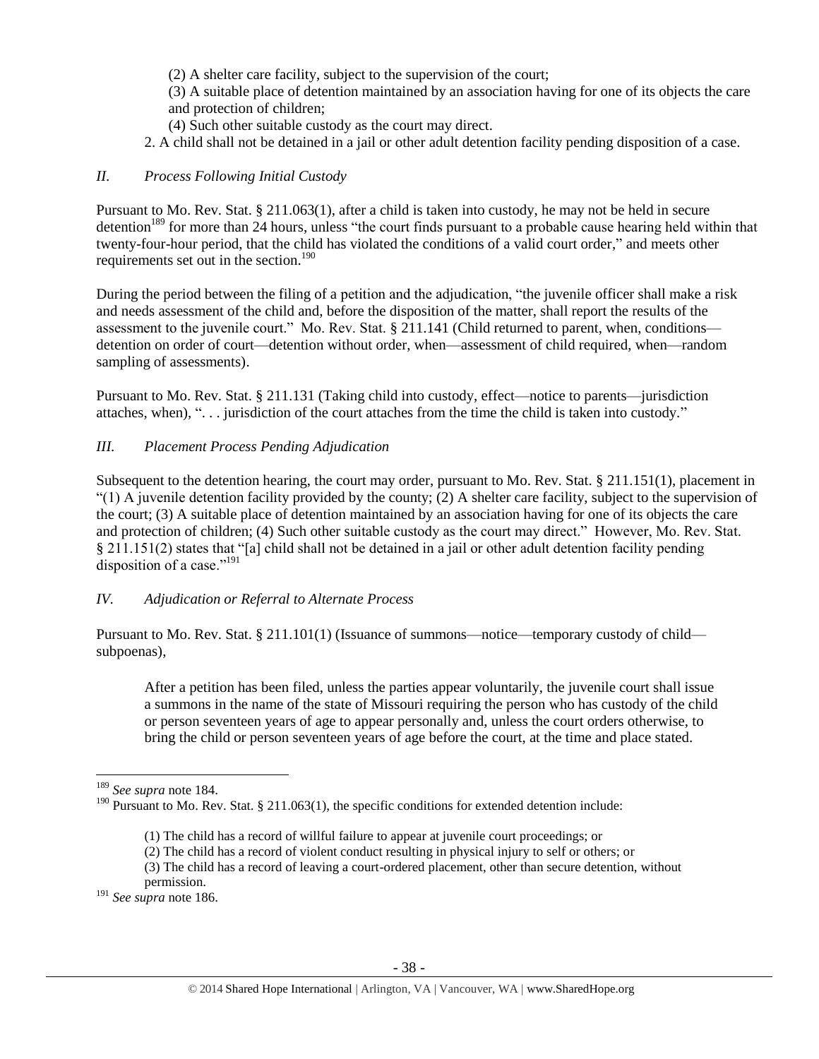(2) A shelter care facility, subject to the supervision of the court;

(3) A suitable place of detention maintained by an association having for one of its objects the care and protection of children;

(4) Such other suitable custody as the court may direct.

2. A child shall not be detained in a jail or other adult detention facility pending disposition of a case.

### *II. Process Following Initial Custody*

Pursuant to Mo. Rev. Stat. § 211.063(1), after a child is taken into custody, he may not be held in secure detention[189] for more than 24 hours, unless "the court finds pursuant to a probable cause hearing held within that twenty-four-hour period, that the child has violated the conditions of a valid court order," and meets other requirements set out in the section.[190]

During the period between the filing of a petition and the adjudication, "the juvenile officer shall make a risk and needs assessment of the child and, before the disposition of the matter, shall report the results of the assessment to the juvenile court." Mo. Rev. Stat. § 211.141 (Child returned to parent, when, conditions—detention on order of court—detention without order, when—assessment of child required, when—random sampling of assessments).

Pursuant to Mo. Rev. Stat. § 211.131 (Taking child into custody, effect—notice to parents—jurisdiction attaches, when), ". . . jurisdiction of the court attaches from the time the child is taken into custody."

### *III. Placement Process Pending Adjudication*

Subsequent to the detention hearing, the court may order, pursuant to Mo. Rev. Stat. § 211.151(1), placement in "(1) A juvenile detention facility provided by the county; (2) A shelter care facility, subject to the supervision of the court; (3) A suitable place of detention maintained by an association having for one of its objects the care and protection of children; (4) Such other suitable custody as the court may direct." However, Mo. Rev. Stat. § 211.151(2) states that "[a] child shall not be detained in a jail or other adult detention facility pending disposition of a case."[191]

### *IV. Adjudication or Referral to Alternate Process*

Pursuant to Mo. Rev. Stat. § 211.101(1) (Issuance of summons—notice—temporary custody of child—subpoenas),

> After a petition has been filed, unless the parties appear voluntarily, the juvenile court shall issue a summons in the name of the state of Missouri requiring the person who has custody of the child or person seventeen years of age to appear personally and, unless the court orders otherwise, to bring the child or person seventeen years of age before the court, at the time and place stated.

---

[189] *See supra* note 184.

[190] Pursuant to Mo. Rev. Stat. § 211.063(1), the specific conditions for extended detention include:

> (1) The child has a record of willful failure to appear at juvenile court proceedings; or
>
> (2) The child has a record of violent conduct resulting in physical injury to self or others; or
>
> (3) The child has a record of leaving a court-ordered placement, other than secure detention, without permission.

[191] *See supra* note 186.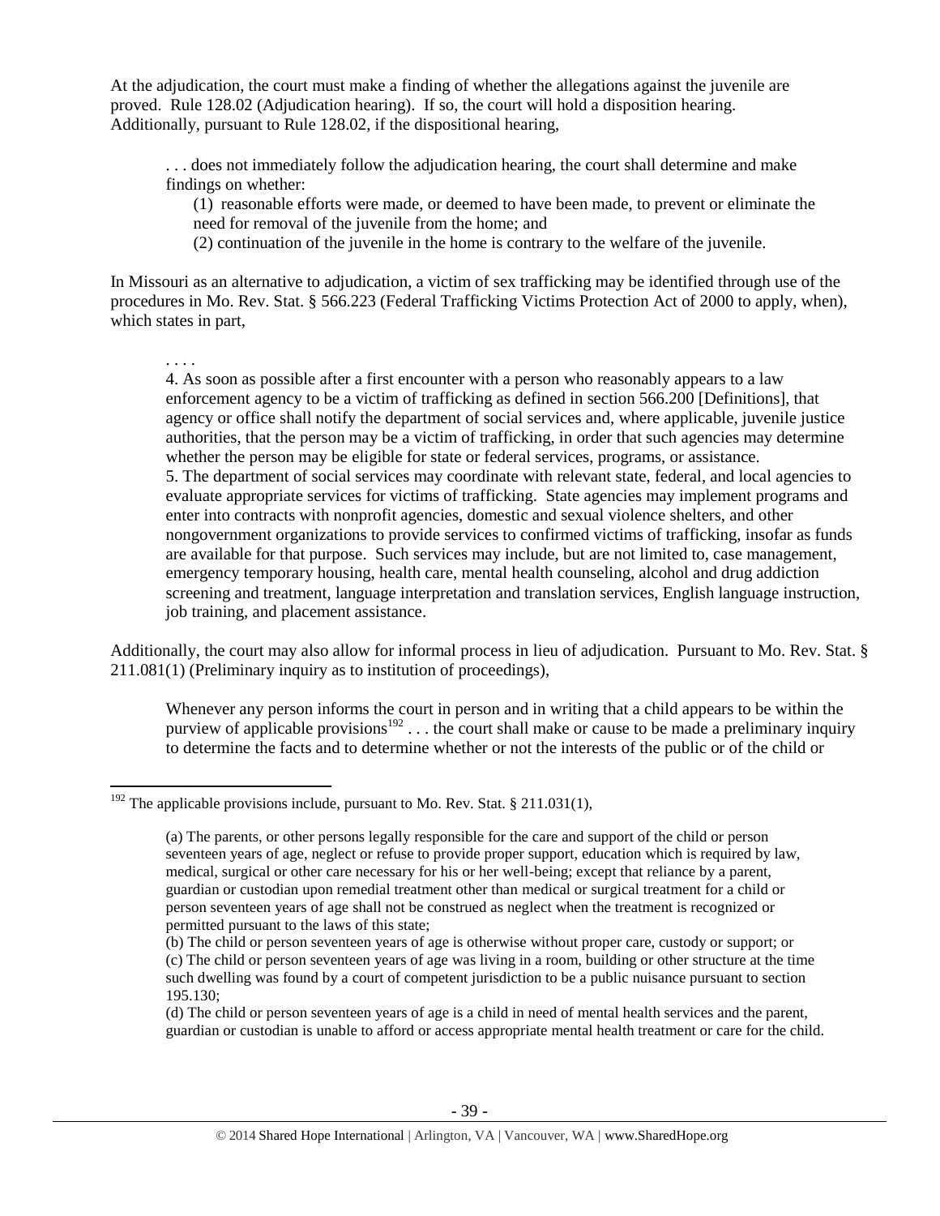At the adjudication, the court must make a finding of whether the allegations against the juvenile are proved. Rule 128.02 (Adjudication hearing). If so, the court will hold a disposition hearing. Additionally, pursuant to Rule 128.02, if the dispositional hearing,

> . . . does not immediately follow the adjudication hearing, the court shall determine and make findings on whether:
>
> (1) reasonable efforts were made, or deemed to have been made, to prevent or eliminate the need for removal of the juvenile from the home; and
>
> (2) continuation of the juvenile in the home is contrary to the welfare of the juvenile.

In Missouri as an alternative to adjudication, a victim of sex trafficking may be identified through use of the procedures in Mo. Rev. Stat. § 566.223 (Federal Trafficking Victims Protection Act of 2000 to apply, when), which states in part,

> . . . .
>
> 4. As soon as possible after a first encounter with a person who reasonably appears to a law enforcement agency to be a victim of trafficking as defined in section 566.200 [Definitions], that agency or office shall notify the department of social services and, where applicable, juvenile justice authorities, that the person may be a victim of trafficking, in order that such agencies may determine whether the person may be eligible for state or federal services, programs, or assistance.
>
> 5. The department of social services may coordinate with relevant state, federal, and local agencies to evaluate appropriate services for victims of trafficking. State agencies may implement programs and enter into contracts with nonprofit agencies, domestic and sexual violence shelters, and other nongovernment organizations to provide services to confirmed victims of trafficking, insofar as funds are available for that purpose. Such services may include, but are not limited to, case management, emergency temporary housing, health care, mental health counseling, alcohol and drug addiction screening and treatment, language interpretation and translation services, English language instruction, job training, and placement assistance.

Additionally, the court may also allow for informal process in lieu of adjudication. Pursuant to Mo. Rev. Stat. § 211.081(1) (Preliminary inquiry as to institution of proceedings),

> Whenever any person informs the court in person and in writing that a child appears to be within the purview of applicable provisions[192] . . . the court shall make or cause to be made a preliminary inquiry to determine the facts and to determine whether or not the interests of the public or of the child or

---

[192] The applicable provisions include, pursuant to Mo. Rev. Stat. § 211.031(1),

> (a) The parents, or other persons legally responsible for the care and support of the child or person seventeen years of age, neglect or refuse to provide proper support, education which is required by law, medical, surgical or other care necessary for his or her well-being; except that reliance by a parent, guardian or custodian upon remedial treatment other than medical or surgical treatment for a child or person seventeen years of age shall not be construed as neglect when the treatment is recognized or permitted pursuant to the laws of this state;
>
> (b) The child or person seventeen years of age is otherwise without proper care, custody or support; or
>
> (c) The child or person seventeen years of age was living in a room, building or other structure at the time such dwelling was found by a court of competent jurisdiction to be a public nuisance pursuant to section 195.130;
>
> (d) The child or person seventeen years of age is a child in need of mental health services and the parent, guardian or custodian is unable to afford or access appropriate mental health treatment or care for the child.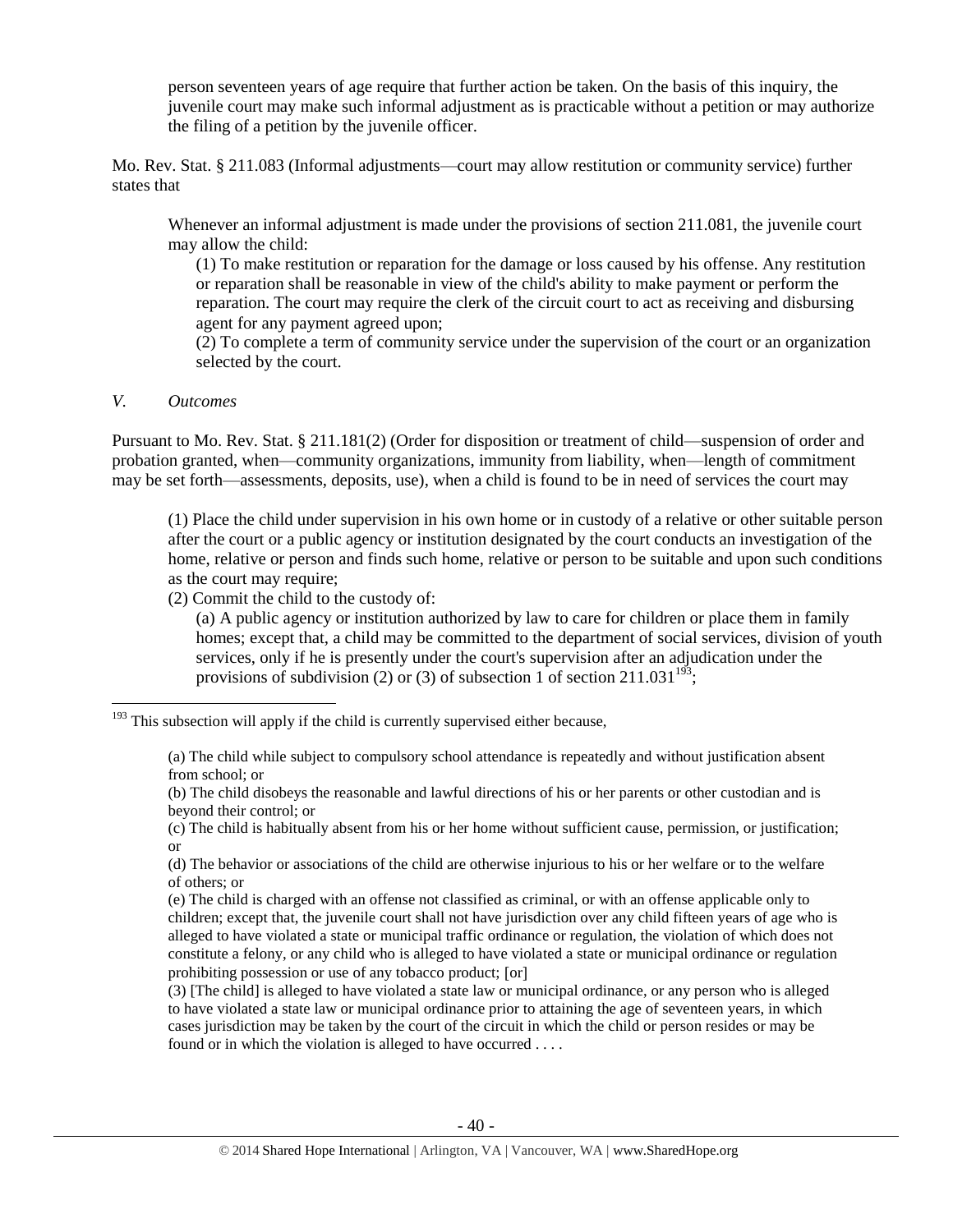> person seventeen years of age require that further action be taken. On the basis of this inquiry, the juvenile court may make such informal adjustment as is practicable without a petition or may authorize the filing of a petition by the juvenile officer.

Mo. Rev. Stat. § 211.083 (Informal adjustments—court may allow restitution or community service) further states that

> Whenever an informal adjustment is made under the provisions of section 211.081, the juvenile court may allow the child:
>
> (1) To make restitution or reparation for the damage or loss caused by his offense. Any restitution or reparation shall be reasonable in view of the child's ability to make payment or perform the reparation. The court may require the clerk of the circuit court to act as receiving and disbursing agent for any payment agreed upon;
>
> (2) To complete a term of community service under the supervision of the court or an organization selected by the court.

*V. Outcomes*

Pursuant to Mo. Rev. Stat. § 211.181(2) (Order for disposition or treatment of child—suspension of order and probation granted, when—community organizations, immunity from liability, when—length of commitment may be set forth—assessments, deposits, use), when a child is found to be in need of services the court may

> (1) Place the child under supervision in his own home or in custody of a relative or other suitable person after the court or a public agency or institution designated by the court conducts an investigation of the home, relative or person and finds such home, relative or person to be suitable and upon such conditions as the court may require;
>
> (2) Commit the child to the custody of:
>
> (a) A public agency or institution authorized by law to care for children or place them in family homes; except that, a child may be committed to the department of social services, division of youth services, only if he is presently under the court's supervision after an adjudication under the provisions of subdivision (2) or (3) of subsection 1 of section 211.031[193];

---

[193] This subsection will apply if the child is currently supervised either because,

> (a) The child while subject to compulsory school attendance is repeatedly and without justification absent from school; or
>
> (b) The child disobeys the reasonable and lawful directions of his or her parents or other custodian and is beyond their control; or
>
> (c) The child is habitually absent from his or her home without sufficient cause, permission, or justification; or
>
> (d) The behavior or associations of the child are otherwise injurious to his or her welfare or to the welfare of others; or
>
> (e) The child is charged with an offense not classified as criminal, or with an offense applicable only to children; except that, the juvenile court shall not have jurisdiction over any child fifteen years of age who is alleged to have violated a state or municipal traffic ordinance or regulation, the violation of which does not constitute a felony, or any child who is alleged to have violated a state or municipal ordinance or regulation prohibiting possession or use of any tobacco product; [or]
>
> (3) [The child] is alleged to have violated a state law or municipal ordinance, or any person who is alleged to have violated a state law or municipal ordinance prior to attaining the age of seventeen years, in which cases jurisdiction may be taken by the court of the circuit in which the child or person resides or may be found or in which the violation is alleged to have occurred . . . .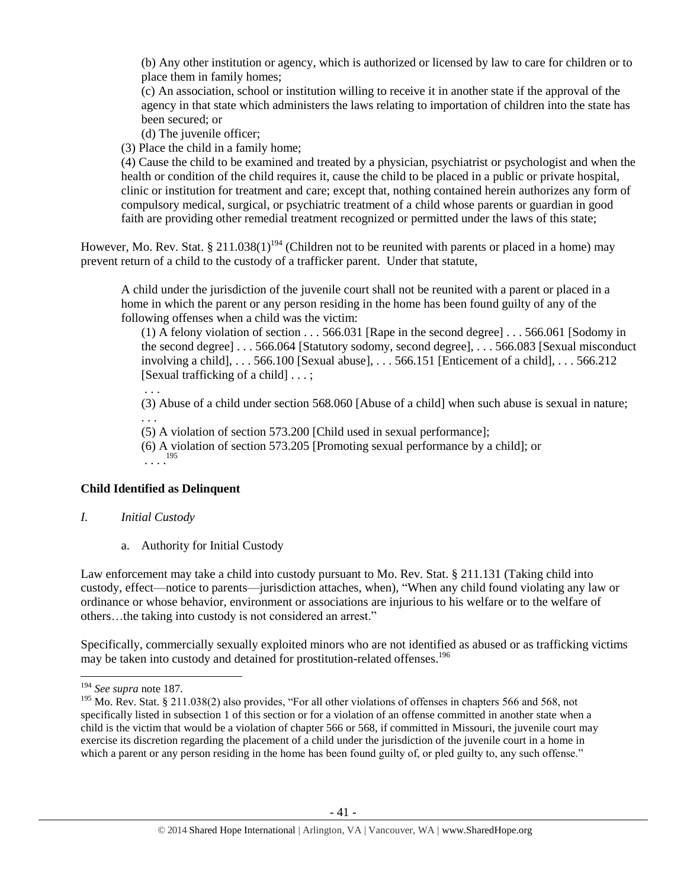(b) Any other institution or agency, which is authorized or licensed by law to care for children or to place them in family homes;

(c) An association, school or institution willing to receive it in another state if the approval of the agency in that state which administers the laws relating to importation of children into the state has been secured; or

(d) The juvenile officer;

(3) Place the child in a family home;

(4) Cause the child to be examined and treated by a physician, psychiatrist or psychologist and when the health or condition of the child requires it, cause the child to be placed in a public or private hospital, clinic or institution for treatment and care; except that, nothing contained herein authorizes any form of compulsory medical, surgical, or psychiatric treatment of a child whose parents or guardian in good faith are providing other remedial treatment recognized or permitted under the laws of this state;

However, Mo. Rev. Stat. § 211.038(1)[194] (Children not to be reunited with parents or placed in a home) may prevent return of a child to the custody of a trafficker parent. Under that statute,

> A child under the jurisdiction of the juvenile court shall not be reunited with a parent or placed in a home in which the parent or any person residing in the home has been found guilty of any of the following offenses when a child was the victim:
>
> (1) A felony violation of section . . . 566.031 [Rape in the second degree] . . . 566.061 [Sodomy in the second degree] . . . 566.064 [Statutory sodomy, second degree], . . . 566.083 [Sexual misconduct involving a child], . . . 566.100 [Sexual abuse], . . . 566.151 [Enticement of a child], . . . 566.212 [Sexual trafficking of a child] . . . ;
>
> . . .
>
> (3) Abuse of a child under section 568.060 [Abuse of a child] when such abuse is sexual in nature;
>
> . . .
>
> (5) A violation of section 573.200 [Child used in sexual performance];
>
> (6) A violation of section 573.205 [Promoting sexual performance by a child]; or
>
> . . . .[195]

**Child Identified as Delinquent**

*I. Initial Custody*

a. Authority for Initial Custody

Law enforcement may take a child into custody pursuant to Mo. Rev. Stat. § 211.131 (Taking child into custody, effect—notice to parents—jurisdiction attaches, when), "When any child found violating any law or ordinance or whose behavior, environment or associations are injurious to his welfare or to the welfare of others…the taking into custody is not considered an arrest."

Specifically, commercially sexually exploited minors who are not identified as abused or as trafficking victims may be taken into custody and detained for prostitution-related offenses.[196]

---

[194] *See supra* note 187.

[195] Mo. Rev. Stat. § 211.038(2) also provides, "For all other violations of offenses in chapters 566 and 568, not specifically listed in subsection 1 of this section or for a violation of an offense committed in another state when a child is the victim that would be a violation of chapter 566 or 568, if committed in Missouri, the juvenile court may exercise its discretion regarding the placement of a child under the jurisdiction of the juvenile court in a home in which a parent or any person residing in the home has been found guilty of, or pled guilty to, any such offense."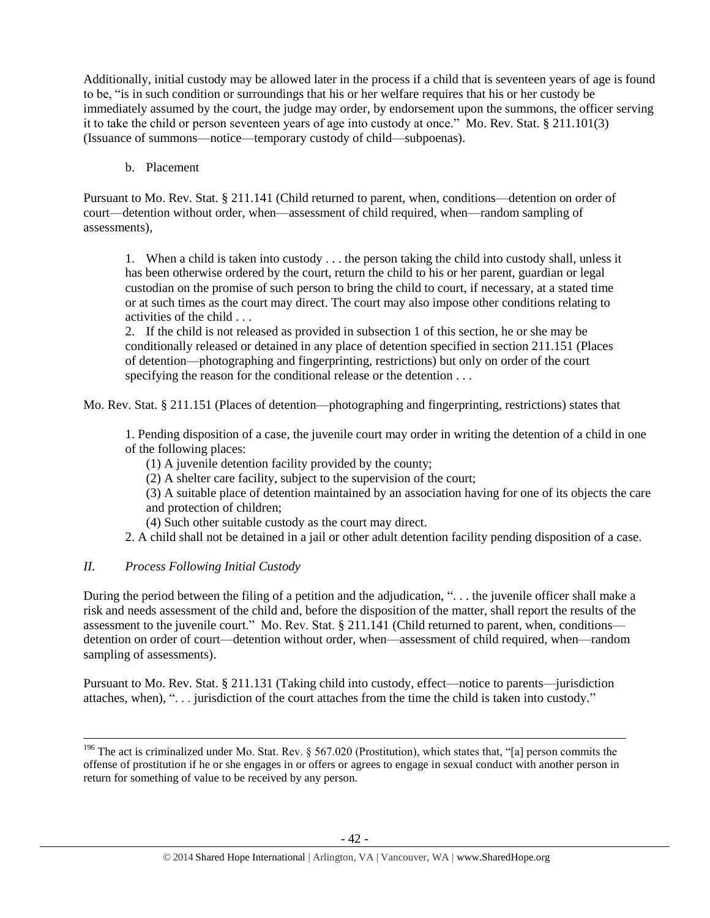Additionally, initial custody may be allowed later in the process if a child that is seventeen years of age is found to be, "is in such condition or surroundings that his or her welfare requires that his or her custody be immediately assumed by the court, the judge may order, by endorsement upon the summons, the officer serving it to take the child or person seventeen years of age into custody at once." Mo. Rev. Stat. § 211.101(3) (Issuance of summons—notice—temporary custody of child—subpoenas).

b. Placement

Pursuant to Mo. Rev. Stat. § 211.141 (Child returned to parent, when, conditions—detention on order of court—detention without order, when—assessment of child required, when—random sampling of assessments),

> 1. When a child is taken into custody . . . the person taking the child into custody shall, unless it has been otherwise ordered by the court, return the child to his or her parent, guardian or legal custodian on the promise of such person to bring the child to court, if necessary, at a stated time or at such times as the court may direct. The court may also impose other conditions relating to activities of the child . . .
> 2. If the child is not released as provided in subsection 1 of this section, he or she may be conditionally released or detained in any place of detention specified in section 211.151 (Places of detention—photographing and fingerprinting, restrictions) but only on order of the court specifying the reason for the conditional release or the detention . . .

Mo. Rev. Stat. § 211.151 (Places of detention—photographing and fingerprinting, restrictions) states that

> 1. Pending disposition of a case, the juvenile court may order in writing the detention of a child in one of the following places:
>    (1) A juvenile detention facility provided by the county;
>    (2) A shelter care facility, subject to the supervision of the court;
>    (3) A suitable place of detention maintained by an association having for one of its objects the care and protection of children;
>    (4) Such other suitable custody as the court may direct.
> 2. A child shall not be detained in a jail or other adult detention facility pending disposition of a case.

## *II. Process Following Initial Custody*

During the period between the filing of a petition and the adjudication, ". . . the juvenile officer shall make a risk and needs assessment of the child and, before the disposition of the matter, shall report the results of the assessment to the juvenile court." Mo. Rev. Stat. § 211.141 (Child returned to parent, when, conditions—detention on order of court—detention without order, when—assessment of child required, when—random sampling of assessments).

Pursuant to Mo. Rev. Stat. § 211.131 (Taking child into custody, effect—notice to parents—jurisdiction attaches, when), ". . . jurisdiction of the court attaches from the time the child is taken into custody."

---

[196] The act is criminalized under Mo. Stat. Rev. § 567.020 (Prostitution), which states that, "[a] person commits the offense of prostitution if he or she engages in or offers or agrees to engage in sexual conduct with another person in return for something of value to be received by any person.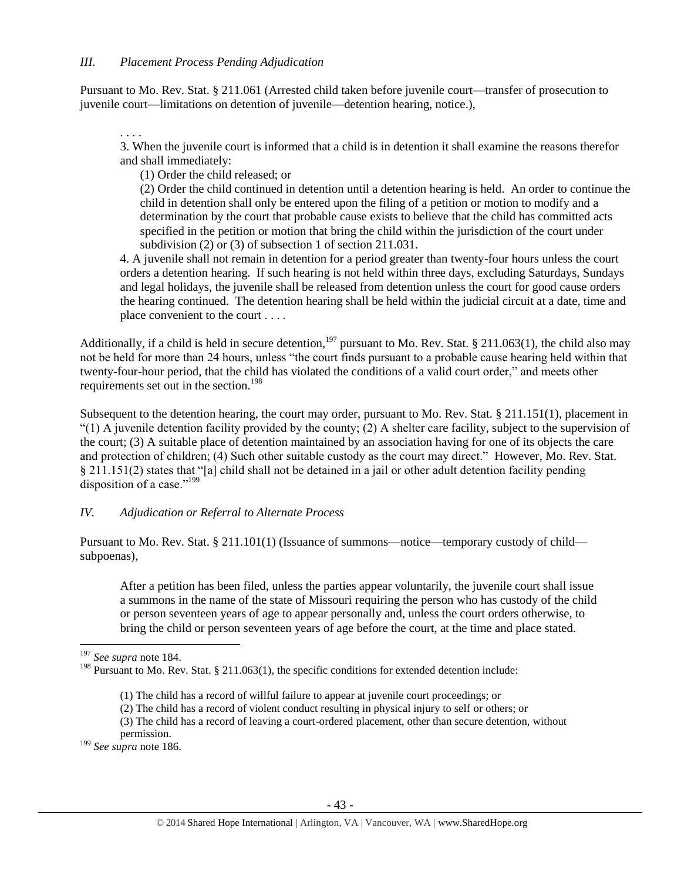### *III. Placement Process Pending Adjudication*

Pursuant to Mo. Rev. Stat. § 211.061 (Arrested child taken before juvenile court—transfer of prosecution to juvenile court—limitations on detention of juvenile—detention hearing, notice.),

> . . . .
>
> 3. When the juvenile court is informed that a child is in detention it shall examine the reasons therefor and shall immediately:
>
> (1) Order the child released; or
>
> (2) Order the child continued in detention until a detention hearing is held. An order to continue the child in detention shall only be entered upon the filing of a petition or motion to modify and a determination by the court that probable cause exists to believe that the child has committed acts specified in the petition or motion that bring the child within the jurisdiction of the court under subdivision (2) or (3) of subsection 1 of section 211.031.
>
> 4. A juvenile shall not remain in detention for a period greater than twenty-four hours unless the court orders a detention hearing. If such hearing is not held within three days, excluding Saturdays, Sundays and legal holidays, the juvenile shall be released from detention unless the court for good cause orders the hearing continued. The detention hearing shall be held within the judicial circuit at a date, time and place convenient to the court . . . .

Additionally, if a child is held in secure detention,[197] pursuant to Mo. Rev. Stat. § 211.063(1), the child also may not be held for more than 24 hours, unless "the court finds pursuant to a probable cause hearing held within that twenty-four-hour period, that the child has violated the conditions of a valid court order," and meets other requirements set out in the section.[198]

Subsequent to the detention hearing, the court may order, pursuant to Mo. Rev. Stat. § 211.151(1), placement in "(1) A juvenile detention facility provided by the county; (2) A shelter care facility, subject to the supervision of the court; (3) A suitable place of detention maintained by an association having for one of its objects the care and protection of children; (4) Such other suitable custody as the court may direct." However, Mo. Rev. Stat. § 211.151(2) states that "[a] child shall not be detained in a jail or other adult detention facility pending disposition of a case."[199]

### *IV. Adjudication or Referral to Alternate Process*

Pursuant to Mo. Rev. Stat. § 211.101(1) (Issuance of summons—notice—temporary custody of child—subpoenas),

> After a petition has been filed, unless the parties appear voluntarily, the juvenile court shall issue a summons in the name of the state of Missouri requiring the person who has custody of the child or person seventeen years of age to appear personally and, unless the court orders otherwise, to bring the child or person seventeen years of age before the court, at the time and place stated.

---

[197] *See supra* note 184.

[198] Pursuant to Mo. Rev. Stat. § 211.063(1), the specific conditions for extended detention include:

> (1) The child has a record of willful failure to appear at juvenile court proceedings; or
>
> (2) The child has a record of violent conduct resulting in physical injury to self or others; or
>
> (3) The child has a record of leaving a court-ordered placement, other than secure detention, without permission.

[199] *See supra* note 186.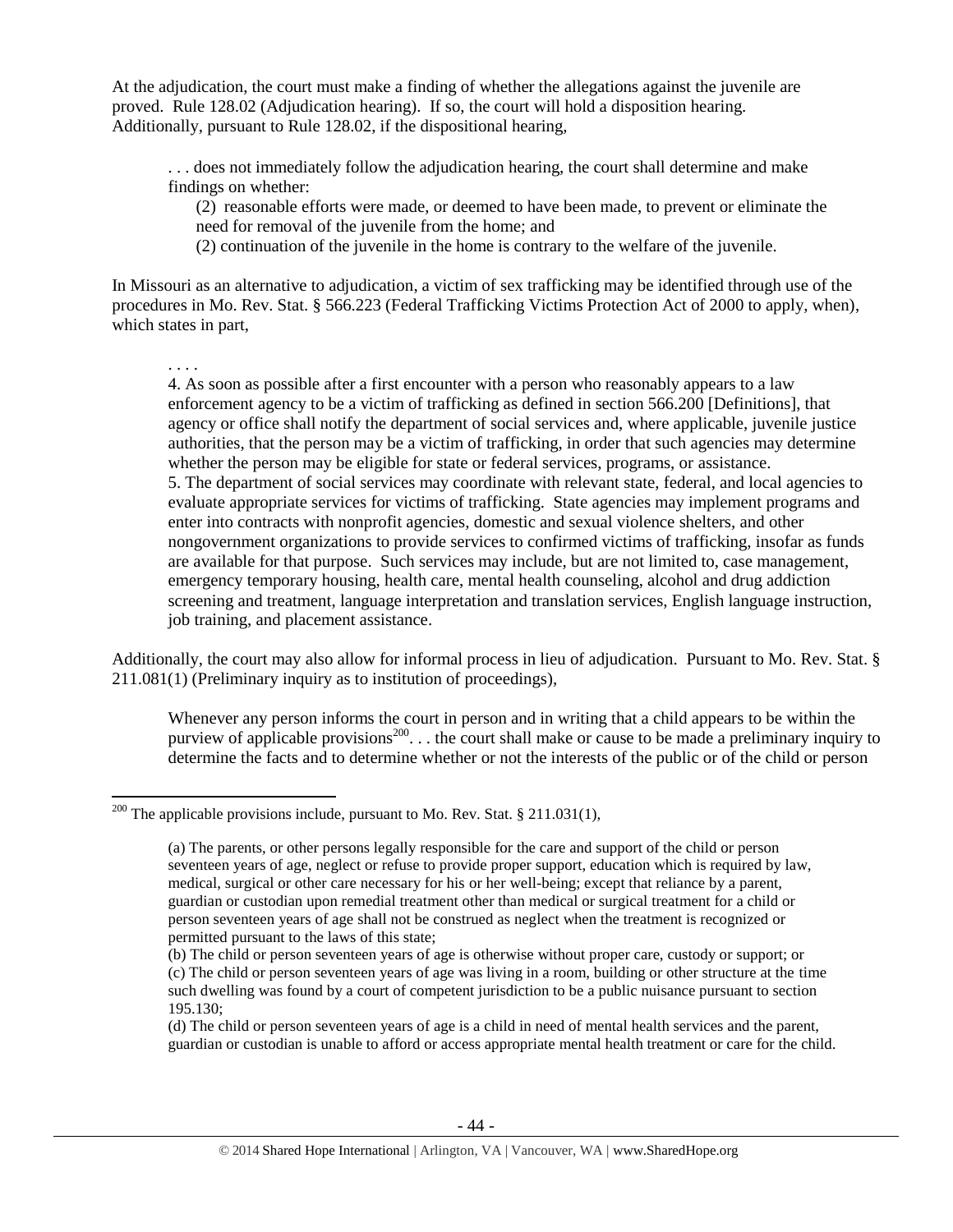At the adjudication, the court must make a finding of whether the allegations against the juvenile are proved. Rule 128.02 (Adjudication hearing). If so, the court will hold a disposition hearing. Additionally, pursuant to Rule 128.02, if the dispositional hearing,

> . . . does not immediately follow the adjudication hearing, the court shall determine and make findings on whether:
>
> (2) reasonable efforts were made, or deemed to have been made, to prevent or eliminate the need for removal of the juvenile from the home; and
>
> (2) continuation of the juvenile in the home is contrary to the welfare of the juvenile.

In Missouri as an alternative to adjudication, a victim of sex trafficking may be identified through use of the procedures in Mo. Rev. Stat. § 566.223 (Federal Trafficking Victims Protection Act of 2000 to apply, when), which states in part,

> . . . .
>
> 4. As soon as possible after a first encounter with a person who reasonably appears to a law enforcement agency to be a victim of trafficking as defined in section 566.200 [Definitions], that agency or office shall notify the department of social services and, where applicable, juvenile justice authorities, that the person may be a victim of trafficking, in order that such agencies may determine whether the person may be eligible for state or federal services, programs, or assistance.
>
> 5. The department of social services may coordinate with relevant state, federal, and local agencies to evaluate appropriate services for victims of trafficking. State agencies may implement programs and enter into contracts with nonprofit agencies, domestic and sexual violence shelters, and other nongovernment organizations to provide services to confirmed victims of trafficking, insofar as funds are available for that purpose. Such services may include, but are not limited to, case management, emergency temporary housing, health care, mental health counseling, alcohol and drug addiction screening and treatment, language interpretation and translation services, English language instruction, job training, and placement assistance.

Additionally, the court may also allow for informal process in lieu of adjudication. Pursuant to Mo. Rev. Stat. § 211.081(1) (Preliminary inquiry as to institution of proceedings),

> Whenever any person informs the court in person and in writing that a child appears to be within the purview of applicable provisions[200]. . . the court shall make or cause to be made a preliminary inquiry to determine the facts and to determine whether or not the interests of the public or of the child or person

---

[200] The applicable provisions include, pursuant to Mo. Rev. Stat. § 211.031(1),

> (a) The parents, or other persons legally responsible for the care and support of the child or person seventeen years of age, neglect or refuse to provide proper support, education which is required by law, medical, surgical or other care necessary for his or her well-being; except that reliance by a parent, guardian or custodian upon remedial treatment other than medical or surgical treatment for a child or person seventeen years of age shall not be construed as neglect when the treatment is recognized or permitted pursuant to the laws of this state;
>
> (b) The child or person seventeen years of age is otherwise without proper care, custody or support; or
>
> (c) The child or person seventeen years of age was living in a room, building or other structure at the time such dwelling was found by a court of competent jurisdiction to be a public nuisance pursuant to section 195.130;
>
> (d) The child or person seventeen years of age is a child in need of mental health services and the parent, guardian or custodian is unable to afford or access appropriate mental health treatment or care for the child.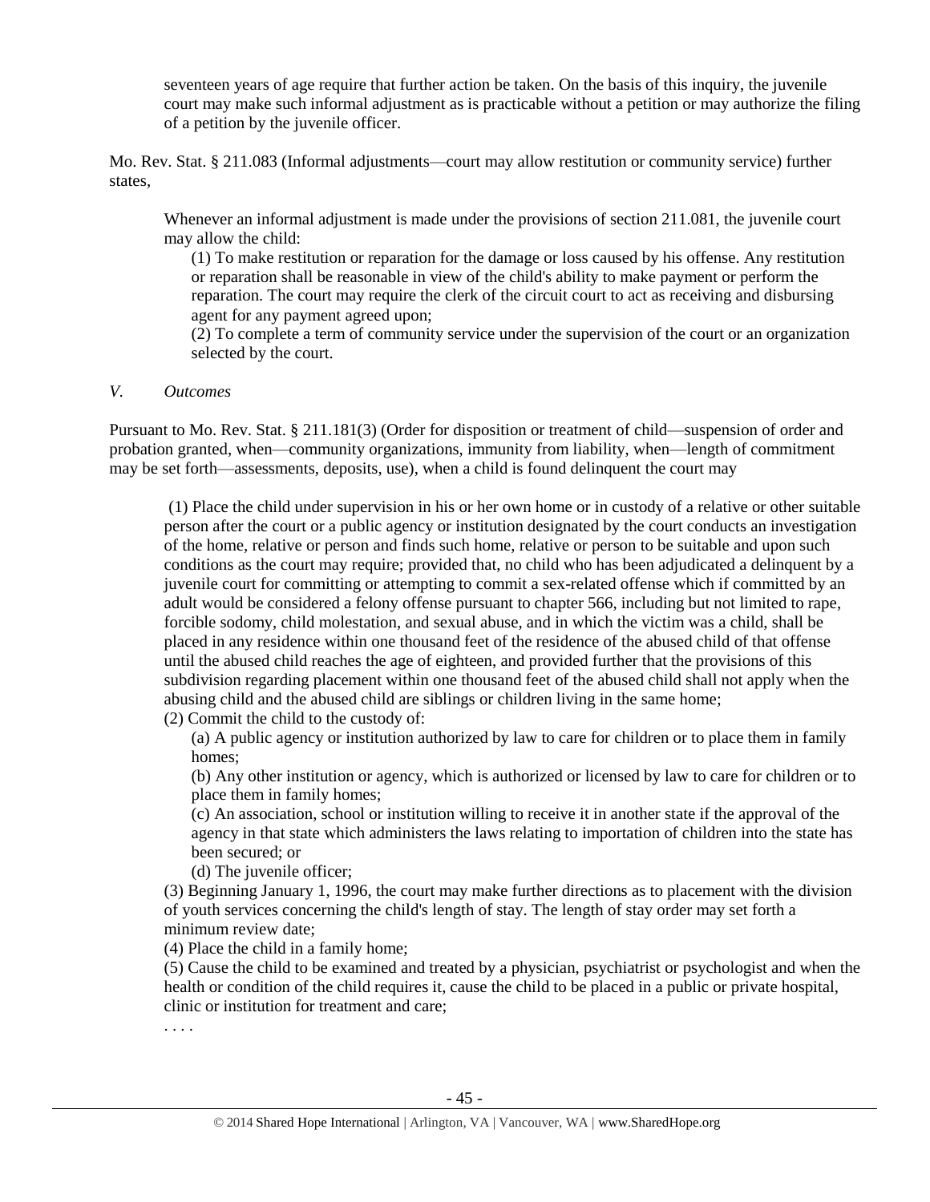> seventeen years of age require that further action be taken. On the basis of this inquiry, the juvenile court may make such informal adjustment as is practicable without a petition or may authorize the filing of a petition by the juvenile officer.

Mo. Rev. Stat. § 211.083 (Informal adjustments—court may allow restitution or community service) further states,

> Whenever an informal adjustment is made under the provisions of section 211.081, the juvenile court may allow the child:
>
> (1) To make restitution or reparation for the damage or loss caused by his offense. Any restitution or reparation shall be reasonable in view of the child's ability to make payment or perform the reparation. The court may require the clerk of the circuit court to act as receiving and disbursing agent for any payment agreed upon;
>
> (2) To complete a term of community service under the supervision of the court or an organization selected by the court.

*V. Outcomes*

Pursuant to Mo. Rev. Stat. § 211.181(3) (Order for disposition or treatment of child—suspension of order and probation granted, when—community organizations, immunity from liability, when—length of commitment may be set forth—assessments, deposits, use), when a child is found delinquent the court may

> (1) Place the child under supervision in his or her own home or in custody of a relative or other suitable person after the court or a public agency or institution designated by the court conducts an investigation of the home, relative or person and finds such home, relative or person to be suitable and upon such conditions as the court may require; provided that, no child who has been adjudicated a delinquent by a juvenile court for committing or attempting to commit a sex-related offense which if committed by an adult would be considered a felony offense pursuant to chapter 566, including but not limited to rape, forcible sodomy, child molestation, and sexual abuse, and in which the victim was a child, shall be placed in any residence within one thousand feet of the residence of the abused child of that offense until the abused child reaches the age of eighteen, and provided further that the provisions of this subdivision regarding placement within one thousand feet of the abused child shall not apply when the abusing child and the abused child are siblings or children living in the same home;
>
> (2) Commit the child to the custody of:
>
> (a) A public agency or institution authorized by law to care for children or to place them in family homes;
>
> (b) Any other institution or agency, which is authorized or licensed by law to care for children or to place them in family homes;
>
> (c) An association, school or institution willing to receive it in another state if the approval of the agency in that state which administers the laws relating to importation of children into the state has been secured; or
>
> (d) The juvenile officer;
>
> (3) Beginning January 1, 1996, the court may make further directions as to placement with the division of youth services concerning the child's length of stay. The length of stay order may set forth a minimum review date;
>
> (4) Place the child in a family home;
>
> (5) Cause the child to be examined and treated by a physician, psychiatrist or psychologist and when the health or condition of the child requires it, cause the child to be placed in a public or private hospital, clinic or institution for treatment and care;
>
> . . . .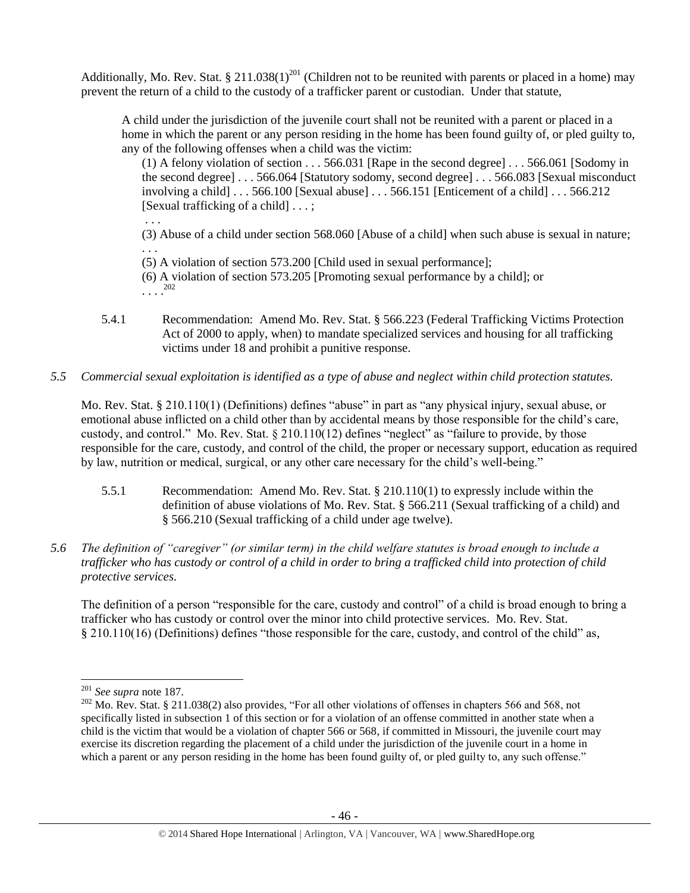Additionally, Mo. Rev. Stat. § 211.038(1)[201] (Children not to be reunited with parents or placed in a home) may prevent the return of a child to the custody of a trafficker parent or custodian. Under that statute,

> A child under the jurisdiction of the juvenile court shall not be reunited with a parent or placed in a home in which the parent or any person residing in the home has been found guilty of, or pled guilty to, any of the following offenses when a child was the victim:
>
> (1) A felony violation of section . . . 566.031 [Rape in the second degree] . . . 566.061 [Sodomy in the second degree] . . . 566.064 [Statutory sodomy, second degree] . . . 566.083 [Sexual misconduct involving a child] . . . 566.100 [Sexual abuse] . . . 566.151 [Enticement of a child] . . . 566.212 [Sexual trafficking of a child] . . . ;
>
> . . .
>
> (3) Abuse of a child under section 568.060 [Abuse of a child] when such abuse is sexual in nature;
>
> . . .
>
> (5) A violation of section 573.200 [Child used in sexual performance];
>
> (6) A violation of section 573.205 [Promoting sexual performance by a child]; or
>
> . . . .[202]

5.4.1 Recommendation: Amend Mo. Rev. Stat. § 566.223 (Federal Trafficking Victims Protection Act of 2000 to apply, when) to mandate specialized services and housing for all trafficking victims under 18 and prohibit a punitive response.

*5.5 Commercial sexual exploitation is identified as a type of abuse and neglect within child protection statutes.*

Mo. Rev. Stat. § 210.110(1) (Definitions) defines "abuse" in part as "any physical injury, sexual abuse, or emotional abuse inflicted on a child other than by accidental means by those responsible for the child's care, custody, and control." Mo. Rev. Stat. § 210.110(12) defines "neglect" as "failure to provide, by those responsible for the care, custody, and control of the child, the proper or necessary support, education as required by law, nutrition or medical, surgical, or any other care necessary for the child's well-being."

5.5.1 Recommendation: Amend Mo. Rev. Stat. § 210.110(1) to expressly include within the definition of abuse violations of Mo. Rev. Stat. § 566.211 (Sexual trafficking of a child) and § 566.210 (Sexual trafficking of a child under age twelve).

*5.6 The definition of "caregiver" (or similar term) in the child welfare statutes is broad enough to include a trafficker who has custody or control of a child in order to bring a trafficked child into protection of child protective services.*

The definition of a person "responsible for the care, custody and control" of a child is broad enough to bring a trafficker who has custody or control over the minor into child protective services. Mo. Rev. Stat. § 210.110(16) (Definitions) defines "those responsible for the care, custody, and control of the child" as,

---

[201] *See supra* note 187.

[202] Mo. Rev. Stat. § 211.038(2) also provides, "For all other violations of offenses in chapters 566 and 568, not specifically listed in subsection 1 of this section or for a violation of an offense committed in another state when a child is the victim that would be a violation of chapter 566 or 568, if committed in Missouri, the juvenile court may exercise its discretion regarding the placement of a child under the jurisdiction of the juvenile court in a home in which a parent or any person residing in the home has been found guilty of, or pled guilty to, any such offense."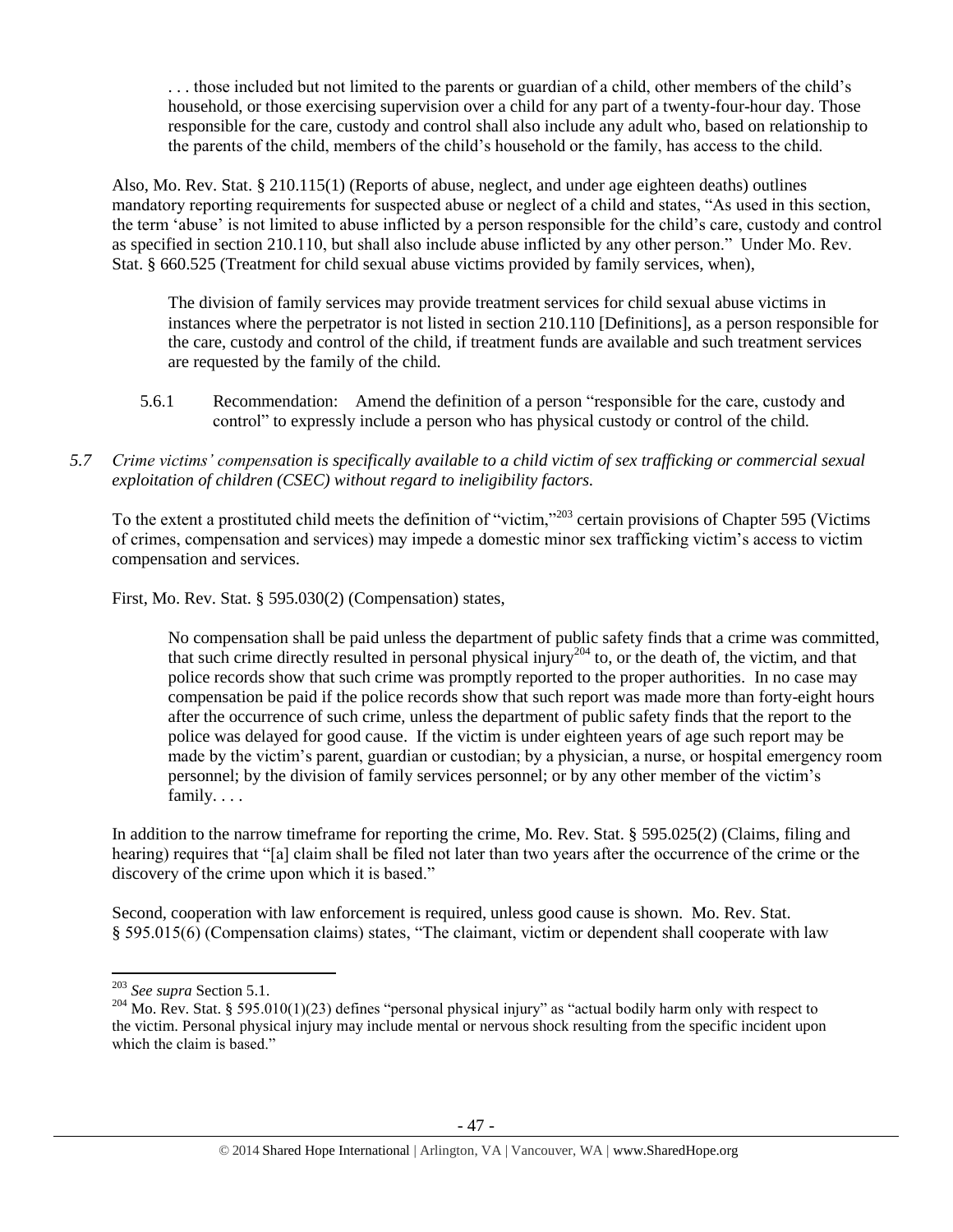> . . . those included but not limited to the parents or guardian of a child, other members of the child's household, or those exercising supervision over a child for any part of a twenty-four-hour day. Those responsible for the care, custody and control shall also include any adult who, based on relationship to the parents of the child, members of the child's household or the family, has access to the child.

Also, Mo. Rev. Stat. § 210.115(1) (Reports of abuse, neglect, and under age eighteen deaths) outlines mandatory reporting requirements for suspected abuse or neglect of a child and states, "As used in this section, the term 'abuse' is not limited to abuse inflicted by a person responsible for the child's care, custody and control as specified in section 210.110, but shall also include abuse inflicted by any other person." Under Mo. Rev. Stat. § 660.525 (Treatment for child sexual abuse victims provided by family services, when),

> The division of family services may provide treatment services for child sexual abuse victims in instances where the perpetrator is not listed in section 210.110 [Definitions], as a person responsible for the care, custody and control of the child, if treatment funds are available and such treatment services are requested by the family of the child.

5.6.1 Recommendation: Amend the definition of a person "responsible for the care, custody and control" to expressly include a person who has physical custody or control of the child.

*5.7 Crime victims' compensation is specifically available to a child victim of sex trafficking or commercial sexual exploitation of children (CSEC) without regard to ineligibility factors.*

To the extent a prostituted child meets the definition of "victim,"[203] certain provisions of Chapter 595 (Victims of crimes, compensation and services) may impede a domestic minor sex trafficking victim's access to victim compensation and services.

First, Mo. Rev. Stat. § 595.030(2) (Compensation) states,

> No compensation shall be paid unless the department of public safety finds that a crime was committed, that such crime directly resulted in personal physical injury[204] to, or the death of, the victim, and that police records show that such crime was promptly reported to the proper authorities. In no case may compensation be paid if the police records show that such report was made more than forty-eight hours after the occurrence of such crime, unless the department of public safety finds that the report to the police was delayed for good cause. If the victim is under eighteen years of age such report may be made by the victim's parent, guardian or custodian; by a physician, a nurse, or hospital emergency room personnel; by the division of family services personnel; or by any other member of the victim's family. . . .

In addition to the narrow timeframe for reporting the crime, Mo. Rev. Stat. § 595.025(2) (Claims, filing and hearing) requires that "[a] claim shall be filed not later than two years after the occurrence of the crime or the discovery of the crime upon which it is based."

Second, cooperation with law enforcement is required, unless good cause is shown. Mo. Rev. Stat. § 595.015(6) (Compensation claims) states, "The claimant, victim or dependent shall cooperate with law

---

[203] *See supra* Section 5.1.

[204] Mo. Rev. Stat. § 595.010(1)(23) defines "personal physical injury" as "actual bodily harm only with respect to the victim. Personal physical injury may include mental or nervous shock resulting from the specific incident upon which the claim is based."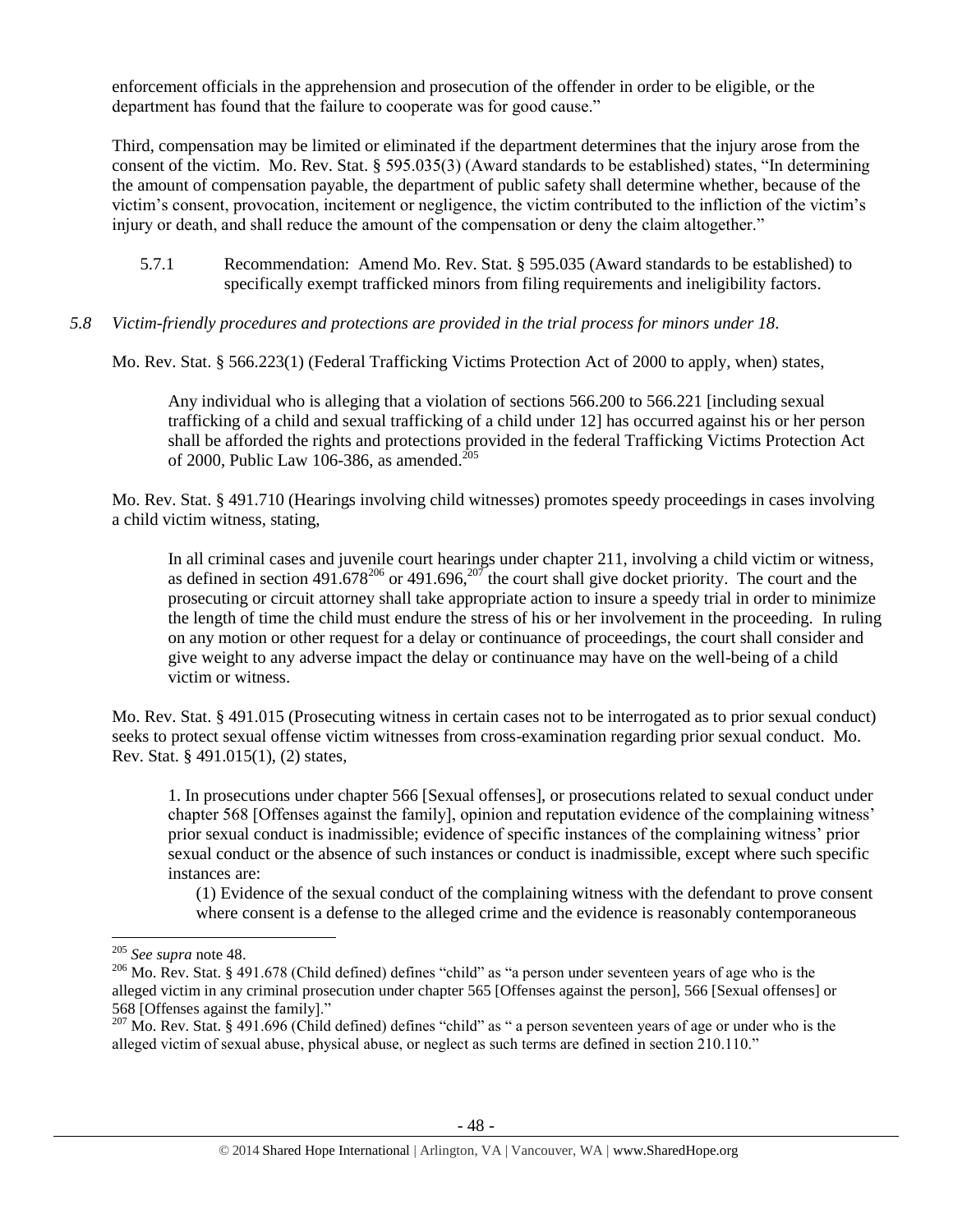enforcement officials in the apprehension and prosecution of the offender in order to be eligible, or the department has found that the failure to cooperate was for good cause."

Third, compensation may be limited or eliminated if the department determines that the injury arose from the consent of the victim. Mo. Rev. Stat. § 595.035(3) (Award standards to be established) states, "In determining the amount of compensation payable, the department of public safety shall determine whether, because of the victim's consent, provocation, incitement or negligence, the victim contributed to the infliction of the victim's injury or death, and shall reduce the amount of the compensation or deny the claim altogether."

5.7.1 Recommendation: Amend Mo. Rev. Stat. § 595.035 (Award standards to be established) to specifically exempt trafficked minors from filing requirements and ineligibility factors.

*5.8 Victim-friendly procedures and protections are provided in the trial process for minors under 18.*

Mo. Rev. Stat. § 566.223(1) (Federal Trafficking Victims Protection Act of 2000 to apply, when) states,

> Any individual who is alleging that a violation of sections 566.200 to 566.221 [including sexual trafficking of a child and sexual trafficking of a child under 12] has occurred against his or her person shall be afforded the rights and protections provided in the federal Trafficking Victims Protection Act of 2000, Public Law 106-386, as amended.[205]

Mo. Rev. Stat. § 491.710 (Hearings involving child witnesses) promotes speedy proceedings in cases involving a child victim witness, stating,

> In all criminal cases and juvenile court hearings under chapter 211, involving a child victim or witness, as defined in section 491.678[206] or 491.696,[207] the court shall give docket priority. The court and the prosecuting or circuit attorney shall take appropriate action to insure a speedy trial in order to minimize the length of time the child must endure the stress of his or her involvement in the proceeding. In ruling on any motion or other request for a delay or continuance of proceedings, the court shall consider and give weight to any adverse impact the delay or continuance may have on the well-being of a child victim or witness.

Mo. Rev. Stat. § 491.015 (Prosecuting witness in certain cases not to be interrogated as to prior sexual conduct) seeks to protect sexual offense victim witnesses from cross-examination regarding prior sexual conduct. Mo. Rev. Stat. § 491.015(1), (2) states,

> 1. In prosecutions under chapter 566 [Sexual offenses], or prosecutions related to sexual conduct under chapter 568 [Offenses against the family], opinion and reputation evidence of the complaining witness' prior sexual conduct is inadmissible; evidence of specific instances of the complaining witness' prior sexual conduct or the absence of such instances or conduct is inadmissible, except where such specific instances are:
>
> (1) Evidence of the sexual conduct of the complaining witness with the defendant to prove consent where consent is a defense to the alleged crime and the evidence is reasonably contemporaneous

---

[205] *See supra* note 48.

[206] Mo. Rev. Stat. § 491.678 (Child defined) defines "child" as "a person under seventeen years of age who is the alleged victim in any criminal prosecution under chapter 565 [Offenses against the person], 566 [Sexual offenses] or 568 [Offenses against the family]."

[207] Mo. Rev. Stat. § 491.696 (Child defined) defines "child" as " a person seventeen years of age or under who is the alleged victim of sexual abuse, physical abuse, or neglect as such terms are defined in section 210.110."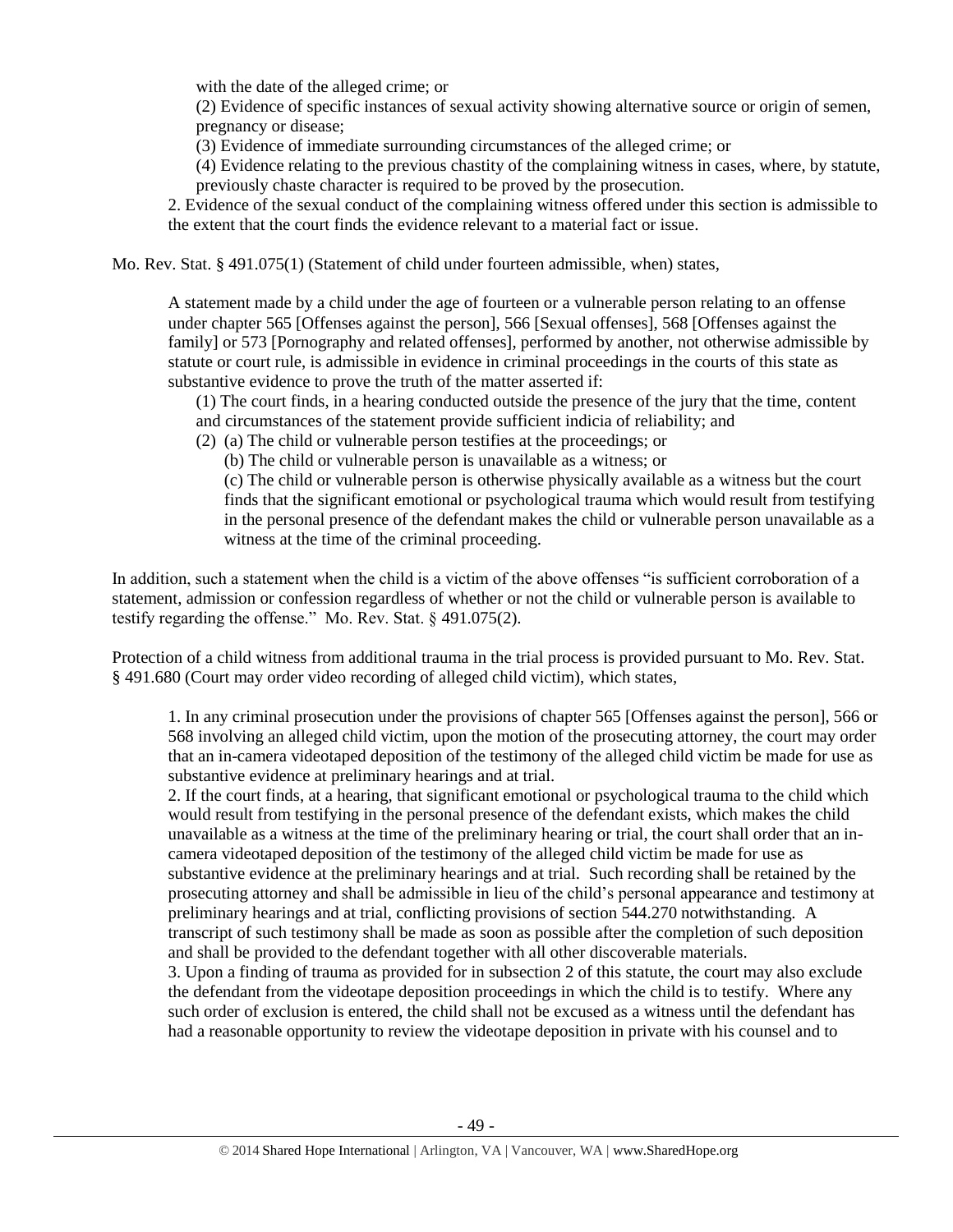with the date of the alleged crime; or

(2) Evidence of specific instances of sexual activity showing alternative source or origin of semen, pregnancy or disease;

(3) Evidence of immediate surrounding circumstances of the alleged crime; or

(4) Evidence relating to the previous chastity of the complaining witness in cases, where, by statute, previously chaste character is required to be proved by the prosecution.

2. Evidence of the sexual conduct of the complaining witness offered under this section is admissible to the extent that the court finds the evidence relevant to a material fact or issue.

Mo. Rev. Stat. § 491.075(1) (Statement of child under fourteen admissible, when) states,

> A statement made by a child under the age of fourteen or a vulnerable person relating to an offense under chapter 565 [Offenses against the person], 566 [Sexual offenses], 568 [Offenses against the family] or 573 [Pornography and related offenses], performed by another, not otherwise admissible by statute or court rule, is admissible in evidence in criminal proceedings in the courts of this state as substantive evidence to prove the truth of the matter asserted if:
>
> (1) The court finds, in a hearing conducted outside the presence of the jury that the time, content and circumstances of the statement provide sufficient indicia of reliability; and
>
> (2) (a) The child or vulnerable person testifies at the proceedings; or
>
> (b) The child or vulnerable person is unavailable as a witness; or
>
> (c) The child or vulnerable person is otherwise physically available as a witness but the court finds that the significant emotional or psychological trauma which would result from testifying in the personal presence of the defendant makes the child or vulnerable person unavailable as a witness at the time of the criminal proceeding.

In addition, such a statement when the child is a victim of the above offenses "is sufficient corroboration of a statement, admission or confession regardless of whether or not the child or vulnerable person is available to testify regarding the offense." Mo. Rev. Stat. § 491.075(2).

Protection of a child witness from additional trauma in the trial process is provided pursuant to Mo. Rev. Stat. § 491.680 (Court may order video recording of alleged child victim), which states,

> 1. In any criminal prosecution under the provisions of chapter 565 [Offenses against the person], 566 or 568 involving an alleged child victim, upon the motion of the prosecuting attorney, the court may order that an in-camera videotaped deposition of the testimony of the alleged child victim be made for use as substantive evidence at preliminary hearings and at trial.
>
> 2. If the court finds, at a hearing, that significant emotional or psychological trauma to the child which would result from testifying in the personal presence of the defendant exists, which makes the child unavailable as a witness at the time of the preliminary hearing or trial, the court shall order that an in-camera videotaped deposition of the testimony of the alleged child victim be made for use as substantive evidence at the preliminary hearings and at trial. Such recording shall be retained by the prosecuting attorney and shall be admissible in lieu of the child's personal appearance and testimony at preliminary hearings and at trial, conflicting provisions of section 544.270 notwithstanding. A transcript of such testimony shall be made as soon as possible after the completion of such deposition and shall be provided to the defendant together with all other discoverable materials.
>
> 3. Upon a finding of trauma as provided for in subsection 2 of this statute, the court may also exclude the defendant from the videotape deposition proceedings in which the child is to testify. Where any such order of exclusion is entered, the child shall not be excused as a witness until the defendant has had a reasonable opportunity to review the videotape deposition in private with his counsel and to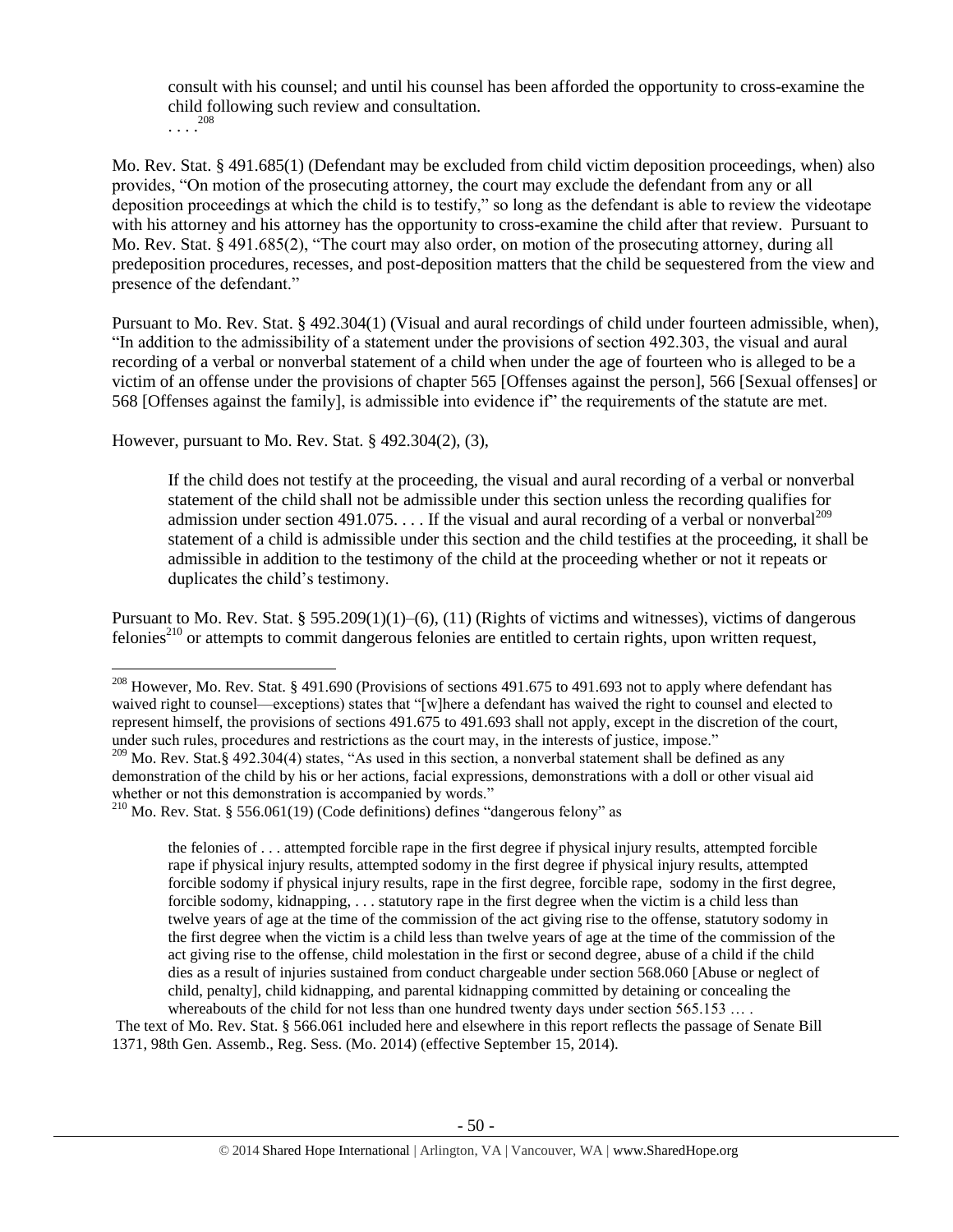> consult with his counsel; and until his counsel has been afforded the opportunity to cross-examine the child following such review and consultation.
> . . . .[208]

Mo. Rev. Stat. § 491.685(1) (Defendant may be excluded from child victim deposition proceedings, when) also provides, "On motion of the prosecuting attorney, the court may exclude the defendant from any or all deposition proceedings at which the child is to testify," so long as the defendant is able to review the videotape with his attorney and his attorney has the opportunity to cross-examine the child after that review. Pursuant to Mo. Rev. Stat. § 491.685(2), "The court may also order, on motion of the prosecuting attorney, during all predeposition procedures, recesses, and post-deposition matters that the child be sequestered from the view and presence of the defendant."

Pursuant to Mo. Rev. Stat. § 492.304(1) (Visual and aural recordings of child under fourteen admissible, when), "In addition to the admissibility of a statement under the provisions of section 492.303, the visual and aural recording of a verbal or nonverbal statement of a child when under the age of fourteen who is alleged to be a victim of an offense under the provisions of chapter 565 [Offenses against the person], 566 [Sexual offenses] or 568 [Offenses against the family], is admissible into evidence if" the requirements of the statute are met.

However, pursuant to Mo. Rev. Stat. § 492.304(2), (3),

> If the child does not testify at the proceeding, the visual and aural recording of a verbal or nonverbal statement of the child shall not be admissible under this section unless the recording qualifies for admission under section 491.075. . . . If the visual and aural recording of a verbal or nonverbal[209] statement of a child is admissible under this section and the child testifies at the proceeding, it shall be admissible in addition to the testimony of the child at the proceeding whether or not it repeats or duplicates the child's testimony.

Pursuant to Mo. Rev. Stat. § 595.209(1)(1)–(6), (11) (Rights of victims and witnesses), victims of dangerous felonies[210] or attempts to commit dangerous felonies are entitled to certain rights, upon written request,

---

[208] However, Mo. Rev. Stat. § 491.690 (Provisions of sections 491.675 to 491.693 not to apply where defendant has waived right to counsel—exceptions) states that "[w]here a defendant has waived the right to counsel and elected to represent himself, the provisions of sections 491.675 to 491.693 shall not apply, except in the discretion of the court, under such rules, procedures and restrictions as the court may, in the interests of justice, impose."

[209] Mo. Rev. Stat.§ 492.304(4) states, "As used in this section, a nonverbal statement shall be defined as any demonstration of the child by his or her actions, facial expressions, demonstrations with a doll or other visual aid whether or not this demonstration is accompanied by words."

[210] Mo. Rev. Stat. § 556.061(19) (Code definitions) defines "dangerous felony" as

> the felonies of . . . attempted forcible rape in the first degree if physical injury results, attempted forcible rape if physical injury results, attempted sodomy in the first degree if physical injury results, attempted forcible sodomy if physical injury results, rape in the first degree, forcible rape, sodomy in the first degree, forcible sodomy, kidnapping, . . . statutory rape in the first degree when the victim is a child less than twelve years of age at the time of the commission of the act giving rise to the offense, statutory sodomy in the first degree when the victim is a child less than twelve years of age at the time of the commission of the act giving rise to the offense, child molestation in the first or second degree, abuse of a child if the child dies as a result of injuries sustained from conduct chargeable under section 568.060 [Abuse or neglect of child, penalty], child kidnapping, and parental kidnapping committed by detaining or concealing the whereabouts of the child for not less than one hundred twenty days under section 565.153 … .

The text of Mo. Rev. Stat. § 566.061 included here and elsewhere in this report reflects the passage of Senate Bill 1371, 98th Gen. Assemb., Reg. Sess. (Mo. 2014) (effective September 15, 2014).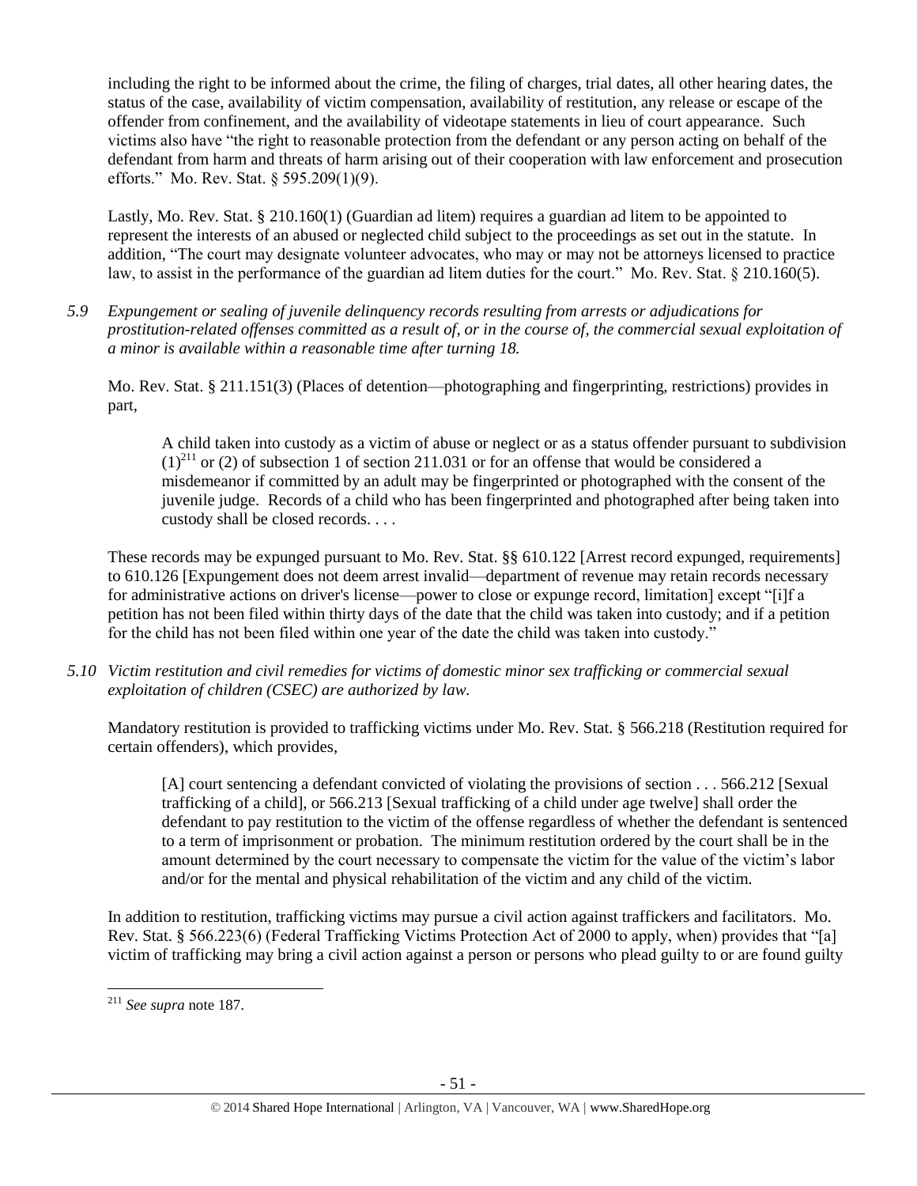including the right to be informed about the crime, the filing of charges, trial dates, all other hearing dates, the status of the case, availability of victim compensation, availability of restitution, any release or escape of the offender from confinement, and the availability of videotape statements in lieu of court appearance. Such victims also have "the right to reasonable protection from the defendant or any person acting on behalf of the defendant from harm and threats of harm arising out of their cooperation with law enforcement and prosecution efforts." Mo. Rev. Stat. § 595.209(1)(9).

Lastly, Mo. Rev. Stat. § 210.160(1) (Guardian ad litem) requires a guardian ad litem to be appointed to represent the interests of an abused or neglected child subject to the proceedings as set out in the statute. In addition, "The court may designate volunteer advocates, who may or may not be attorneys licensed to practice law, to assist in the performance of the guardian ad litem duties for the court." Mo. Rev. Stat. § 210.160(5).

*5.9 Expungement or sealing of juvenile delinquency records resulting from arrests or adjudications for prostitution-related offenses committed as a result of, or in the course of, the commercial sexual exploitation of a minor is available within a reasonable time after turning 18.*

Mo. Rev. Stat. § 211.151(3) (Places of detention—photographing and fingerprinting, restrictions) provides in part,

> A child taken into custody as a victim of abuse or neglect or as a status offender pursuant to subdivision (1)[211] or (2) of subsection 1 of section 211.031 or for an offense that would be considered a misdemeanor if committed by an adult may be fingerprinted or photographed with the consent of the juvenile judge. Records of a child who has been fingerprinted and photographed after being taken into custody shall be closed records. . . .

These records may be expunged pursuant to Mo. Rev. Stat. §§ 610.122 [Arrest record expunged, requirements] to 610.126 [Expungement does not deem arrest invalid—department of revenue may retain records necessary for administrative actions on driver's license—power to close or expunge record, limitation] except "[i]f a petition has not been filed within thirty days of the date that the child was taken into custody; and if a petition for the child has not been filed within one year of the date the child was taken into custody."

*5.10 Victim restitution and civil remedies for victims of domestic minor sex trafficking or commercial sexual exploitation of children (CSEC) are authorized by law.*

Mandatory restitution is provided to trafficking victims under Mo. Rev. Stat. § 566.218 (Restitution required for certain offenders), which provides,

> [A] court sentencing a defendant convicted of violating the provisions of section . . . 566.212 [Sexual trafficking of a child], or 566.213 [Sexual trafficking of a child under age twelve] shall order the defendant to pay restitution to the victim of the offense regardless of whether the defendant is sentenced to a term of imprisonment or probation. The minimum restitution ordered by the court shall be in the amount determined by the court necessary to compensate the victim for the value of the victim's labor and/or for the mental and physical rehabilitation of the victim and any child of the victim.

In addition to restitution, trafficking victims may pursue a civil action against traffickers and facilitators. Mo. Rev. Stat. § 566.223(6) (Federal Trafficking Victims Protection Act of 2000 to apply, when) provides that "[a] victim of trafficking may bring a civil action against a person or persons who plead guilty to or are found guilty

[211] *See supra* note 187.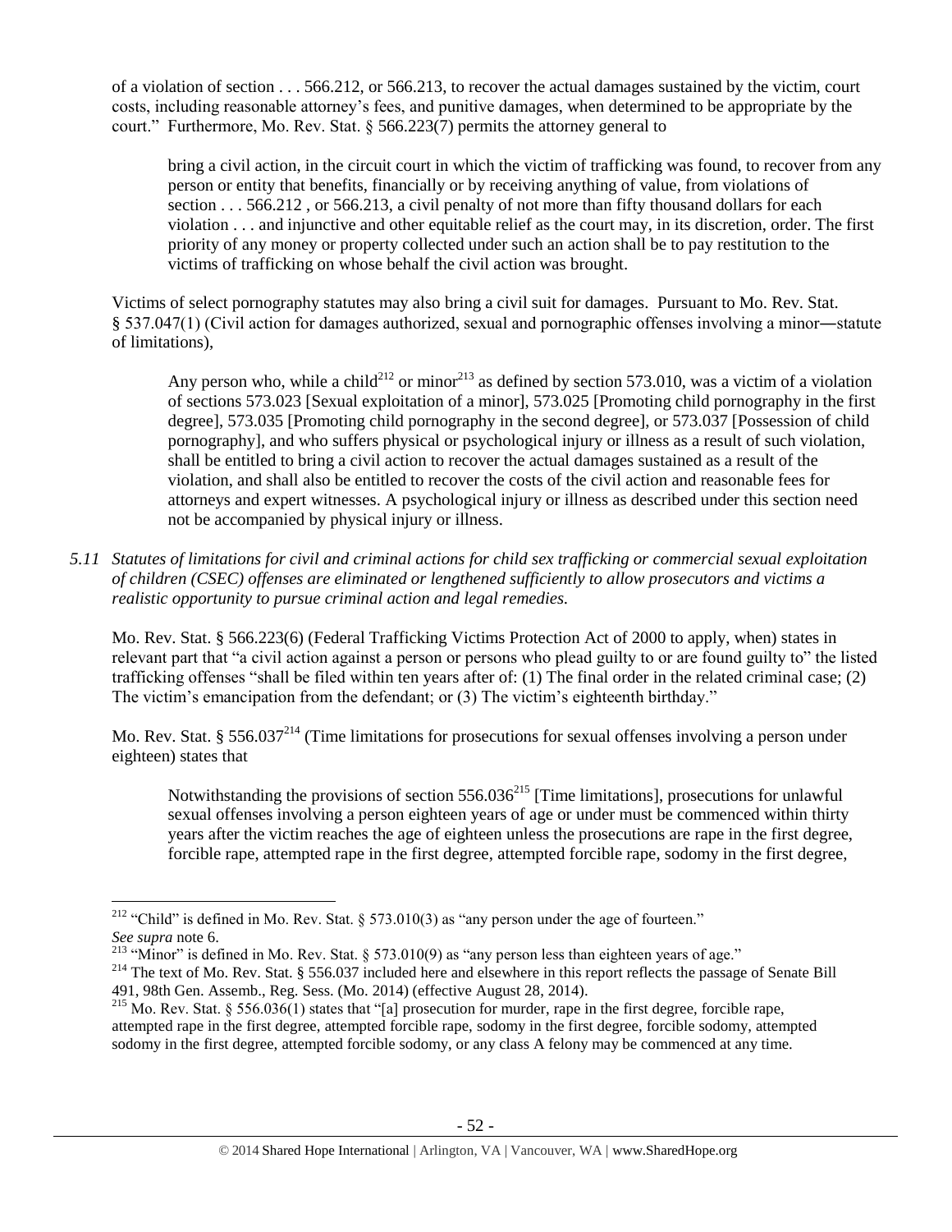of a violation of section . . . 566.212, or 566.213, to recover the actual damages sustained by the victim, court costs, including reasonable attorney's fees, and punitive damages, when determined to be appropriate by the court." Furthermore, Mo. Rev. Stat. § 566.223(7) permits the attorney general to

> bring a civil action, in the circuit court in which the victim of trafficking was found, to recover from any person or entity that benefits, financially or by receiving anything of value, from violations of section . . . 566.212 , or 566.213, a civil penalty of not more than fifty thousand dollars for each violation . . . and injunctive and other equitable relief as the court may, in its discretion, order. The first priority of any money or property collected under such an action shall be to pay restitution to the victims of trafficking on whose behalf the civil action was brought.

Victims of select pornography statutes may also bring a civil suit for damages. Pursuant to Mo. Rev. Stat. § 537.047(1) (Civil action for damages authorized, sexual and pornographic offenses involving a minor―statute of limitations),

> Any person who, while a child[212] or minor[213] as defined by section 573.010, was a victim of a violation of sections 573.023 [Sexual exploitation of a minor], 573.025 [Promoting child pornography in the first degree], 573.035 [Promoting child pornography in the second degree], or 573.037 [Possession of child pornography], and who suffers physical or psychological injury or illness as a result of such violation, shall be entitled to bring a civil action to recover the actual damages sustained as a result of the violation, and shall also be entitled to recover the costs of the civil action and reasonable fees for attorneys and expert witnesses. A psychological injury or illness as described under this section need not be accompanied by physical injury or illness.

*5.11 Statutes of limitations for civil and criminal actions for child sex trafficking or commercial sexual exploitation of children (CSEC) offenses are eliminated or lengthened sufficiently to allow prosecutors and victims a realistic opportunity to pursue criminal action and legal remedies.*

Mo. Rev. Stat. § 566.223(6) (Federal Trafficking Victims Protection Act of 2000 to apply, when) states in relevant part that "a civil action against a person or persons who plead guilty to or are found guilty to" the listed trafficking offenses "shall be filed within ten years after of: (1) The final order in the related criminal case; (2) The victim's emancipation from the defendant; or (3) The victim's eighteenth birthday."

Mo. Rev. Stat. § 556.037[214] (Time limitations for prosecutions for sexual offenses involving a person under eighteen) states that

> Notwithstanding the provisions of section 556.036[215] [Time limitations], prosecutions for unlawful sexual offenses involving a person eighteen years of age or under must be commenced within thirty years after the victim reaches the age of eighteen unless the prosecutions are rape in the first degree, forcible rape, attempted rape in the first degree, attempted forcible rape, sodomy in the first degree,

---

[212] "Child" is defined in Mo. Rev. Stat. § 573.010(3) as "any person under the age of fourteen." *See supra* note 6.

[213] "Minor" is defined in Mo. Rev. Stat. § 573.010(9) as "any person less than eighteen years of age."

[214] The text of Mo. Rev. Stat. § 556.037 included here and elsewhere in this report reflects the passage of Senate Bill 491, 98th Gen. Assemb., Reg. Sess. (Mo. 2014) (effective August 28, 2014).

[215] Mo. Rev. Stat. § 556.036(1) states that "[a] prosecution for murder, rape in the first degree, forcible rape, attempted rape in the first degree, attempted forcible rape, sodomy in the first degree, forcible sodomy, attempted sodomy in the first degree, attempted forcible sodomy, or any class A felony may be commenced at any time.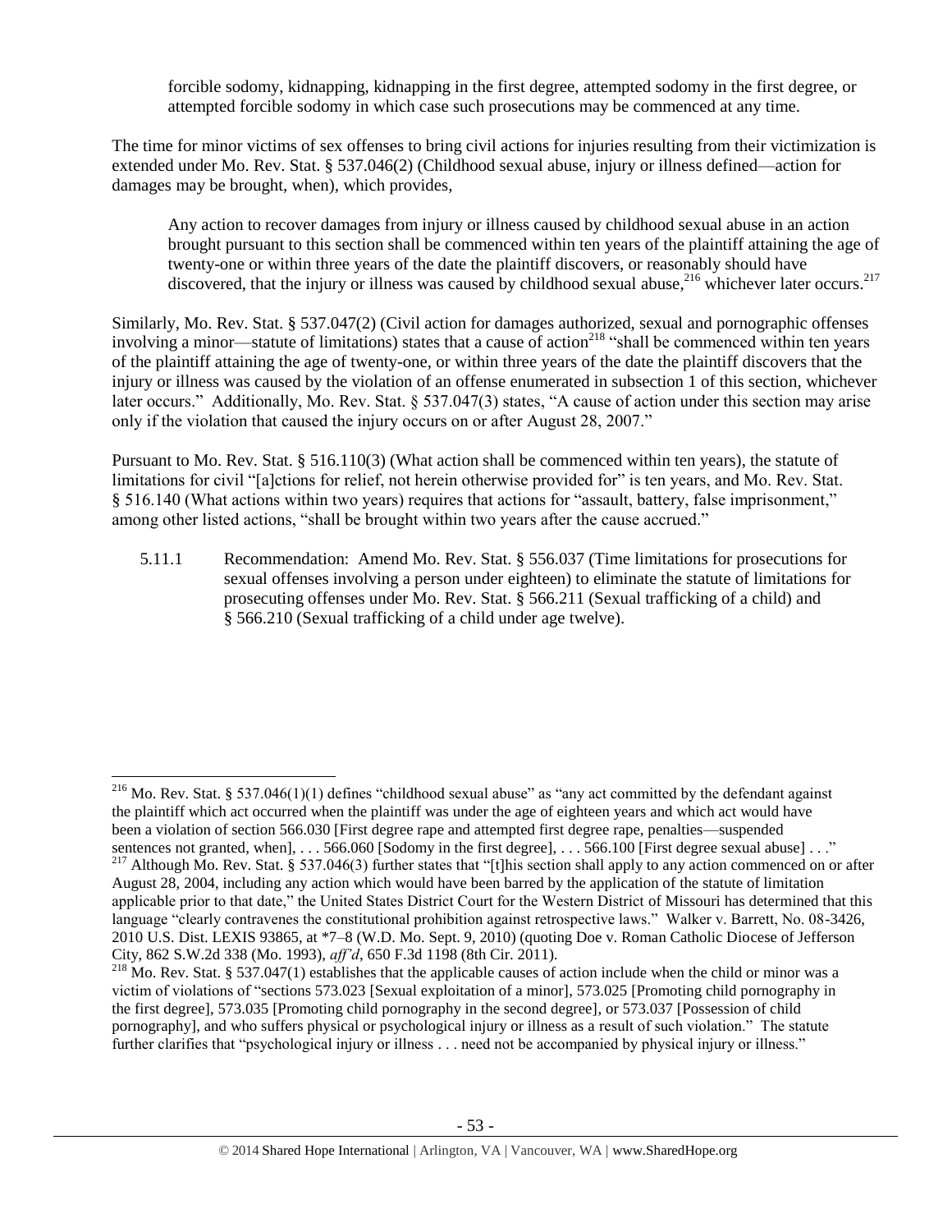forcible sodomy, kidnapping, kidnapping in the first degree, attempted sodomy in the first degree, or attempted forcible sodomy in which case such prosecutions may be commenced at any time.

The time for minor victims of sex offenses to bring civil actions for injuries resulting from their victimization is extended under Mo. Rev. Stat. § 537.046(2) (Childhood sexual abuse, injury or illness defined—action for damages may be brought, when), which provides,

> Any action to recover damages from injury or illness caused by childhood sexual abuse in an action brought pursuant to this section shall be commenced within ten years of the plaintiff attaining the age of twenty-one or within three years of the date the plaintiff discovers, or reasonably should have discovered, that the injury or illness was caused by childhood sexual abuse,[216] whichever later occurs.[217]

Similarly, Mo. Rev. Stat. § 537.047(2) (Civil action for damages authorized, sexual and pornographic offenses involving a minor—statute of limitations) states that a cause of action[218] "shall be commenced within ten years of the plaintiff attaining the age of twenty-one, or within three years of the date the plaintiff discovers that the injury or illness was caused by the violation of an offense enumerated in subsection 1 of this section, whichever later occurs." Additionally, Mo. Rev. Stat. § 537.047(3) states, "A cause of action under this section may arise only if the violation that caused the injury occurs on or after August 28, 2007."

Pursuant to Mo. Rev. Stat. § 516.110(3) (What action shall be commenced within ten years), the statute of limitations for civil "[a]ctions for relief, not herein otherwise provided for" is ten years, and Mo. Rev. Stat. § 516.140 (What actions within two years) requires that actions for "assault, battery, false imprisonment," among other listed actions, "shall be brought within two years after the cause accrued."

5.11.1 Recommendation: Amend Mo. Rev. Stat. § 556.037 (Time limitations for prosecutions for sexual offenses involving a person under eighteen) to eliminate the statute of limitations for prosecuting offenses under Mo. Rev. Stat. § 566.211 (Sexual trafficking of a child) and § 566.210 (Sexual trafficking of a child under age twelve).

---

[216] Mo. Rev. Stat. § 537.046(1)(1) defines "childhood sexual abuse" as "any act committed by the defendant against the plaintiff which act occurred when the plaintiff was under the age of eighteen years and which act would have been a violation of section 566.030 [First degree rape and attempted first degree rape, penalties—suspended sentences not granted, when], . . . 566.060 [Sodomy in the first degree], . . . 566.100 [First degree sexual abuse] . . ."

[217] Although Mo. Rev. Stat. § 537.046(3) further states that "[t]his section shall apply to any action commenced on or after August 28, 2004, including any action which would have been barred by the application of the statute of limitation applicable prior to that date," the United States District Court for the Western District of Missouri has determined that this language "clearly contravenes the constitutional prohibition against retrospective laws." Walker v. Barrett, No. 08-3426, 2010 U.S. Dist. LEXIS 93865, at *7–8 (W.D. Mo. Sept. 9, 2010) (quoting Doe v. Roman Catholic Diocese of Jefferson City, 862 S.W.2d 338 (Mo. 1993), *aff'd*, 650 F.3d 1198 (8th Cir. 2011).

[218] Mo. Rev. Stat. § 537.047(1) establishes that the applicable causes of action include when the child or minor was a victim of violations of "sections 573.023 [Sexual exploitation of a minor], 573.025 [Promoting child pornography in the first degree], 573.035 [Promoting child pornography in the second degree], or 573.037 [Possession of child pornography], and who suffers physical or psychological injury or illness as a result of such violation." The statute further clarifies that "psychological injury or illness . . . need not be accompanied by physical injury or illness."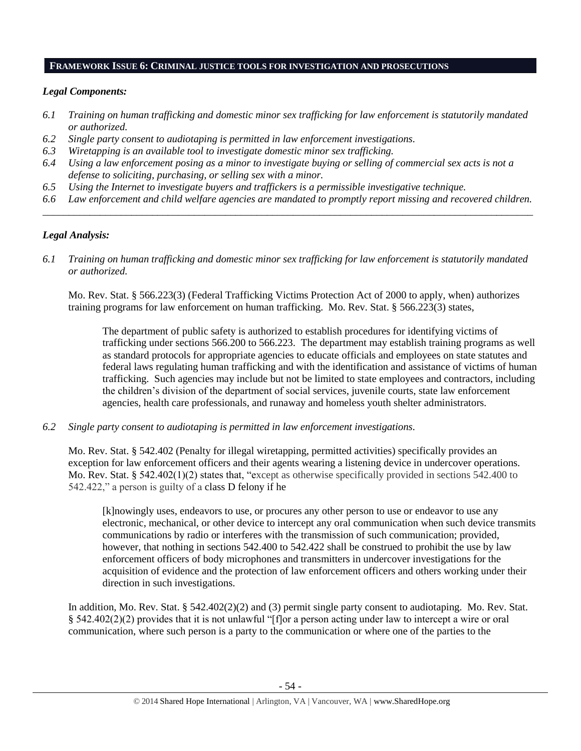## FRAMEWORK ISSUE 6: CRIMINAL JUSTICE TOOLS FOR INVESTIGATION AND PROSECUTIONS

### *Legal Components:*

*6.1 Training on human trafficking and domestic minor sex trafficking for law enforcement is statutorily mandated or authorized.*

*6.2 Single party consent to audiotaping is permitted in law enforcement investigations.*

*6.3 Wiretapping is an available tool to investigate domestic minor sex trafficking.*

*6.4 Using a law enforcement posing as a minor to investigate buying or selling of commercial sex acts is not a defense to soliciting, purchasing, or selling sex with a minor.*

*6.5 Using the Internet to investigate buyers and traffickers is a permissible investigative technique.*

*6.6 Law enforcement and child welfare agencies are mandated to promptly report missing and recovered children.*

---

### *Legal Analysis:*

*6.1 Training on human trafficking and domestic minor sex trafficking for law enforcement is statutorily mandated or authorized.*

Mo. Rev. Stat. § 566.223(3) (Federal Trafficking Victims Protection Act of 2000 to apply, when) authorizes training programs for law enforcement on human trafficking. Mo. Rev. Stat. § 566.223(3) states,

> The department of public safety is authorized to establish procedures for identifying victims of trafficking under sections 566.200 to 566.223. The department may establish training programs as well as standard protocols for appropriate agencies to educate officials and employees on state statutes and federal laws regulating human trafficking and with the identification and assistance of victims of human trafficking. Such agencies may include but not be limited to state employees and contractors, including the children's division of the department of social services, juvenile courts, state law enforcement agencies, health care professionals, and runaway and homeless youth shelter administrators.

*6.2 Single party consent to audiotaping is permitted in law enforcement investigations.*

Mo. Rev. Stat. § 542.402 (Penalty for illegal wiretapping, permitted activities) specifically provides an exception for law enforcement officers and their agents wearing a listening device in undercover operations. Mo. Rev. Stat. § 542.402(1)(2) states that, "except as otherwise specifically provided in sections 542.400 to 542.422," a person is guilty of a class D felony if he

> [k]nowingly uses, endeavors to use, or procures any other person to use or endeavor to use any electronic, mechanical, or other device to intercept any oral communication when such device transmits communications by radio or interferes with the transmission of such communication; provided, however, that nothing in sections 542.400 to 542.422 shall be construed to prohibit the use by law enforcement officers of body microphones and transmitters in undercover investigations for the acquisition of evidence and the protection of law enforcement officers and others working under their direction in such investigations.

In addition, Mo. Rev. Stat. § 542.402(2)(2) and (3) permit single party consent to audiotaping. Mo. Rev. Stat. § 542.402(2)(2) provides that it is not unlawful "[f]or a person acting under law to intercept a wire or oral communication, where such person is a party to the communication or where one of the parties to the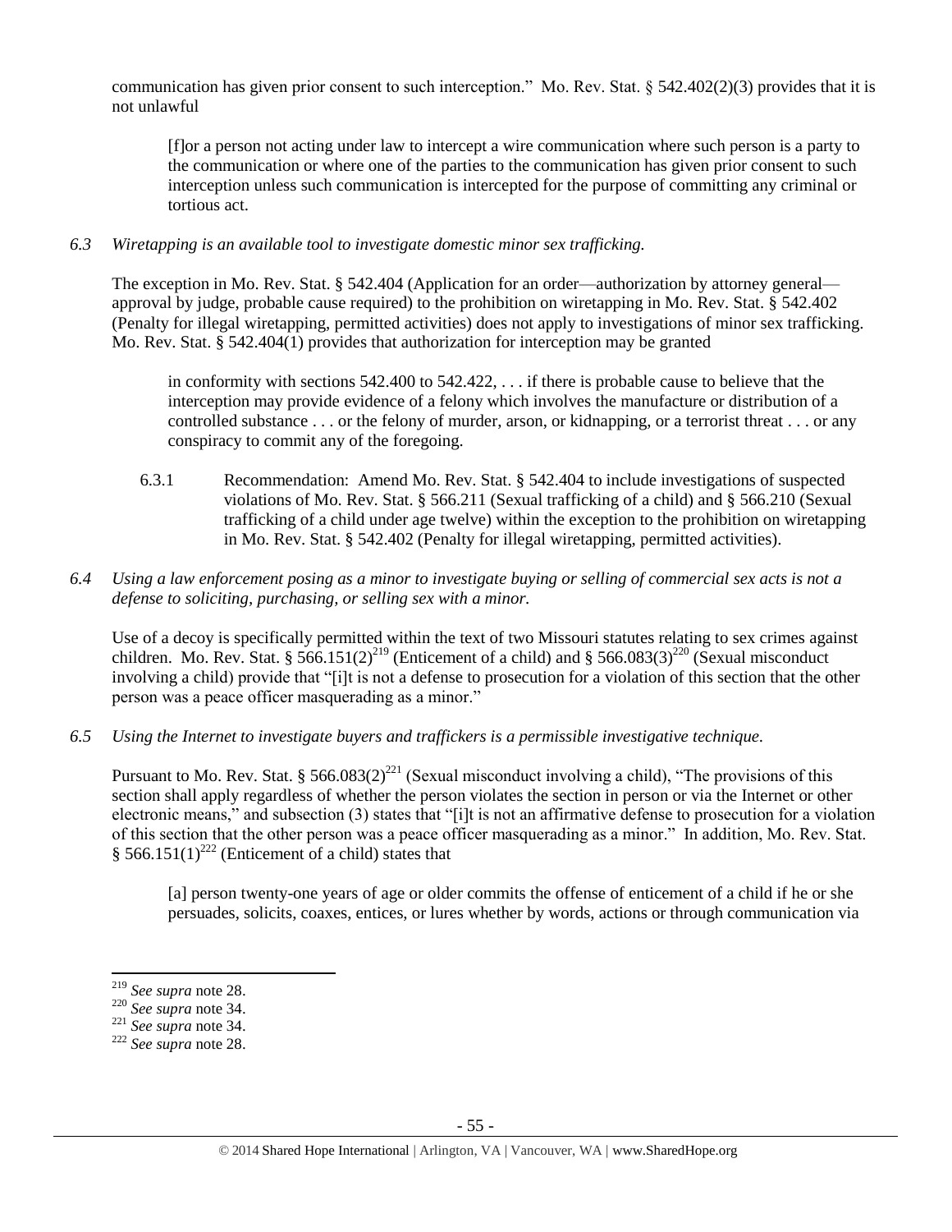communication has given prior consent to such interception." Mo. Rev. Stat. § 542.402(2)(3) provides that it is not unlawful

> [f]or a person not acting under law to intercept a wire communication where such person is a party to the communication or where one of the parties to the communication has given prior consent to such interception unless such communication is intercepted for the purpose of committing any criminal or tortious act.

*6.3 Wiretapping is an available tool to investigate domestic minor sex trafficking.*

The exception in Mo. Rev. Stat. § 542.404 (Application for an order—authorization by attorney general—approval by judge, probable cause required) to the prohibition on wiretapping in Mo. Rev. Stat. § 542.402 (Penalty for illegal wiretapping, permitted activities) does not apply to investigations of minor sex trafficking. Mo. Rev. Stat. § 542.404(1) provides that authorization for interception may be granted

> in conformity with sections 542.400 to 542.422, . . . if there is probable cause to believe that the interception may provide evidence of a felony which involves the manufacture or distribution of a controlled substance . . . or the felony of murder, arson, or kidnapping, or a terrorist threat . . . or any conspiracy to commit any of the foregoing.

6.3.1 Recommendation: Amend Mo. Rev. Stat. § 542.404 to include investigations of suspected violations of Mo. Rev. Stat. § 566.211 (Sexual trafficking of a child) and § 566.210 (Sexual trafficking of a child under age twelve) within the exception to the prohibition on wiretapping in Mo. Rev. Stat. § 542.402 (Penalty for illegal wiretapping, permitted activities).

*6.4 Using a law enforcement posing as a minor to investigate buying or selling of commercial sex acts is not a defense to soliciting, purchasing, or selling sex with a minor.*

Use of a decoy is specifically permitted within the text of two Missouri statutes relating to sex crimes against children. Mo. Rev. Stat. § 566.151(2)[219] (Enticement of a child) and § 566.083(3)[220] (Sexual misconduct involving a child) provide that "[i]t is not a defense to prosecution for a violation of this section that the other person was a peace officer masquerading as a minor."

*6.5 Using the Internet to investigate buyers and traffickers is a permissible investigative technique.*

Pursuant to Mo. Rev. Stat. § 566.083(2)[221] (Sexual misconduct involving a child), "The provisions of this section shall apply regardless of whether the person violates the section in person or via the Internet or other electronic means," and subsection (3) states that "[i]t is not an affirmative defense to prosecution for a violation of this section that the other person was a peace officer masquerading as a minor." In addition, Mo. Rev. Stat. § 566.151(1)[222] (Enticement of a child) states that

> [a] person twenty-one years of age or older commits the offense of enticement of a child if he or she persuades, solicits, coaxes, entices, or lures whether by words, actions or through communication via

---

[219] *See supra* note 28.
[220] *See supra* note 34.
[221] *See supra* note 34.
[222] *See supra* note 28.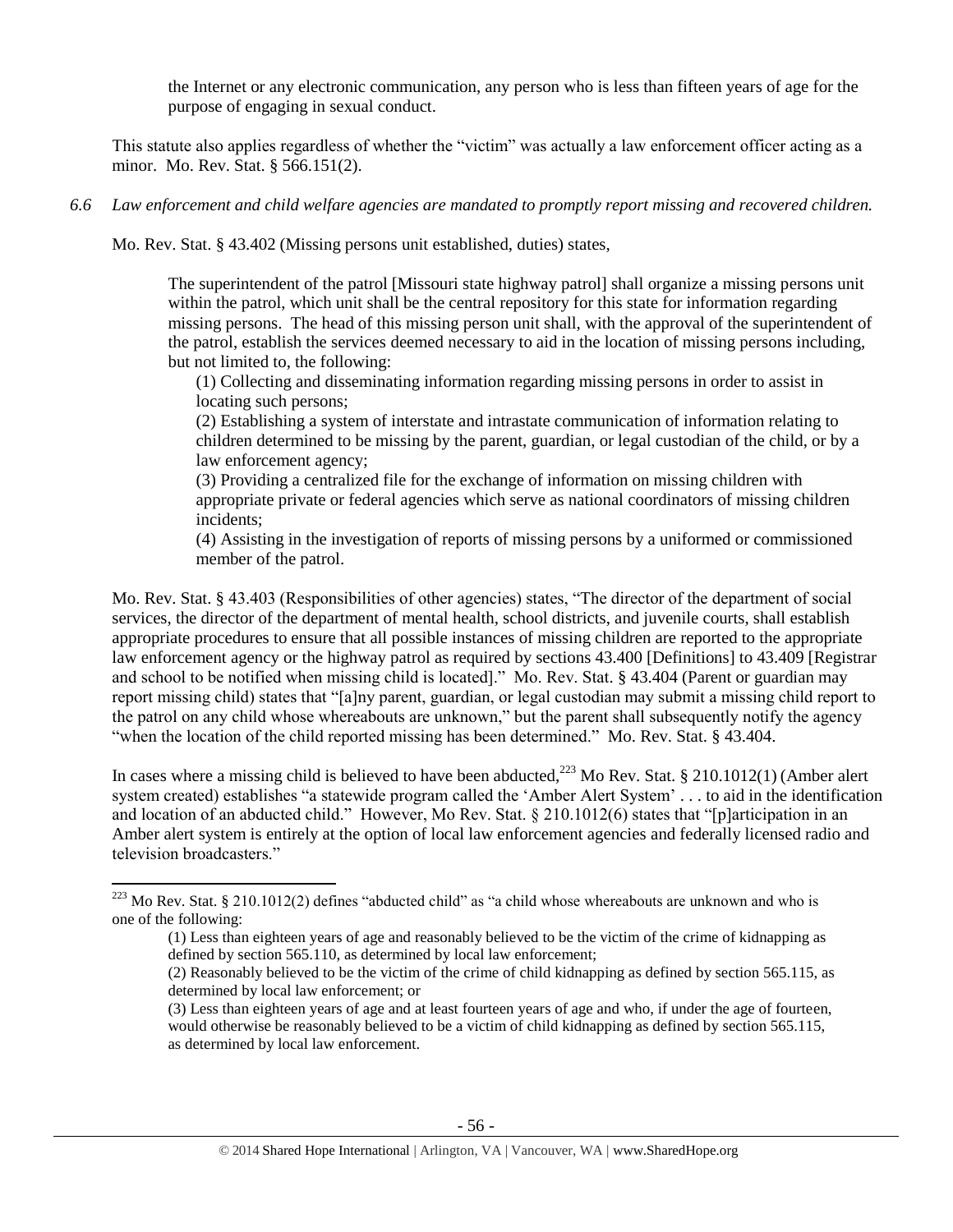the Internet or any electronic communication, any person who is less than fifteen years of age for the purpose of engaging in sexual conduct.

This statute also applies regardless of whether the "victim" was actually a law enforcement officer acting as a minor. Mo. Rev. Stat. § 566.151(2).

*6.6 Law enforcement and child welfare agencies are mandated to promptly report missing and recovered children.*

Mo. Rev. Stat. § 43.402 (Missing persons unit established, duties) states,

> The superintendent of the patrol [Missouri state highway patrol] shall organize a missing persons unit within the patrol, which unit shall be the central repository for this state for information regarding missing persons. The head of this missing person unit shall, with the approval of the superintendent of the patrol, establish the services deemed necessary to aid in the location of missing persons including, but not limited to, the following:
>
> (1) Collecting and disseminating information regarding missing persons in order to assist in locating such persons;
>
> (2) Establishing a system of interstate and intrastate communication of information relating to children determined to be missing by the parent, guardian, or legal custodian of the child, or by a law enforcement agency;
>
> (3) Providing a centralized file for the exchange of information on missing children with appropriate private or federal agencies which serve as national coordinators of missing children incidents;
>
> (4) Assisting in the investigation of reports of missing persons by a uniformed or commissioned member of the patrol.

Mo. Rev. Stat. § 43.403 (Responsibilities of other agencies) states, "The director of the department of social services, the director of the department of mental health, school districts, and juvenile courts, shall establish appropriate procedures to ensure that all possible instances of missing children are reported to the appropriate law enforcement agency or the highway patrol as required by sections 43.400 [Definitions] to 43.409 [Registrar and school to be notified when missing child is located]." Mo. Rev. Stat. § 43.404 (Parent or guardian may report missing child) states that "[a]ny parent, guardian, or legal custodian may submit a missing child report to the patrol on any child whose whereabouts are unknown," but the parent shall subsequently notify the agency "when the location of the child reported missing has been determined." Mo. Rev. Stat. § 43.404.

In cases where a missing child is believed to have been abducted,[223] Mo Rev. Stat. § 210.1012(1) (Amber alert system created) establishes "a statewide program called the 'Amber Alert System' . . . to aid in the identification and location of an abducted child." However, Mo Rev. Stat. § 210.1012(6) states that "[p]articipation in an Amber alert system is entirely at the option of local law enforcement agencies and federally licensed radio and television broadcasters."

---

[223] Mo Rev. Stat. § 210.1012(2) defines "abducted child" as "a child whose whereabouts are unknown and who is one of the following:

> (1) Less than eighteen years of age and reasonably believed to be the victim of the crime of kidnapping as defined by section 565.110, as determined by local law enforcement;
>
> (2) Reasonably believed to be the victim of the crime of child kidnapping as defined by section 565.115, as determined by local law enforcement; or
>
> (3) Less than eighteen years of age and at least fourteen years of age and who, if under the age of fourteen, would otherwise be reasonably believed to be a victim of child kidnapping as defined by section 565.115, as determined by local law enforcement.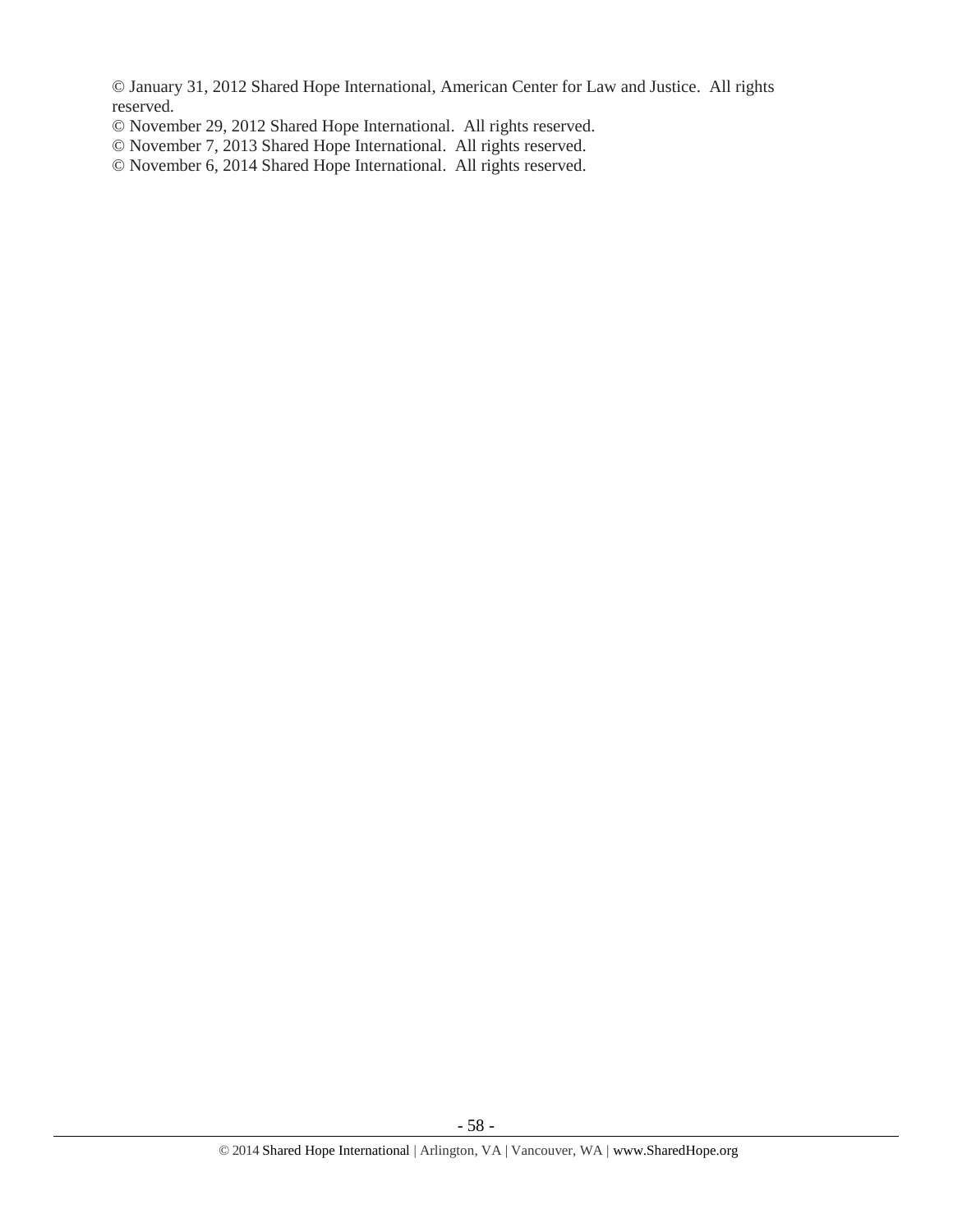© January 31, 2012 Shared Hope International, American Center for Law and Justice. All rights reserved.

© November 29, 2012 Shared Hope International. All rights reserved.

© November 7, 2013 Shared Hope International. All rights reserved.

© November 6, 2014 Shared Hope International. All rights reserved.